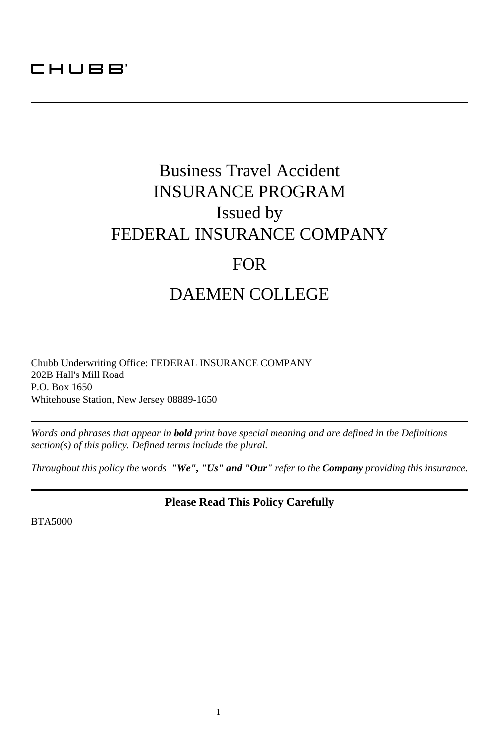CHUBB

---

# Business Travel Accident
# INSURANCE PROGRAM
## Issued by
# FEDERAL INSURANCE COMPANY

## FOR

# DAEMEN COLLEGE

Chubb Underwriting Office: FEDERAL INSURANCE COMPANY
202B Hall's Mill Road
P.O. Box 1650
Whitehouse Station, New Jersey 08889-1650

---

*Words and phrases that appear in **bold** print have special meaning and are defined in the Definitions section(s) of this policy. Defined terms include the plural.*

*Throughout this policy the words **"We", "Us" and "Our"** refer to the **Company** providing this insurance.*

---

**Please Read This Policy Carefully**

BTA5000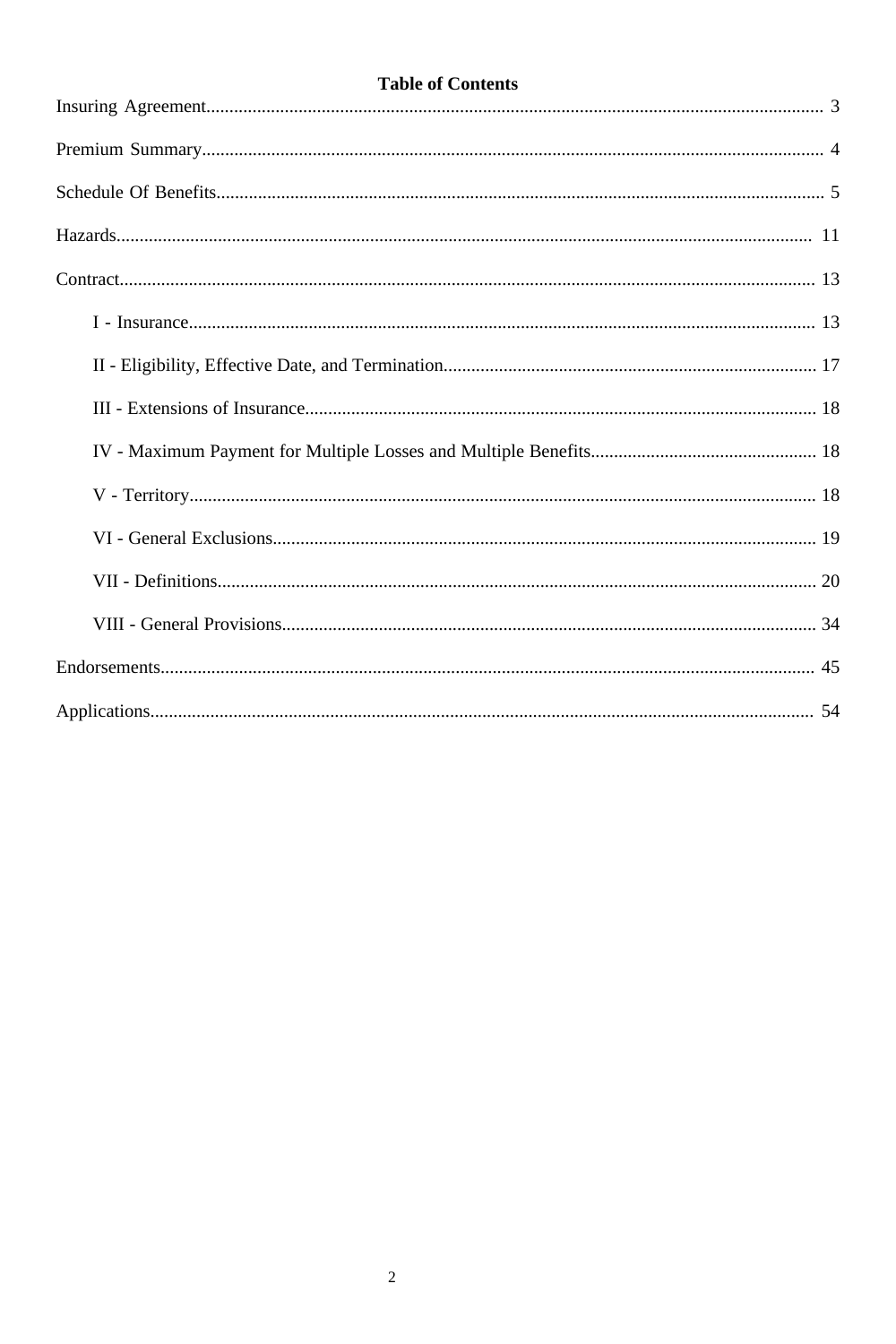# Table of Contents

Insuring Agreement....................................................................................................................................... 3

Premium Summary........................................................................................................................................ 4

Schedule Of Benefits..................................................................................................................................... 5

Hazards......................................................................................................................................................... 11

Contract......................................................................................................................................................... 13

- I - Insurance........................................................................................................................................ 13
- II - Eligibility, Effective Date, and Termination................................................................................ 17
- III - Extensions of Insurance.............................................................................................................. 18
- IV - Maximum Payment for Multiple Losses and Multiple Benefits................................................. 18
- V - Territory........................................................................................................................................ 18
- VI - General Exclusions..................................................................................................................... 19
- VII - Definitions................................................................................................................................. 20
- VIII - General Provisions................................................................................................................... 34

Endorsements................................................................................................................................................ 45

Applications.................................................................................................................................................. 54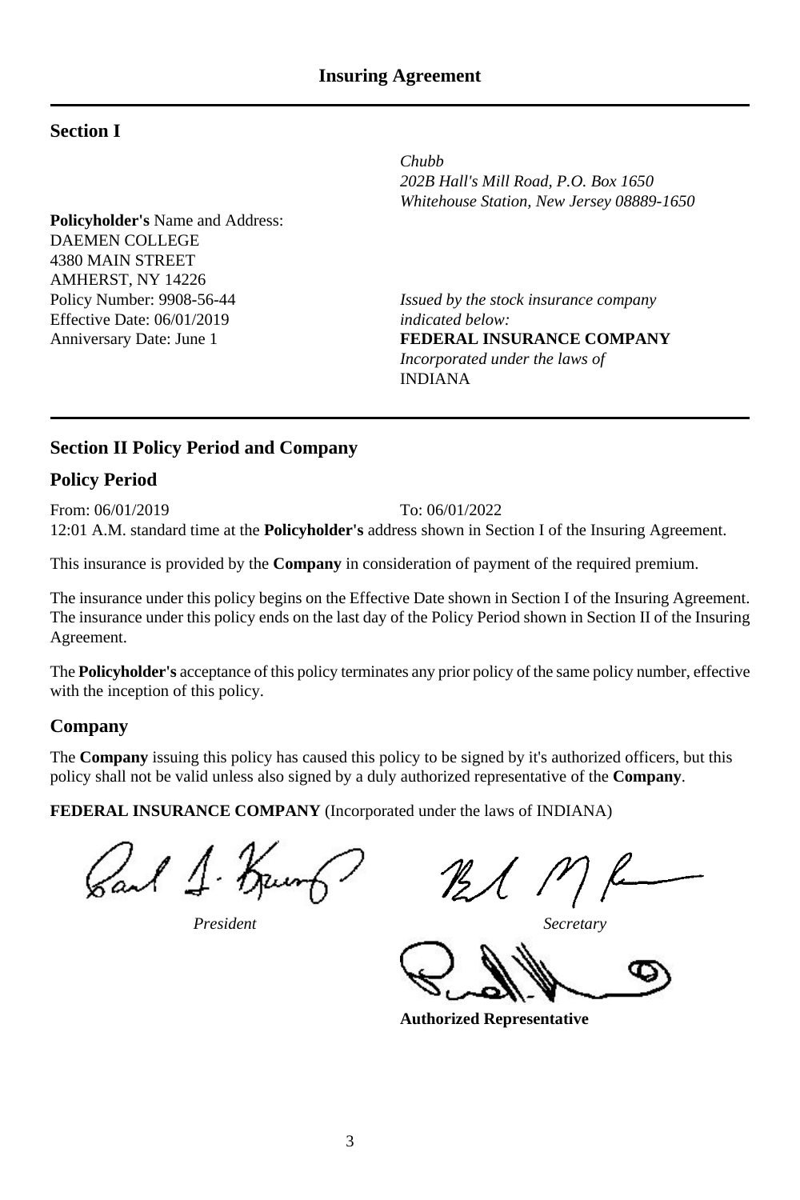# Insuring Agreement

## Section I

*Chubb*
*202B Hall's Mill Road, P.O. Box 1650*
*Whitehouse Station, New Jersey 08889-1650*

**Policyholder's** Name and Address:
DAEMEN COLLEGE
4380 MAIN STREET
AMHERST, NY 14226
Policy Number: 9908-56-44
Effective Date: 06/01/2019
Anniversary Date: June 1

*Issued by the stock insurance company indicated below:*
**FEDERAL INSURANCE COMPANY**
*Incorporated under the laws of*
INDIANA

## Section II Policy Period and Company

### Policy Period

From: 06/01/2019 To: 06/01/2022
12:01 A.M. standard time at the **Policyholder's** address shown in Section I of the Insuring Agreement.

This insurance is provided by the **Company** in consideration of payment of the required premium.

The insurance under this policy begins on the Effective Date shown in Section I of the Insuring Agreement. The insurance under this policy ends on the last day of the Policy Period shown in Section II of the Insuring Agreement.

The **Policyholder's** acceptance of this policy terminates any prior policy of the same policy number, effective with the inception of this policy.

### Company

The **Company** issuing this policy has caused this policy to be signed by it's authorized officers, but this policy shall not be valid unless also signed by a duly authorized representative of the **Company**.

**FEDERAL INSURANCE COMPANY** (Incorporated under the laws of INDIANA)

*President*

*Secretary*

**Authorized Representative**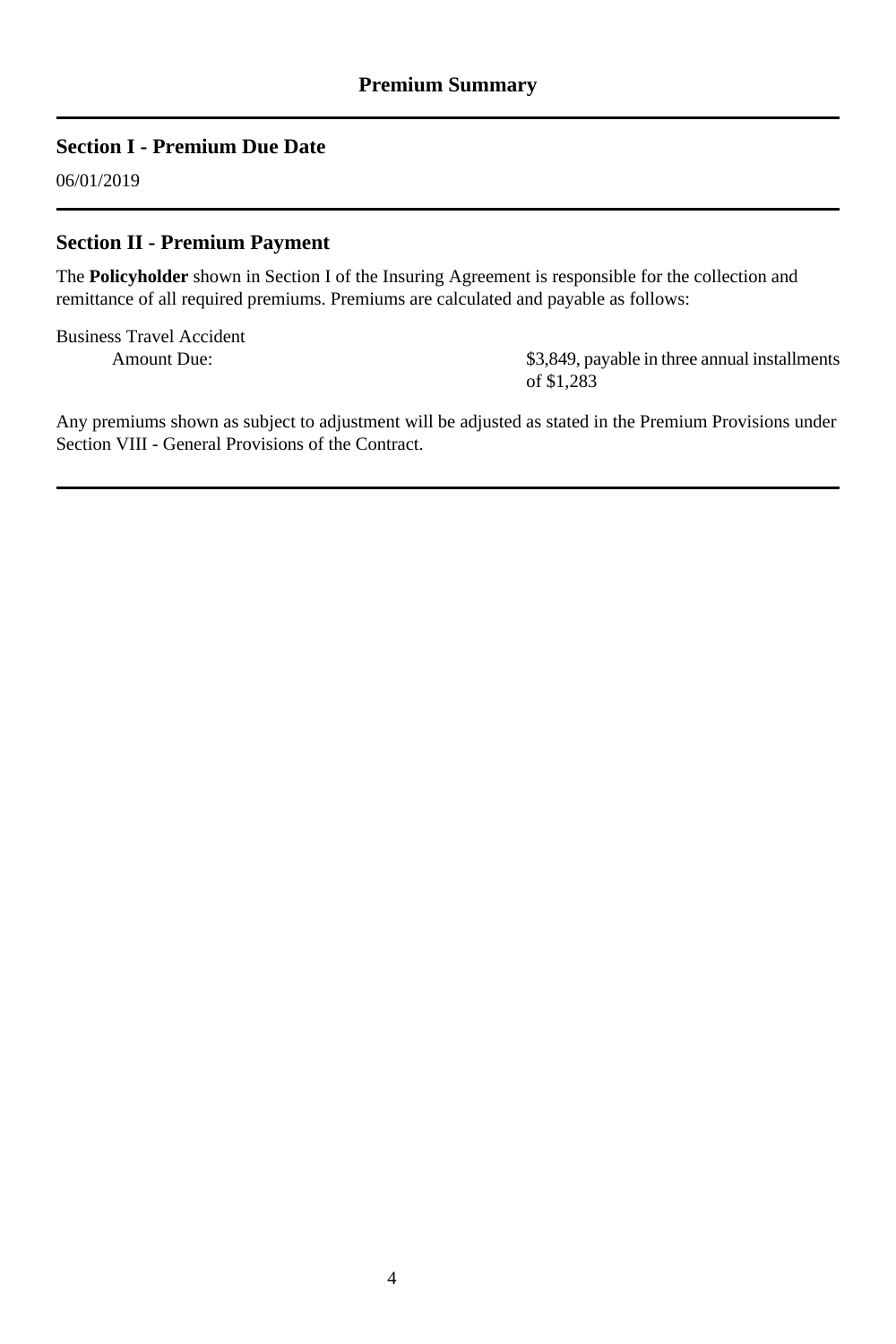## Premium Summary

---

### Section I - Premium Due Date

06/01/2019

---

### Section II - Premium Payment

The **Policyholder** shown in Section I of the Insuring Agreement is responsible for the collection and remittance of all required premiums. Premiums are calculated and payable as follows:

Business Travel Accident

| | |
|---|---|
| Amount Due: | $3,849, payable in three annual installments of $1,283 |

Any premiums shown as subject to adjustment will be adjusted as stated in the Premium Provisions under Section VIII - General Provisions of the Contract.

---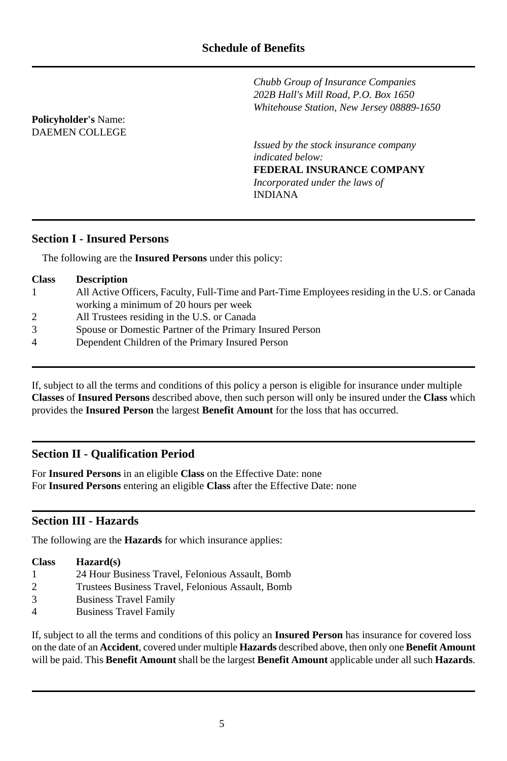## Schedule of Benefits

*Chubb Group of Insurance Companies*
*202B Hall's Mill Road, P.O. Box 1650*
*Whitehouse Station, New Jersey 08889-1650*

**Policyholder's** Name:
DAEMEN COLLEGE

*Issued by the stock insurance company indicated below:*
**FEDERAL INSURANCE COMPANY**
*Incorporated under the laws of*
INDIANA

### Section I - Insured Persons

The following are the **Insured Persons** under this policy:

| Class | Description |
|---|---|
| 1 | All Active Officers, Faculty, Full-Time and Part-Time Employees residing in the U.S. or Canada working a minimum of 20 hours per week |
| 2 | All Trustees residing in the U.S. or Canada |
| 3 | Spouse or Domestic Partner of the Primary Insured Person |
| 4 | Dependent Children of the Primary Insured Person |

If, subject to all the terms and conditions of this policy a person is eligible for insurance under multiple **Classes** of **Insured Persons** described above, then such person will only be insured under the **Class** which provides the **Insured Person** the largest **Benefit Amount** for the loss that has occurred.

### Section II - Qualification Period

For **Insured Persons** in an eligible **Class** on the Effective Date: none
For **Insured Persons** entering an eligible **Class** after the Effective Date: none

### Section III - Hazards

The following are the **Hazards** for which insurance applies:

| Class | Hazard(s) |
|---|---|
| 1 | 24 Hour Business Travel, Felonious Assault, Bomb |
| 2 | Trustees Business Travel, Felonious Assault, Bomb |
| 3 | Business Travel Family |
| 4 | Business Travel Family |

If, subject to all the terms and conditions of this policy an **Insured Person** has insurance for covered loss on the date of an **Accident**, covered under multiple **Hazards** described above, then only one **Benefit Amount** will be paid. This **Benefit Amount** shall be the largest **Benefit Amount** applicable under all such **Hazards**.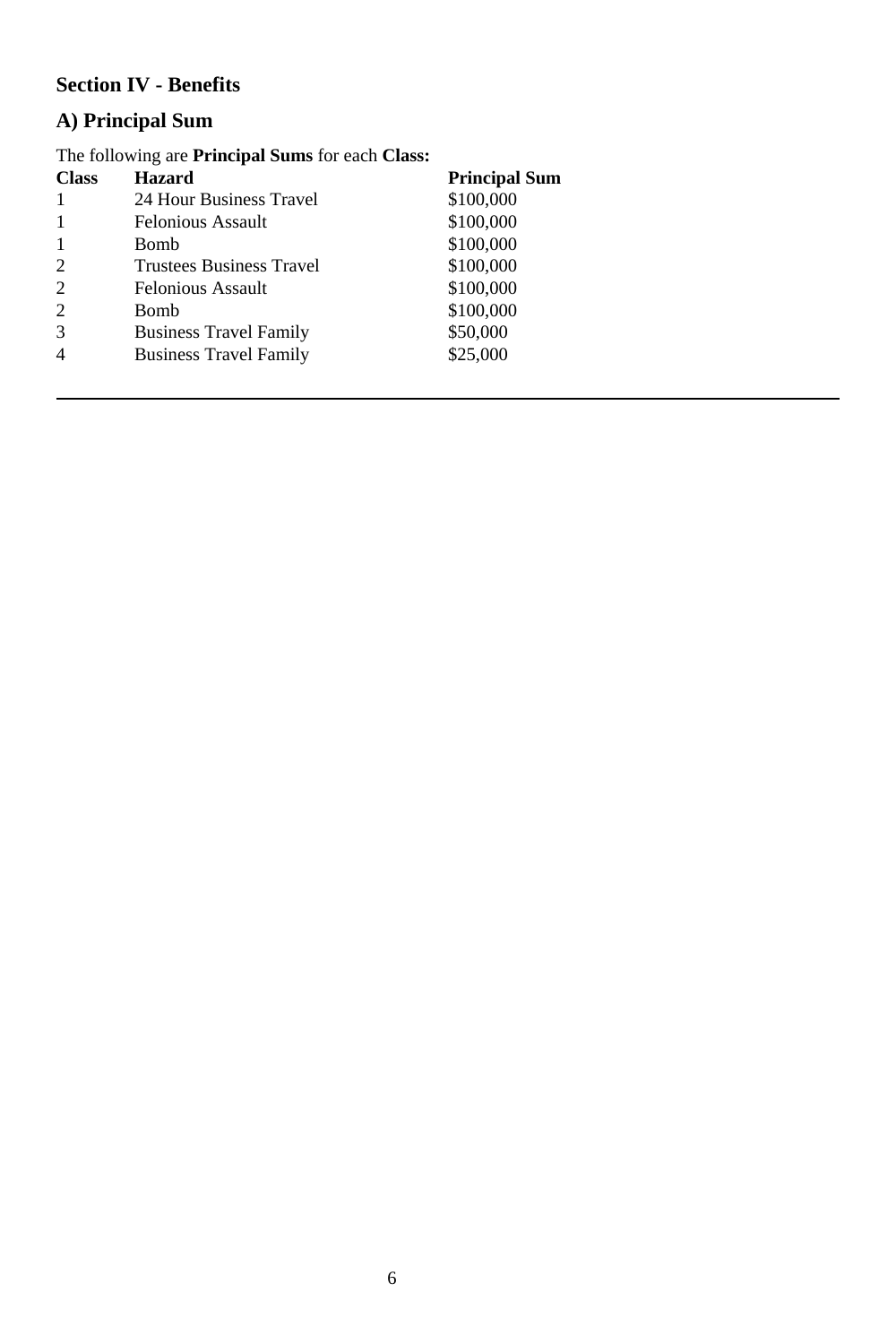## Section IV - Benefits

## A) Principal Sum

The following are **Principal Sums** for each **Class:**

| Class | Hazard | Principal Sum |
|---|---|---|
| 1 | 24 Hour Business Travel | $100,000 |
| 1 | Felonious Assault | $100,000 |
| 1 | Bomb | $100,000 |
| 2 | Trustees Business Travel | $100,000 |
| 2 | Felonious Assault | $100,000 |
| 2 | Bomb | $100,000 |
| 3 | Business Travel Family | $50,000 |
| 4 | Business Travel Family | $25,000 |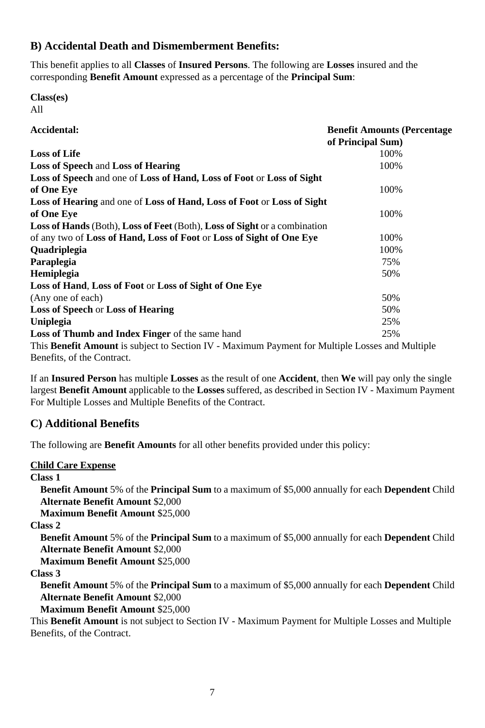## B) Accidental Death and Dismemberment Benefits:

This benefit applies to all **Classes** of **Insured Persons**. The following are **Losses** insured and the corresponding **Benefit Amount** expressed as a percentage of the **Principal Sum**:

**Class(es)**
All

| **Accidental:** | **Benefit Amounts (Percentage of Principal Sum)** |
|---|---|
| **Loss of Life** | 100% |
| **Loss of Speech** and **Loss of Hearing** | 100% |
| **Loss of Speech** and one of **Loss of Hand, Loss of Foot** or **Loss of Sight of One Eye** | 100% |
| **Loss of Hearing** and one of **Loss of Hand, Loss of Foot** or **Loss of Sight of One Eye** | 100% |
| **Loss of Hands** (Both), **Loss of Feet** (Both), **Loss of Sight** or a combination of any two of **Loss of Hand, Loss of Foot** or **Loss of Sight of One Eye** | 100% |
| **Quadriplegia** | 100% |
| **Paraplegia** | 75% |
| **Hemiplegia** | 50% |
| **Loss of Hand**, **Loss of Foot** or **Loss of Sight of One Eye** (Any one of each) | 50% |
| **Loss of Speech** or **Loss of Hearing** | 50% |
| **Uniplegia** | 25% |
| **Loss of Thumb and Index Finger** of the same hand | 25% |

This **Benefit Amount** is subject to Section IV - Maximum Payment for Multiple Losses and Multiple Benefits, of the Contract.

If an **Insured Person** has multiple **Losses** as the result of one **Accident**, then **We** will pay only the single largest **Benefit Amount** applicable to the **Losses** suffered, as described in Section IV - Maximum Payment For Multiple Losses and Multiple Benefits of the Contract.

## C) Additional Benefits

The following are **Benefit Amounts** for all other benefits provided under this policy:

**<u>Child Care Expense</u>**

**Class 1**
- **Benefit Amount** 5% of the **Principal Sum** to a maximum of $5,000 annually for each **Dependent** Child
- **Alternate Benefit Amount** $2,000
- **Maximum Benefit Amount** $25,000

**Class 2**
- **Benefit Amount** 5% of the **Principal Sum** to a maximum of $5,000 annually for each **Dependent** Child
- **Alternate Benefit Amount** $2,000
- **Maximum Benefit Amount** $25,000

**Class 3**
- **Benefit Amount** 5% of the **Principal Sum** to a maximum of $5,000 annually for each **Dependent** Child
- **Alternate Benefit Amount** $2,000
- **Maximum Benefit Amount** $25,000

This **Benefit Amount** is not subject to Section IV - Maximum Payment for Multiple Losses and Multiple Benefits, of the Contract.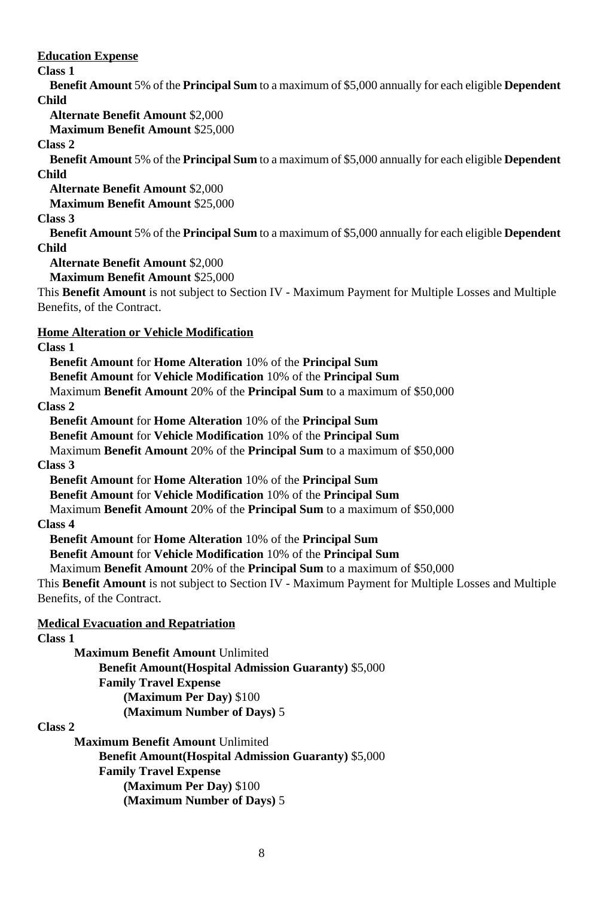**<u>Education Expense</u>**

**Class 1**

**Benefit Amount** 5% of the **Principal Sum** to a maximum of $5,000 annually for each eligible **Dependent Child**

**Alternate Benefit Amount** $2,000

**Maximum Benefit Amount** $25,000

**Class 2**

**Benefit Amount** 5% of the **Principal Sum** to a maximum of $5,000 annually for each eligible **Dependent Child**

**Alternate Benefit Amount** $2,000

**Maximum Benefit Amount** $25,000

**Class 3**

**Benefit Amount** 5% of the **Principal Sum** to a maximum of $5,000 annually for each eligible **Dependent Child**

**Alternate Benefit Amount** $2,000

**Maximum Benefit Amount** $25,000

This **Benefit Amount** is not subject to Section IV - Maximum Payment for Multiple Losses and Multiple Benefits, of the Contract.

**<u>Home Alteration or Vehicle Modification</u>**

**Class 1**

**Benefit Amount** for **Home Alteration** 10% of the **Principal Sum**

**Benefit Amount** for **Vehicle Modification** 10% of the **Principal Sum**

Maximum **Benefit Amount** 20% of the **Principal Sum** to a maximum of $50,000

**Class 2**

**Benefit Amount** for **Home Alteration** 10% of the **Principal Sum**

**Benefit Amount** for **Vehicle Modification** 10% of the **Principal Sum**

Maximum **Benefit Amount** 20% of the **Principal Sum** to a maximum of $50,000

**Class 3**

**Benefit Amount** for **Home Alteration** 10% of the **Principal Sum**

**Benefit Amount** for **Vehicle Modification** 10% of the **Principal Sum**

Maximum **Benefit Amount** 20% of the **Principal Sum** to a maximum of $50,000

**Class 4**

**Benefit Amount** for **Home Alteration** 10% of the **Principal Sum**

**Benefit Amount** for **Vehicle Modification** 10% of the **Principal Sum**

Maximum **Benefit Amount** 20% of the **Principal Sum** to a maximum of $50,000

This **Benefit Amount** is not subject to Section IV - Maximum Payment for Multiple Losses and Multiple Benefits, of the Contract.

**<u>Medical Evacuation and Repatriation</u>**

**Class 1**

**Maximum Benefit Amount** Unlimited

**Benefit Amount(Hospital Admission Guaranty)** $5,000

**Family Travel Expense**

**(Maximum Per Day)** $100

**(Maximum Number of Days)** 5

**Class 2**

**Maximum Benefit Amount** Unlimited

**Benefit Amount(Hospital Admission Guaranty)** $5,000

**Family Travel Expense**

**(Maximum Per Day)** $100

**(Maximum Number of Days)** 5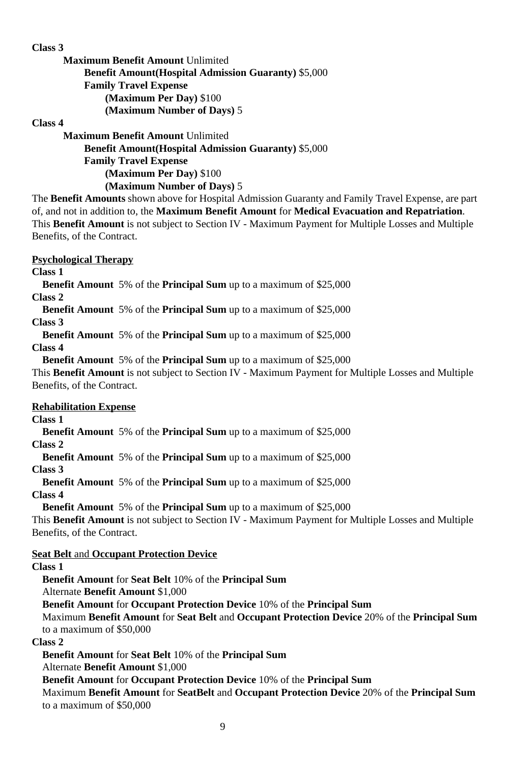**Class 3**

**Maximum Benefit Amount** Unlimited

**Benefit Amount(Hospital Admission Guaranty)** $5,000

**Family Travel Expense**

**(Maximum Per Day)** $100

**(Maximum Number of Days)** 5

**Class 4**

**Maximum Benefit Amount** Unlimited

**Benefit Amount(Hospital Admission Guaranty)** $5,000

**Family Travel Expense**

**(Maximum Per Day)** $100

**(Maximum Number of Days)** 5

The **Benefit Amounts** shown above for Hospital Admission Guaranty and Family Travel Expense, are part of, and not in addition to, the **Maximum Benefit Amount** for **Medical Evacuation and Repatriation**. This **Benefit Amount** is not subject to Section IV - Maximum Payment for Multiple Losses and Multiple Benefits, of the Contract.

**Psychological Therapy**

**Class 1**

**Benefit Amount** 5% of the **Principal Sum** up to a maximum of $25,000

**Class 2**

**Benefit Amount** 5% of the **Principal Sum** up to a maximum of $25,000

**Class 3**

**Benefit Amount** 5% of the **Principal Sum** up to a maximum of $25,000

**Class 4**

**Benefit Amount** 5% of the **Principal Sum** up to a maximum of $25,000

This **Benefit Amount** is not subject to Section IV - Maximum Payment for Multiple Losses and Multiple Benefits, of the Contract.

**Rehabilitation Expense**

**Class 1**

**Benefit Amount** 5% of the **Principal Sum** up to a maximum of $25,000

**Class 2**

**Benefit Amount** 5% of the **Principal Sum** up to a maximum of $25,000

**Class 3**

**Benefit Amount** 5% of the **Principal Sum** up to a maximum of $25,000

**Class 4**

**Benefit Amount** 5% of the **Principal Sum** up to a maximum of $25,000

This **Benefit Amount** is not subject to Section IV - Maximum Payment for Multiple Losses and Multiple Benefits, of the Contract.

**Seat Belt and Occupant Protection Device**

**Class 1**

**Benefit Amount** for **Seat Belt** 10% of the **Principal Sum**

Alternate **Benefit Amount** $1,000

**Benefit Amount** for **Occupant Protection Device** 10% of the **Principal Sum**

Maximum **Benefit Amount** for **Seat Belt** and **Occupant Protection Device** 20% of the **Principal Sum** to a maximum of $50,000

**Class 2**

**Benefit Amount** for **Seat Belt** 10% of the **Principal Sum**

Alternate **Benefit Amount** $1,000

**Benefit Amount** for **Occupant Protection Device** 10% of the **Principal Sum**

Maximum **Benefit Amount** for **SeatBelt** and **Occupant Protection Device** 20% of the **Principal Sum** to a maximum of $50,000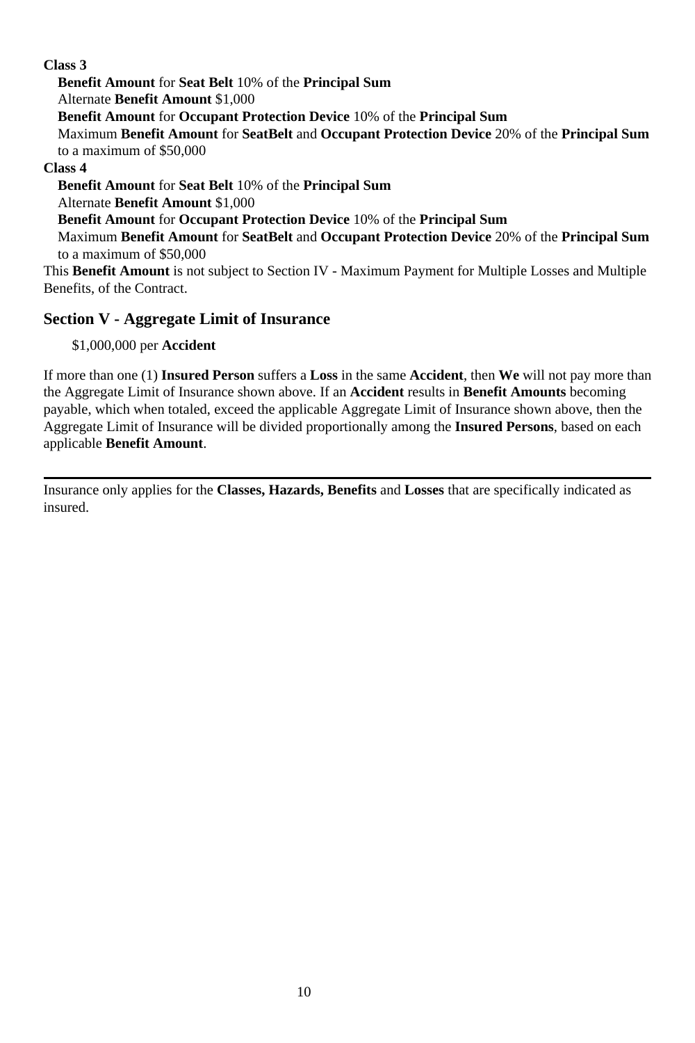**Class 3**

**Benefit Amount** for **Seat Belt** 10% of the **Principal Sum**
Alternate **Benefit Amount** $1,000
**Benefit Amount** for **Occupant Protection Device** 10% of the **Principal Sum**
Maximum **Benefit Amount** for **SeatBelt** and **Occupant Protection Device** 20% of the **Principal Sum** to a maximum of $50,000

**Class 4**

**Benefit Amount** for **Seat Belt** 10% of the **Principal Sum**
Alternate **Benefit Amount** $1,000
**Benefit Amount** for **Occupant Protection Device** 10% of the **Principal Sum**
Maximum **Benefit Amount** for **SeatBelt** and **Occupant Protection Device** 20% of the **Principal Sum** to a maximum of $50,000

This **Benefit Amount** is not subject to Section IV - Maximum Payment for Multiple Losses and Multiple Benefits, of the Contract.

## Section V - Aggregate Limit of Insurance

$1,000,000 per **Accident**

If more than one (1) **Insured Person** suffers a **Loss** in the same **Accident**, then **We** will not pay more than the Aggregate Limit of Insurance shown above. If an **Accident** results in **Benefit Amounts** becoming payable, which when totaled, exceed the applicable Aggregate Limit of Insurance shown above, then the Aggregate Limit of Insurance will be divided proportionally among the **Insured Persons**, based on each applicable **Benefit Amount**.

---

Insurance only applies for the **Classes, Hazards, Benefits** and **Losses** that are specifically indicated as insured.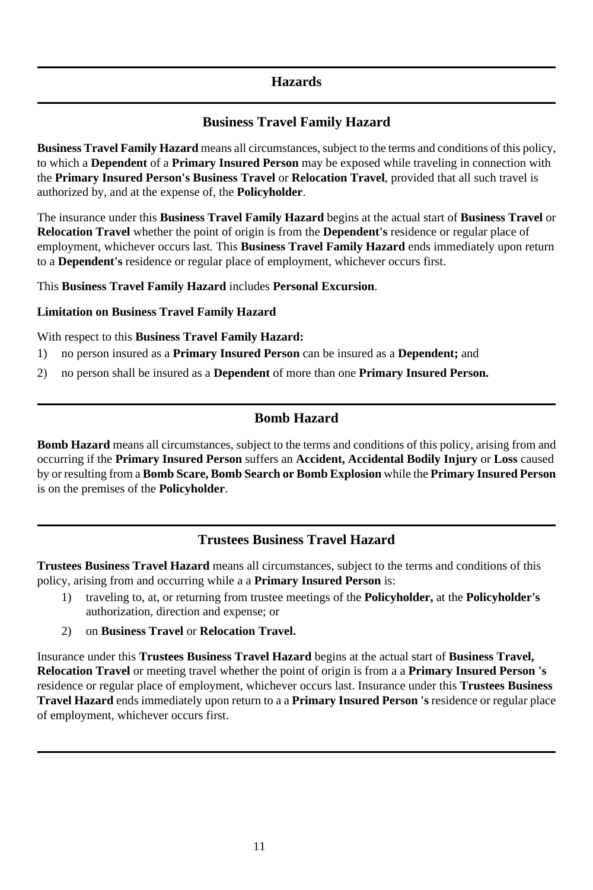# Hazards

## Business Travel Family Hazard

**Business Travel Family Hazard** means all circumstances, subject to the terms and conditions of this policy, to which a **Dependent** of a **Primary Insured Person** may be exposed while traveling in connection with the **Primary Insured Person's Business Travel** or **Relocation Travel**, provided that all such travel is authorized by, and at the expense of, the **Policyholder**.

The insurance under this **Business Travel Family Hazard** begins at the actual start of **Business Travel** or **Relocation Travel** whether the point of origin is from the **Dependent's** residence or regular place of employment, whichever occurs last. This **Business Travel Family Hazard** ends immediately upon return to a **Dependent's** residence or regular place of employment, whichever occurs first.

This **Business Travel Family Hazard** includes **Personal Excursion**.

**Limitation on Business Travel Family Hazard**

With respect to this **Business Travel Family Hazard:**

1) no person insured as a **Primary Insured Person** can be insured as a **Dependent;** and
2) no person shall be insured as a **Dependent** of more than one **Primary Insured Person.**

## Bomb Hazard

**Bomb Hazard** means all circumstances, subject to the terms and conditions of this policy, arising from and occurring if the **Primary Insured Person** suffers an **Accident, Accidental Bodily Injury** or **Loss** caused by or resulting from a **Bomb Scare, Bomb Search or Bomb Explosion** while the **Primary Insured Person** is on the premises of the **Policyholder**.

## Trustees Business Travel Hazard

**Trustees Business Travel Hazard** means all circumstances, subject to the terms and conditions of this policy, arising from and occurring while a a **Primary Insured Person** is:

1) traveling to, at, or returning from trustee meetings of the **Policyholder,** at the **Policyholder's** authorization, direction and expense; or
2) on **Business Travel** or **Relocation Travel.**

Insurance under this **Trustees Business Travel Hazard** begins at the actual start of **Business Travel, Relocation Travel** or meeting travel whether the point of origin is from a a **Primary Insured Person 's** residence or regular place of employment, whichever occurs last. Insurance under this **Trustees Business Travel Hazard** ends immediately upon return to a a **Primary Insured Person 's** residence or regular place of employment, whichever occurs first.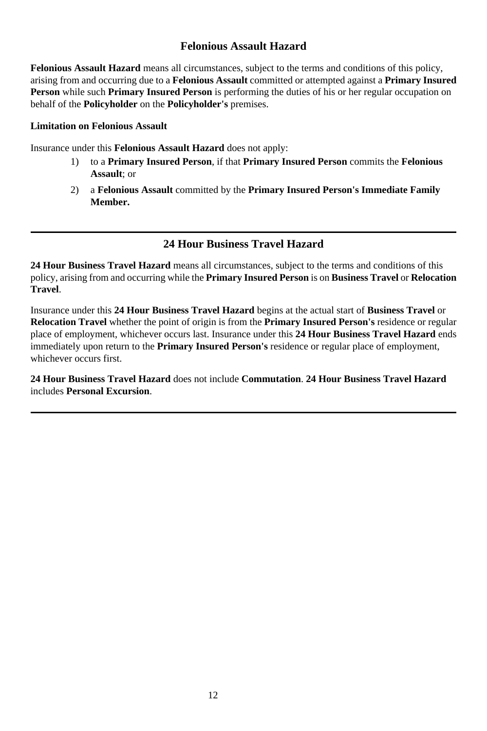## Felonious Assault Hazard

**Felonious Assault Hazard** means all circumstances, subject to the terms and conditions of this policy, arising from and occurring due to a **Felonious Assault** committed or attempted against a **Primary Insured Person** while such **Primary Insured Person** is performing the duties of his or her regular occupation on behalf of the **Policyholder** on the **Policyholder's** premises.

**Limitation on Felonious Assault**

Insurance under this **Felonious Assault Hazard** does not apply:

1) to a **Primary Insured Person**, if that **Primary Insured Person** commits the **Felonious Assault**; or
2) a **Felonious Assault** committed by the **Primary Insured Person's Immediate Family Member.**

---

## 24 Hour Business Travel Hazard

**24 Hour Business Travel Hazard** means all circumstances, subject to the terms and conditions of this policy, arising from and occurring while the **Primary Insured Person** is on **Business Travel** or **Relocation Travel**.

Insurance under this **24 Hour Business Travel Hazard** begins at the actual start of **Business Travel** or **Relocation Travel** whether the point of origin is from the **Primary Insured Person's** residence or regular place of employment, whichever occurs last. Insurance under this **24 Hour Business Travel Hazard** ends immediately upon return to the **Primary Insured Person's** residence or regular place of employment, whichever occurs first.

**24 Hour Business Travel Hazard** does not include **Commutation**. **24 Hour Business Travel Hazard** includes **Personal Excursion**.

---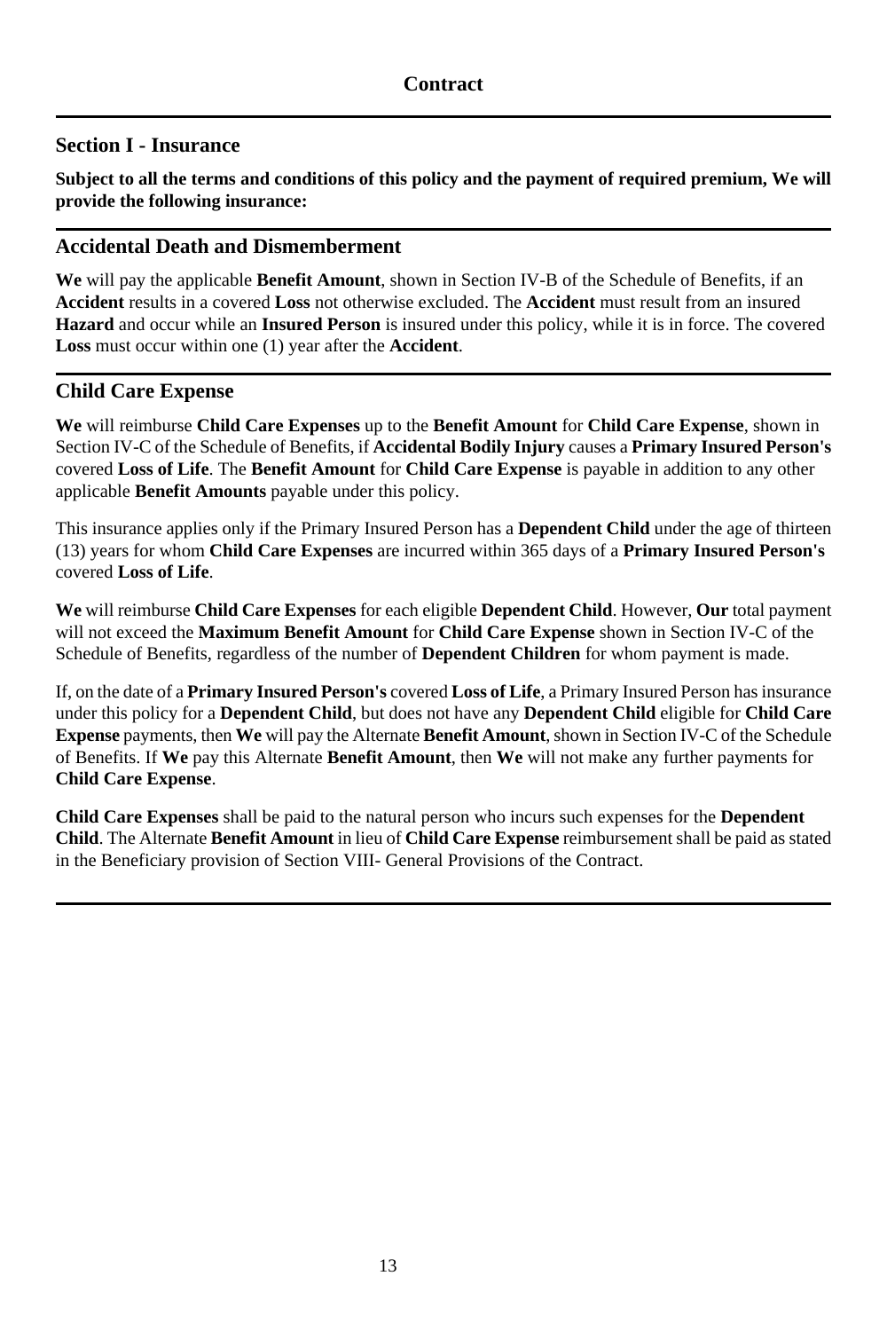# Contract

## Section I - Insurance

**Subject to all the terms and conditions of this policy and the payment of required premium, We will provide the following insurance:**

## Accidental Death and Dismemberment

**We** will pay the applicable **Benefit Amount**, shown in Section IV-B of the Schedule of Benefits, if an **Accident** results in a covered **Loss** not otherwise excluded. The **Accident** must result from an insured **Hazard** and occur while an **Insured Person** is insured under this policy, while it is in force. The covered **Loss** must occur within one (1) year after the **Accident**.

## Child Care Expense

**We** will reimburse **Child Care Expenses** up to the **Benefit Amount** for **Child Care Expense**, shown in Section IV-C of the Schedule of Benefits, if **Accidental Bodily Injury** causes a **Primary Insured Person's** covered **Loss of Life**. The **Benefit Amount** for **Child Care Expense** is payable in addition to any other applicable **Benefit Amounts** payable under this policy.

This insurance applies only if the Primary Insured Person has a **Dependent Child** under the age of thirteen (13) years for whom **Child Care Expenses** are incurred within 365 days of a **Primary Insured Person's** covered **Loss of Life**.

**We** will reimburse **Child Care Expenses** for each eligible **Dependent Child**. However, **Our** total payment will not exceed the **Maximum Benefit Amount** for **Child Care Expense** shown in Section IV-C of the Schedule of Benefits, regardless of the number of **Dependent Children** for whom payment is made.

If, on the date of a **Primary Insured Person's** covered **Loss of Life**, a Primary Insured Person has insurance under this policy for a **Dependent Child**, but does not have any **Dependent Child** eligible for **Child Care Expense** payments, then **We** will pay the Alternate **Benefit Amount**, shown in Section IV-C of the Schedule of Benefits. If **We** pay this Alternate **Benefit Amount**, then **We** will not make any further payments for **Child Care Expense**.

**Child Care Expenses** shall be paid to the natural person who incurs such expenses for the **Dependent Child**. The Alternate **Benefit Amount** in lieu of **Child Care Expense** reimbursement shall be paid as stated in the Beneficiary provision of Section VIII- General Provisions of the Contract.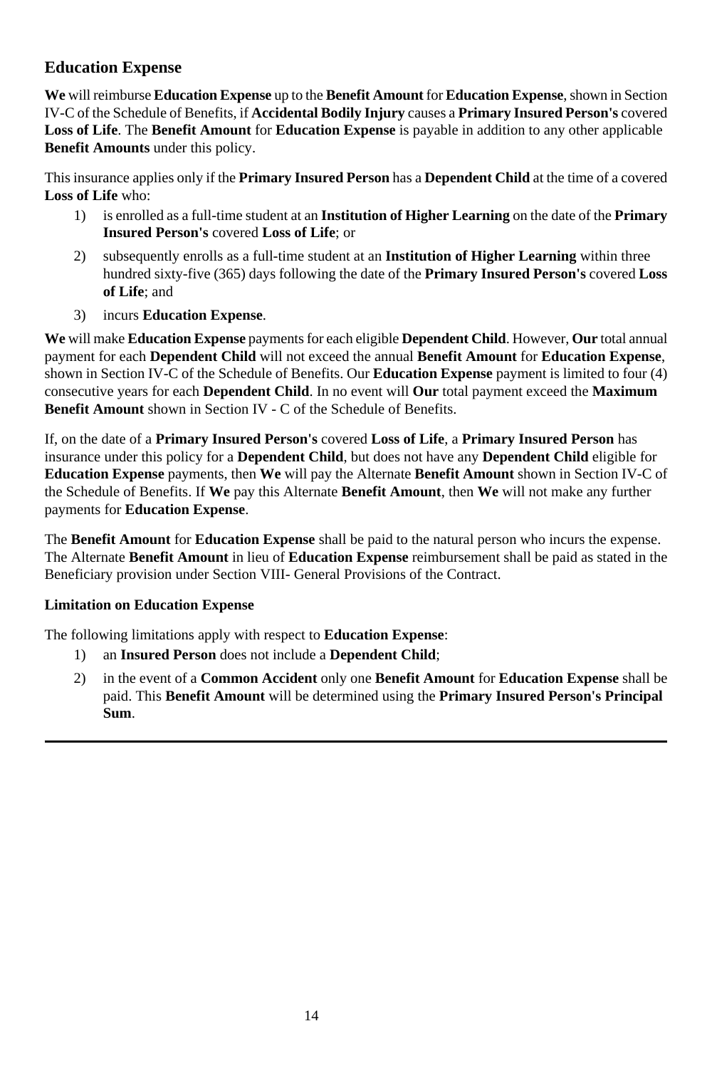## Education Expense

**We** will reimburse **Education Expense** up to the **Benefit Amount** for **Education Expense**, shown in Section IV-C of the Schedule of Benefits, if **Accidental Bodily Injury** causes a **Primary Insured Person's** covered **Loss of Life**. The **Benefit Amount** for **Education Expense** is payable in addition to any other applicable **Benefit Amounts** under this policy.

This insurance applies only if the **Primary Insured Person** has a **Dependent Child** at the time of a covered **Loss of Life** who:

1) is enrolled as a full-time student at an **Institution of Higher Learning** on the date of the **Primary Insured Person's** covered **Loss of Life**; or
2) subsequently enrolls as a full-time student at an **Institution of Higher Learning** within three hundred sixty-five (365) days following the date of the **Primary Insured Person's** covered **Loss of Life**; and
3) incurs **Education Expense**.

**We** will make **Education Expense** payments for each eligible **Dependent Child**. However, **Our** total annual payment for each **Dependent Child** will not exceed the annual **Benefit Amount** for **Education Expense**, shown in Section IV-C of the Schedule of Benefits. Our **Education Expense** payment is limited to four (4) consecutive years for each **Dependent Child**. In no event will **Our** total payment exceed the **Maximum Benefit Amount** shown in Section IV - C of the Schedule of Benefits.

If, on the date of a **Primary Insured Person's** covered **Loss of Life**, a **Primary Insured Person** has insurance under this policy for a **Dependent Child**, but does not have any **Dependent Child** eligible for **Education Expense** payments, then **We** will pay the Alternate **Benefit Amount** shown in Section IV-C of the Schedule of Benefits. If **We** pay this Alternate **Benefit Amount**, then **We** will not make any further payments for **Education Expense**.

The **Benefit Amount** for **Education Expense** shall be paid to the natural person who incurs the expense. The Alternate **Benefit Amount** in lieu of **Education Expense** reimbursement shall be paid as stated in the Beneficiary provision under Section VIII- General Provisions of the Contract.

**Limitation on Education Expense**

The following limitations apply with respect to **Education Expense**:

1) an **Insured Person** does not include a **Dependent Child**;
2) in the event of a **Common Accident** only one **Benefit Amount** for **Education Expense** shall be paid. This **Benefit Amount** will be determined using the **Primary Insured Person's Principal Sum**.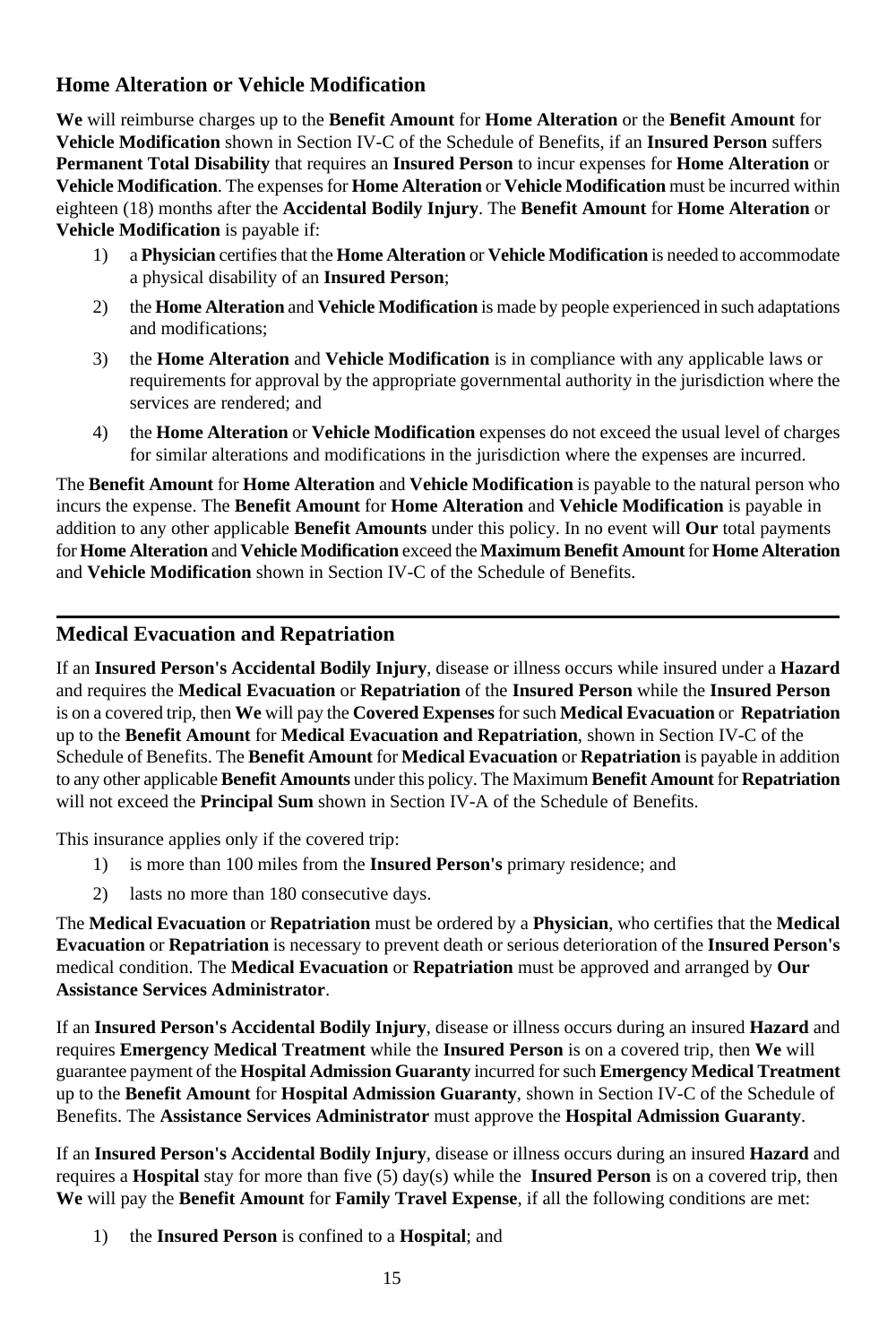## Home Alteration or Vehicle Modification

**We** will reimburse charges up to the **Benefit Amount** for **Home Alteration** or the **Benefit Amount** for **Vehicle Modification** shown in Section IV-C of the Schedule of Benefits, if an **Insured Person** suffers **Permanent Total Disability** that requires an **Insured Person** to incur expenses for **Home Alteration** or **Vehicle Modification**. The expenses for **Home Alteration** or **Vehicle Modification** must be incurred within eighteen (18) months after the **Accidental Bodily Injury**. The **Benefit Amount** for **Home Alteration** or **Vehicle Modification** is payable if:

1) a **Physician** certifies that the **Home Alteration** or **Vehicle Modification** is needed to accommodate a physical disability of an **Insured Person**;
2) the **Home Alteration** and **Vehicle Modification** is made by people experienced in such adaptations and modifications;
3) the **Home Alteration** and **Vehicle Modification** is in compliance with any applicable laws or requirements for approval by the appropriate governmental authority in the jurisdiction where the services are rendered; and
4) the **Home Alteration** or **Vehicle Modification** expenses do not exceed the usual level of charges for similar alterations and modifications in the jurisdiction where the expenses are incurred.

The **Benefit Amount** for **Home Alteration** and **Vehicle Modification** is payable to the natural person who incurs the expense. The **Benefit Amount** for **Home Alteration** and **Vehicle Modification** is payable in addition to any other applicable **Benefit Amounts** under this policy. In no event will **Our** total payments for **Home Alteration** and **Vehicle Modification** exceed the **Maximum Benefit Amount** for **Home Alteration** and **Vehicle Modification** shown in Section IV-C of the Schedule of Benefits.

---

## Medical Evacuation and Repatriation

If an **Insured Person's Accidental Bodily Injury**, disease or illness occurs while insured under a **Hazard** and requires the **Medical Evacuation** or **Repatriation** of the **Insured Person** while the **Insured Person** is on a covered trip, then **We** will pay the **Covered Expenses** for such **Medical Evacuation** or **Repatriation** up to the **Benefit Amount** for **Medical Evacuation and Repatriation**, shown in Section IV-C of the Schedule of Benefits. The **Benefit Amount** for **Medical Evacuation** or **Repatriation** is payable in addition to any other applicable **Benefit Amounts** under this policy. The Maximum **Benefit Amount** for **Repatriation** will not exceed the **Principal Sum** shown in Section IV-A of the Schedule of Benefits.

This insurance applies only if the covered trip:

1) is more than 100 miles from the **Insured Person's** primary residence; and
2) lasts no more than 180 consecutive days.

The **Medical Evacuation** or **Repatriation** must be ordered by a **Physician**, who certifies that the **Medical Evacuation** or **Repatriation** is necessary to prevent death or serious deterioration of the **Insured Person's** medical condition. The **Medical Evacuation** or **Repatriation** must be approved and arranged by **Our Assistance Services Administrator**.

If an **Insured Person's Accidental Bodily Injury**, disease or illness occurs during an insured **Hazard** and requires **Emergency Medical Treatment** while the **Insured Person** is on a covered trip, then **We** will guarantee payment of the **Hospital Admission Guaranty** incurred for such **Emergency Medical Treatment** up to the **Benefit Amount** for **Hospital Admission Guaranty**, shown in Section IV-C of the Schedule of Benefits. The **Assistance Services Administrator** must approve the **Hospital Admission Guaranty**.

If an **Insured Person's Accidental Bodily Injury**, disease or illness occurs during an insured **Hazard** and requires a **Hospital** stay for more than five (5) day(s) while the **Insured Person** is on a covered trip, then **We** will pay the **Benefit Amount** for **Family Travel Expense**, if all the following conditions are met:

1) the **Insured Person** is confined to a **Hospital**; and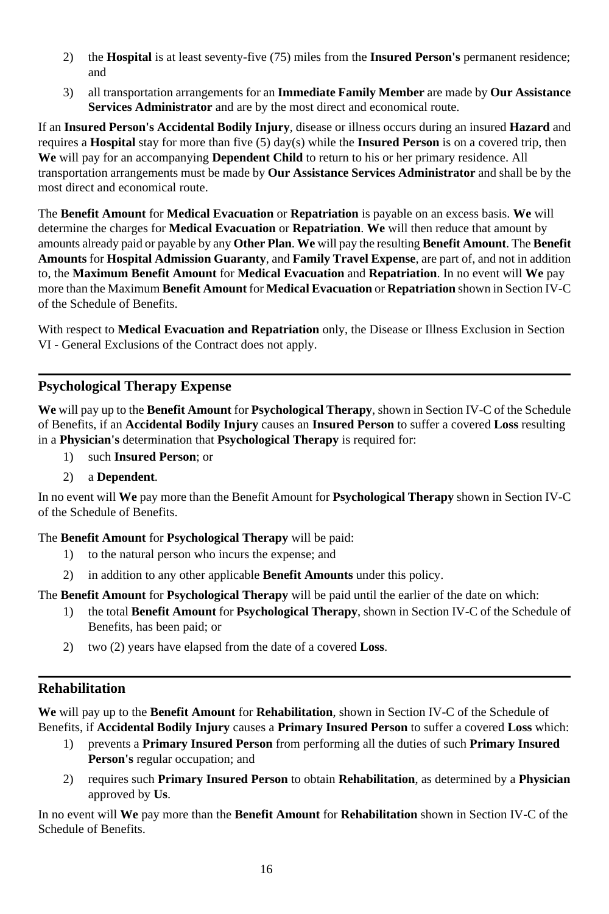2) the **Hospital** is at least seventy-five (75) miles from the **Insured Person's** permanent residence; and

3) all transportation arrangements for an **Immediate Family Member** are made by **Our Assistance Services Administrator** and are by the most direct and economical route.

If an **Insured Person's Accidental Bodily Injury**, disease or illness occurs during an insured **Hazard** and requires a **Hospital** stay for more than five (5) day(s) while the **Insured Person** is on a covered trip, then **We** will pay for an accompanying **Dependent Child** to return to his or her primary residence. All transportation arrangements must be made by **Our Assistance Services Administrator** and shall be by the most direct and economical route.

The **Benefit Amount** for **Medical Evacuation** or **Repatriation** is payable on an excess basis. **We** will determine the charges for **Medical Evacuation** or **Repatriation**. **We** will then reduce that amount by amounts already paid or payable by any **Other Plan**. **We** will pay the resulting **Benefit Amount**. The **Benefit Amounts** for **Hospital Admission Guaranty**, and **Family Travel Expense**, are part of, and not in addition to, the **Maximum Benefit Amount** for **Medical Evacuation** and **Repatriation**. In no event will **We** pay more than the Maximum **Benefit Amount** for **Medical Evacuation** or **Repatriation** shown in Section IV-C of the Schedule of Benefits.

With respect to **Medical Evacuation and Repatriation** only, the Disease or Illness Exclusion in Section VI - General Exclusions of the Contract does not apply.

## Psychological Therapy Expense

**We** will pay up to the **Benefit Amount** for **Psychological Therapy**, shown in Section IV-C of the Schedule of Benefits, if an **Accidental Bodily Injury** causes an **Insured Person** to suffer a covered **Loss** resulting in a **Physician's** determination that **Psychological Therapy** is required for:

1) such **Insured Person**; or

2) a **Dependent**.

In no event will **We** pay more than the Benefit Amount for **Psychological Therapy** shown in Section IV-C of the Schedule of Benefits.

The **Benefit Amount** for **Psychological Therapy** will be paid:

1) to the natural person who incurs the expense; and

2) in addition to any other applicable **Benefit Amounts** under this policy.

The **Benefit Amount** for **Psychological Therapy** will be paid until the earlier of the date on which:

1) the total **Benefit Amount** for **Psychological Therapy**, shown in Section IV-C of the Schedule of Benefits, has been paid; or

2) two (2) years have elapsed from the date of a covered **Loss**.

## Rehabilitation

**We** will pay up to the **Benefit Amount** for **Rehabilitation**, shown in Section IV-C of the Schedule of Benefits, if **Accidental Bodily Injury** causes a **Primary Insured Person** to suffer a covered **Loss** which:

1) prevents a **Primary Insured Person** from performing all the duties of such **Primary Insured Person's** regular occupation; and

2) requires such **Primary Insured Person** to obtain **Rehabilitation**, as determined by a **Physician** approved by **Us**.

In no event will **We** pay more than the **Benefit Amount** for **Rehabilitation** shown in Section IV-C of the Schedule of Benefits.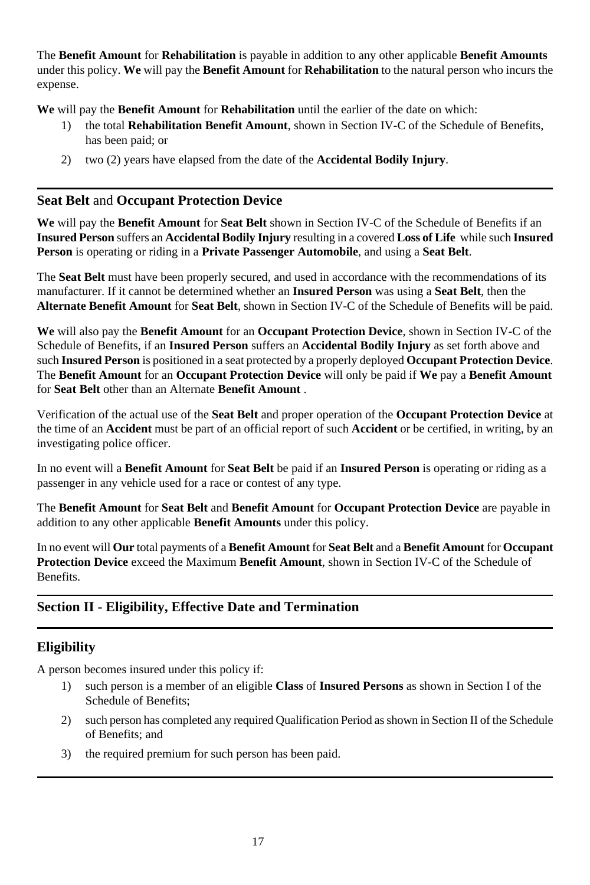The **Benefit Amount** for **Rehabilitation** is payable in addition to any other applicable **Benefit Amounts** under this policy. **We** will pay the **Benefit Amount** for **Rehabilitation** to the natural person who incurs the expense.

**We** will pay the **Benefit Amount** for **Rehabilitation** until the earlier of the date on which:

1) the total **Rehabilitation Benefit Amount**, shown in Section IV-C of the Schedule of Benefits, has been paid; or
2) two (2) years have elapsed from the date of the **Accidental Bodily Injury**.

## **Seat Belt** and **Occupant Protection Device**

**We** will pay the **Benefit Amount** for **Seat Belt** shown in Section IV-C of the Schedule of Benefits if an **Insured Person** suffers an **Accidental Bodily Injury** resulting in a covered **Loss of Life** while such **Insured Person** is operating or riding in a **Private Passenger Automobile**, and using a **Seat Belt**.

The **Seat Belt** must have been properly secured, and used in accordance with the recommendations of its manufacturer. If it cannot be determined whether an **Insured Person** was using a **Seat Belt**, then the **Alternate Benefit Amount** for **Seat Belt**, shown in Section IV-C of the Schedule of Benefits will be paid.

**We** will also pay the **Benefit Amount** for an **Occupant Protection Device**, shown in Section IV-C of the Schedule of Benefits, if an **Insured Person** suffers an **Accidental Bodily Injury** as set forth above and such **Insured Person** is positioned in a seat protected by a properly deployed **Occupant Protection Device**. The **Benefit Amount** for an **Occupant Protection Device** will only be paid if **We** pay a **Benefit Amount** for **Seat Belt** other than an Alternate **Benefit Amount** .

Verification of the actual use of the **Seat Belt** and proper operation of the **Occupant Protection Device** at the time of an **Accident** must be part of an official report of such **Accident** or be certified, in writing, by an investigating police officer.

In no event will a **Benefit Amount** for **Seat Belt** be paid if an **Insured Person** is operating or riding as a passenger in any vehicle used for a race or contest of any type.

The **Benefit Amount** for **Seat Belt** and **Benefit Amount** for **Occupant Protection Device** are payable in addition to any other applicable **Benefit Amounts** under this policy.

In no event will **Our** total payments of a **Benefit Amount** for **Seat Belt** and a **Benefit Amount** for **Occupant Protection Device** exceed the Maximum **Benefit Amount**, shown in Section IV-C of the Schedule of Benefits.

# Section II - Eligibility, Effective Date and Termination

## Eligibility

A person becomes insured under this policy if:

1) such person is a member of an eligible **Class** of **Insured Persons** as shown in Section I of the Schedule of Benefits;
2) such person has completed any required Qualification Period as shown in Section II of the Schedule of Benefits; and
3) the required premium for such person has been paid.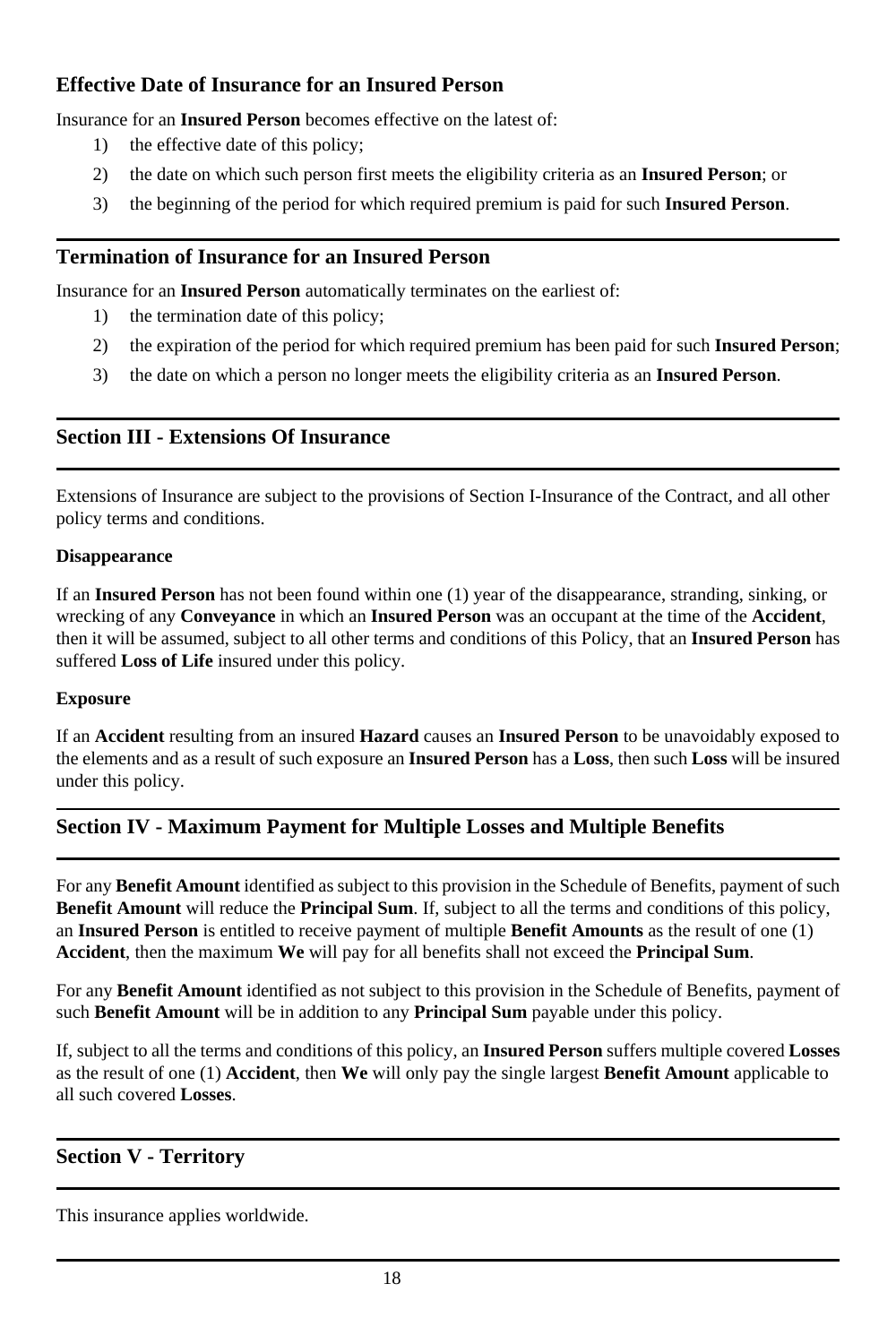### Effective Date of Insurance for an Insured Person

Insurance for an **Insured Person** becomes effective on the latest of:

1) the effective date of this policy;
2) the date on which such person first meets the eligibility criteria as an **Insured Person**; or
3) the beginning of the period for which required premium is paid for such **Insured Person**.

### Termination of Insurance for an Insured Person

Insurance for an **Insured Person** automatically terminates on the earliest of:

1) the termination date of this policy;
2) the expiration of the period for which required premium has been paid for such **Insured Person**;
3) the date on which a person no longer meets the eligibility criteria as an **Insured Person**.

## Section III - Extensions Of Insurance

Extensions of Insurance are subject to the provisions of Section I-Insurance of the Contract, and all other policy terms and conditions.

**Disappearance**

If an **Insured Person** has not been found within one (1) year of the disappearance, stranding, sinking, or wrecking of any **Conveyance** in which an **Insured Person** was an occupant at the time of the **Accident**, then it will be assumed, subject to all other terms and conditions of this Policy, that an **Insured Person** has suffered **Loss of Life** insured under this policy.

**Exposure**

If an **Accident** resulting from an insured **Hazard** causes an **Insured Person** to be unavoidably exposed to the elements and as a result of such exposure an **Insured Person** has a **Loss**, then such **Loss** will be insured under this policy.

## Section IV - Maximum Payment for Multiple Losses and Multiple Benefits

For any **Benefit Amount** identified as subject to this provision in the Schedule of Benefits, payment of such **Benefit Amount** will reduce the **Principal Sum**. If, subject to all the terms and conditions of this policy, an **Insured Person** is entitled to receive payment of multiple **Benefit Amounts** as the result of one (1) **Accident**, then the maximum **We** will pay for all benefits shall not exceed the **Principal Sum**.

For any **Benefit Amount** identified as not subject to this provision in the Schedule of Benefits, payment of such **Benefit Amount** will be in addition to any **Principal Sum** payable under this policy.

If, subject to all the terms and conditions of this policy, an **Insured Person** suffers multiple covered **Losses** as the result of one (1) **Accident**, then **We** will only pay the single largest **Benefit Amount** applicable to all such covered **Losses**.

## Section V - Territory

This insurance applies worldwide.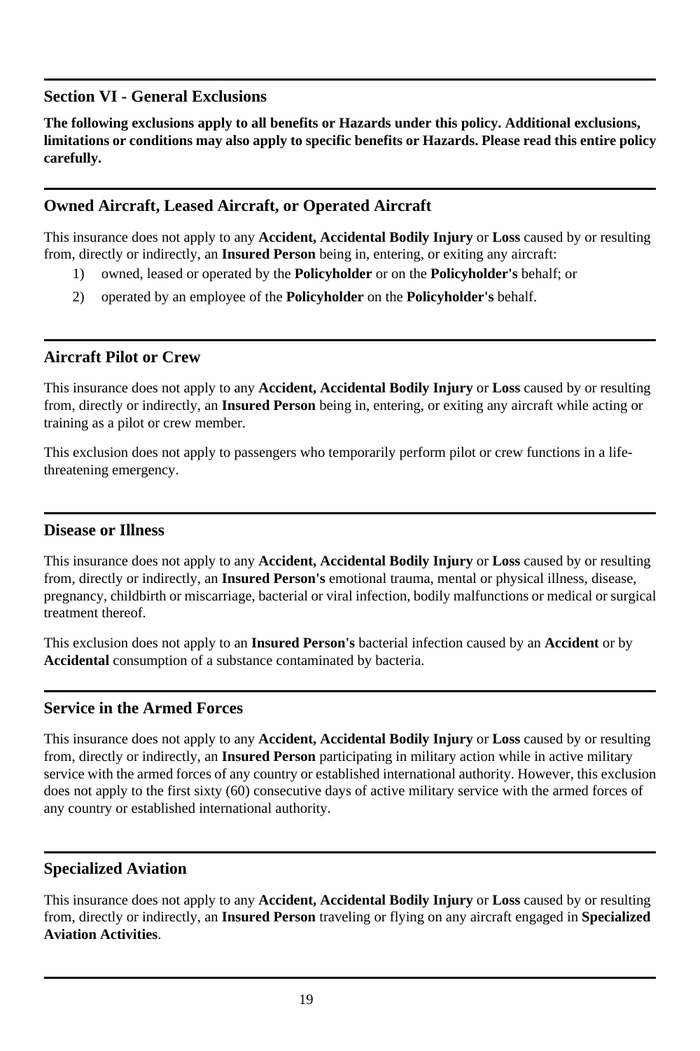## Section VI - General Exclusions

**The following exclusions apply to all benefits or Hazards under this policy. Additional exclusions, limitations or conditions may also apply to specific benefits or Hazards. Please read this entire policy carefully.**

### Owned Aircraft, Leased Aircraft, or Operated Aircraft

This insurance does not apply to any **Accident, Accidental Bodily Injury** or **Loss** caused by or resulting from, directly or indirectly, an **Insured Person** being in, entering, or exiting any aircraft:

1) owned, leased or operated by the **Policyholder** or on the **Policyholder's** behalf; or
2) operated by an employee of the **Policyholder** on the **Policyholder's** behalf.

### Aircraft Pilot or Crew

This insurance does not apply to any **Accident, Accidental Bodily Injury** or **Loss** caused by or resulting from, directly or indirectly, an **Insured Person** being in, entering, or exiting any aircraft while acting or training as a pilot or crew member.

This exclusion does not apply to passengers who temporarily perform pilot or crew functions in a life-threatening emergency.

### Disease or Illness

This insurance does not apply to any **Accident, Accidental Bodily Injury** or **Loss** caused by or resulting from, directly or indirectly, an **Insured Person's** emotional trauma, mental or physical illness, disease, pregnancy, childbirth or miscarriage, bacterial or viral infection, bodily malfunctions or medical or surgical treatment thereof.

This exclusion does not apply to an **Insured Person's** bacterial infection caused by an **Accident** or by **Accidental** consumption of a substance contaminated by bacteria.

### Service in the Armed Forces

This insurance does not apply to any **Accident, Accidental Bodily Injury** or **Loss** caused by or resulting from, directly or indirectly, an **Insured Person** participating in military action while in active military service with the armed forces of any country or established international authority. However, this exclusion does not apply to the first sixty (60) consecutive days of active military service with the armed forces of any country or established international authority.

### Specialized Aviation

This insurance does not apply to any **Accident, Accidental Bodily Injury** or **Loss** caused by or resulting from, directly or indirectly, an **Insured Person** traveling or flying on any aircraft engaged in **Specialized Aviation Activities**.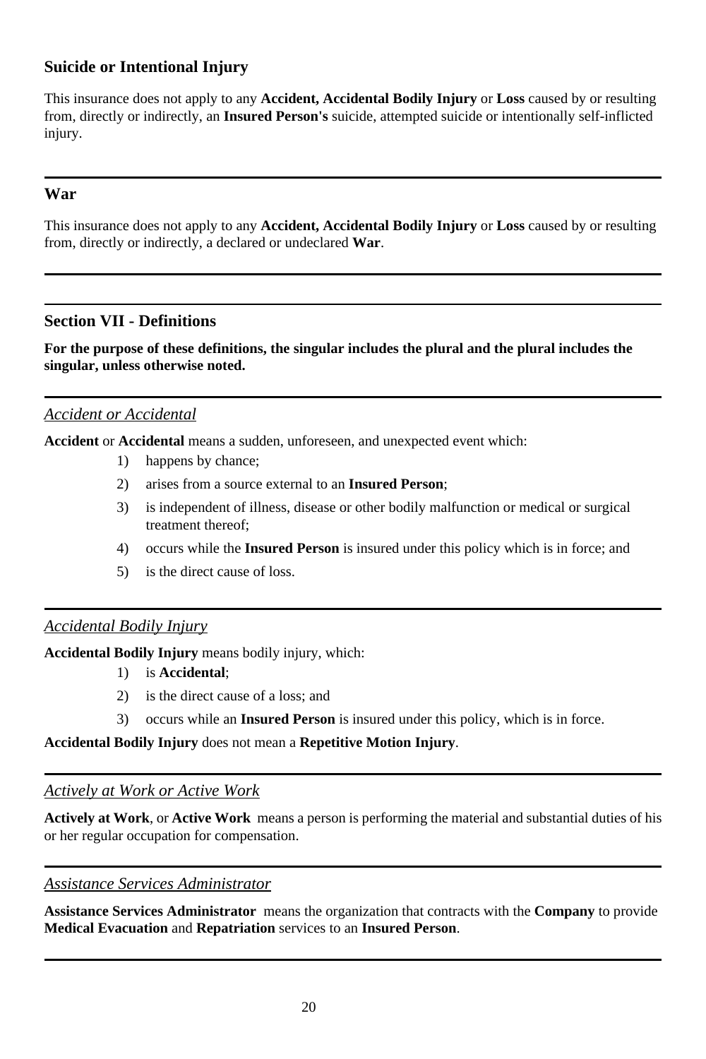### Suicide or Intentional Injury

This insurance does not apply to any **Accident, Accidental Bodily Injury** or **Loss** caused by or resulting from, directly or indirectly, an **Insured Person's** suicide, attempted suicide or intentionally self-inflicted injury.

---

### War

This insurance does not apply to any **Accident, Accidental Bodily Injury** or **Loss** caused by or resulting from, directly or indirectly, a declared or undeclared **War**.

---

## Section VII - Definitions

**For the purpose of these definitions, the singular includes the plural and the plural includes the singular, unless otherwise noted.**

---

*Accident or Accidental*

**Accident** or **Accidental** means a sudden, unforeseen, and unexpected event which:

1) happens by chance;
2) arises from a source external to an **Insured Person**;
3) is independent of illness, disease or other bodily malfunction or medical or surgical treatment thereof;
4) occurs while the **Insured Person** is insured under this policy which is in force; and
5) is the direct cause of loss.

---

*Accidental Bodily Injury*

**Accidental Bodily Injury** means bodily injury, which:

1) is **Accidental**;
2) is the direct cause of a loss; and
3) occurs while an **Insured Person** is insured under this policy, which is in force.

**Accidental Bodily Injury** does not mean a **Repetitive Motion Injury**.

---

*Actively at Work or Active Work*

**Actively at Work**, or **Active Work** means a person is performing the material and substantial duties of his or her regular occupation for compensation.

---

*Assistance Services Administrator*

**Assistance Services Administrator** means the organization that contracts with the **Company** to provide **Medical Evacuation** and **Repatriation** services to an **Insured Person**.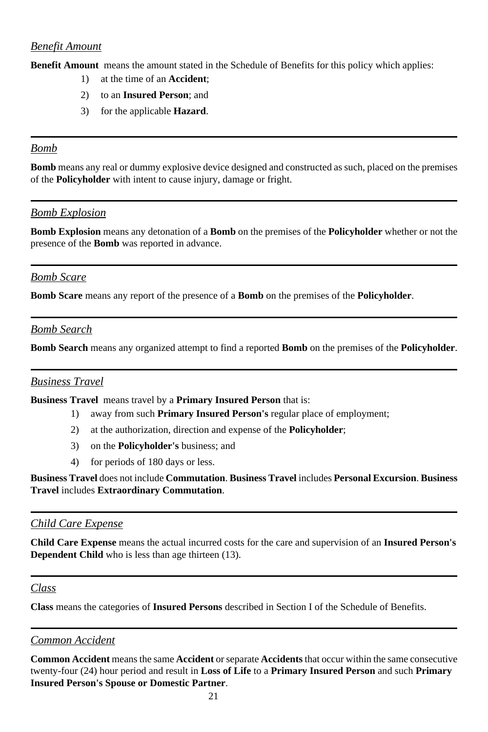### *Benefit Amount*

**Benefit Amount** means the amount stated in the Schedule of Benefits for this policy which applies:

1) at the time of an **Accident**;
2) to an **Insured Person**; and
3) for the applicable **Hazard**.

---

### *Bomb*

**Bomb** means any real or dummy explosive device designed and constructed as such, placed on the premises of the **Policyholder** with intent to cause injury, damage or fright.

---

### *Bomb Explosion*

**Bomb Explosion** means any detonation of a **Bomb** on the premises of the **Policyholder** whether or not the presence of the **Bomb** was reported in advance.

---

### *Bomb Scare*

**Bomb Scare** means any report of the presence of a **Bomb** on the premises of the **Policyholder**.

---

### *Bomb Search*

**Bomb Search** means any organized attempt to find a reported **Bomb** on the premises of the **Policyholder**.

---

### *Business Travel*

**Business Travel** means travel by a **Primary Insured Person** that is:

1) away from such **Primary Insured Person's** regular place of employment;
2) at the authorization, direction and expense of the **Policyholder**;
3) on the **Policyholder's** business; and
4) for periods of 180 days or less.

**Business Travel** does not include **Commutation**. **Business Travel** includes **Personal Excursion**. **Business Travel** includes **Extraordinary Commutation**.

---

### *Child Care Expense*

**Child Care Expense** means the actual incurred costs for the care and supervision of an **Insured Person's Dependent Child** who is less than age thirteen (13).

---

### *Class*

**Class** means the categories of **Insured Persons** described in Section I of the Schedule of Benefits.

---

### *Common Accident*

**Common Accident** means the same **Accident** or separate **Accidents** that occur within the same consecutive twenty-four (24) hour period and result in **Loss of Life** to a **Primary Insured Person** and such **Primary Insured Person's Spouse or Domestic Partner**.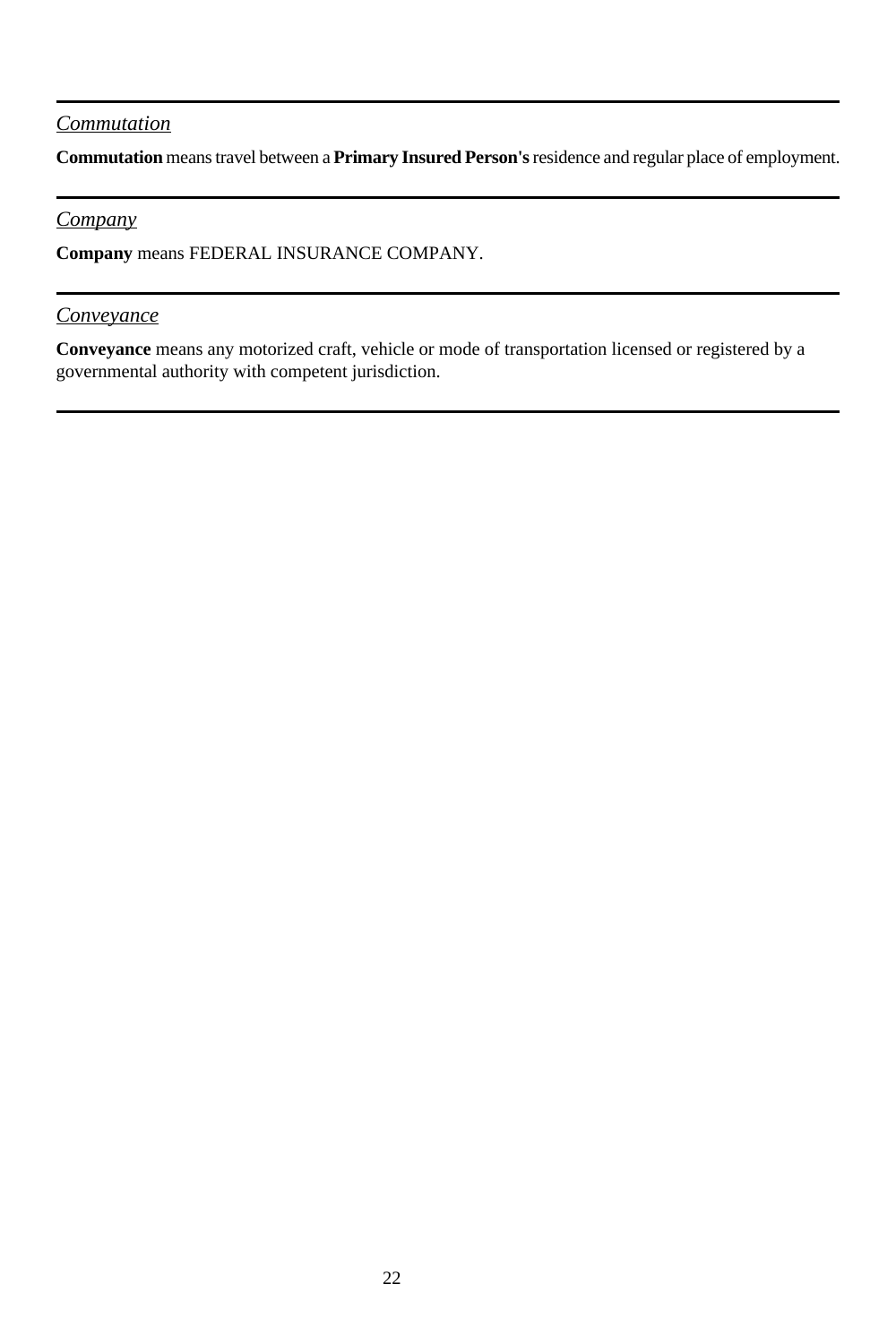---

*Commutation*

**Commutation** means travel between a **Primary Insured Person's** residence and regular place of employment.

---

*Company*

**Company** means FEDERAL INSURANCE COMPANY.

---

*Conveyance*

**Conveyance** means any motorized craft, vehicle or mode of transportation licensed or registered by a governmental authority with competent jurisdiction.

---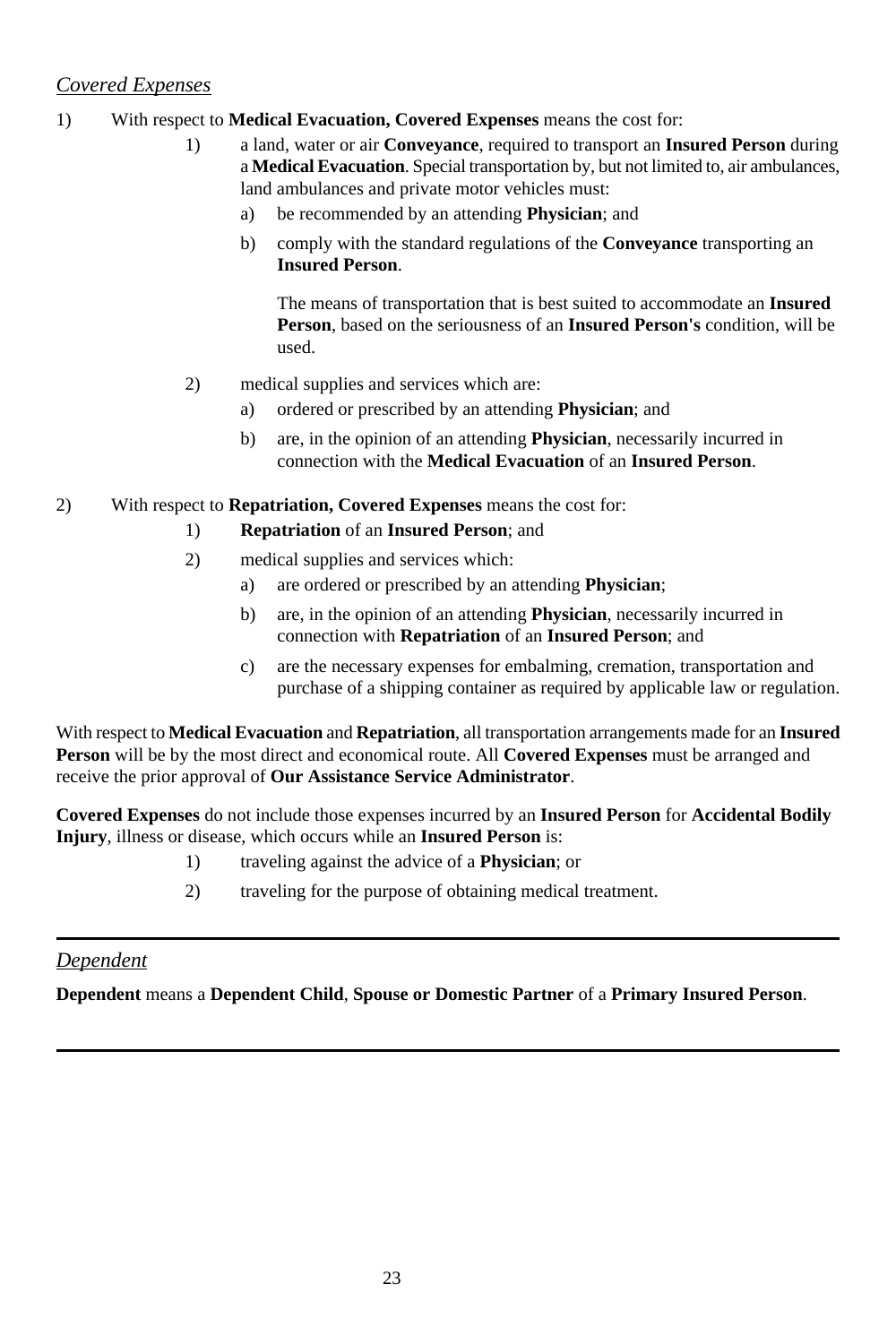*Covered Expenses*

1) With respect to **Medical Evacuation, Covered Expenses** means the cost for:

   1) a land, water or air **Conveyance**, required to transport an **Insured Person** during a **Medical Evacuation**. Special transportation by, but not limited to, air ambulances, land ambulances and private motor vehicles must:

      a) be recommended by an attending **Physician**; and

      b) comply with the standard regulations of the **Conveyance** transporting an **Insured Person**.

      The means of transportation that is best suited to accommodate an **Insured Person**, based on the seriousness of an **Insured Person's** condition, will be used.

   2) medical supplies and services which are:

      a) ordered or prescribed by an attending **Physician**; and

      b) are, in the opinion of an attending **Physician**, necessarily incurred in connection with the **Medical Evacuation** of an **Insured Person**.

2) With respect to **Repatriation, Covered Expenses** means the cost for:

   1) **Repatriation** of an **Insured Person**; and

   2) medical supplies and services which:

      a) are ordered or prescribed by an attending **Physician**;

      b) are, in the opinion of an attending **Physician**, necessarily incurred in connection with **Repatriation** of an **Insured Person**; and

      c) are the necessary expenses for embalming, cremation, transportation and purchase of a shipping container as required by applicable law or regulation.

With respect to **Medical Evacuation** and **Repatriation**, all transportation arrangements made for an **Insured Person** will be by the most direct and economical route. All **Covered Expenses** must be arranged and receive the prior approval of **Our Assistance Service Administrator**.

**Covered Expenses** do not include those expenses incurred by an **Insured Person** for **Accidental Bodily Injury**, illness or disease, which occurs while an **Insured Person** is:

   1) traveling against the advice of a **Physician**; or

   2) traveling for the purpose of obtaining medical treatment.

---

*Dependent*

**Dependent** means a **Dependent Child**, **Spouse or Domestic Partner** of a **Primary Insured Person**.

---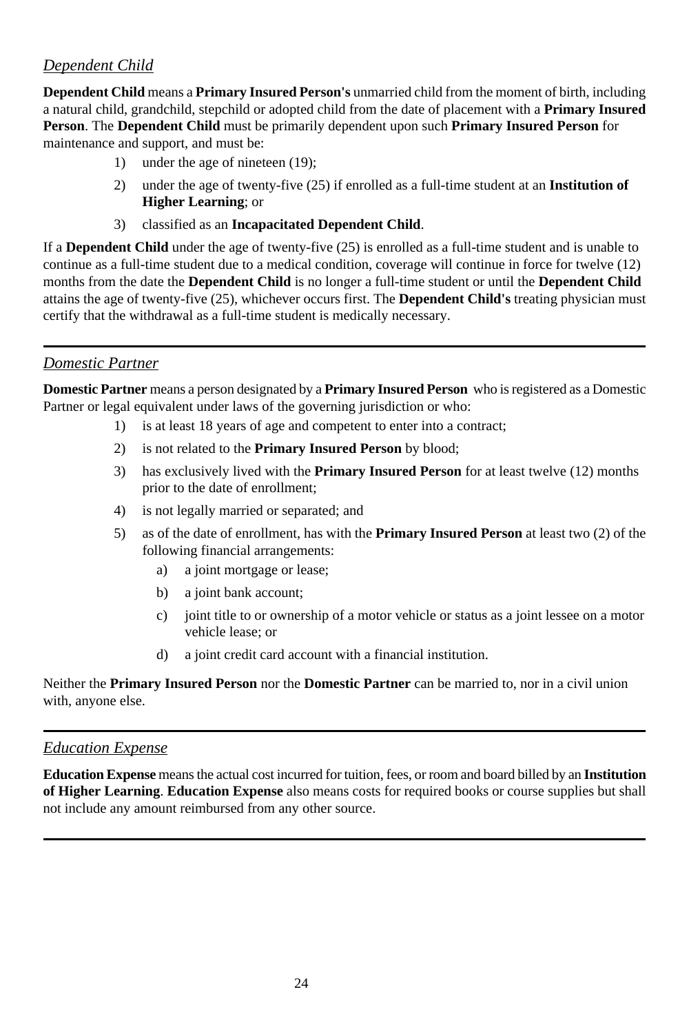## *Dependent Child*

**Dependent Child** means a **Primary Insured Person's** unmarried child from the moment of birth, including a natural child, grandchild, stepchild or adopted child from the date of placement with a **Primary Insured Person**. The **Dependent Child** must be primarily dependent upon such **Primary Insured Person** for maintenance and support, and must be:

1) under the age of nineteen (19);
2) under the age of twenty-five (25) if enrolled as a full-time student at an **Institution of Higher Learning**; or
3) classified as an **Incapacitated Dependent Child**.

If a **Dependent Child** under the age of twenty-five (25) is enrolled as a full-time student and is unable to continue as a full-time student due to a medical condition, coverage will continue in force for twelve (12) months from the date the **Dependent Child** is no longer a full-time student or until the **Dependent Child** attains the age of twenty-five (25), whichever occurs first. The **Dependent Child's** treating physician must certify that the withdrawal as a full-time student is medically necessary.

---

## *Domestic Partner*

**Domestic Partner** means a person designated by a **Primary Insured Person** who is registered as a Domestic Partner or legal equivalent under laws of the governing jurisdiction or who:

1) is at least 18 years of age and competent to enter into a contract;
2) is not related to the **Primary Insured Person** by blood;
3) has exclusively lived with the **Primary Insured Person** for at least twelve (12) months prior to the date of enrollment;
4) is not legally married or separated; and
5) as of the date of enrollment, has with the **Primary Insured Person** at least two (2) of the following financial arrangements:
    a) a joint mortgage or lease;
    b) a joint bank account;
    c) joint title to or ownership of a motor vehicle or status as a joint lessee on a motor vehicle lease; or
    d) a joint credit card account with a financial institution.

Neither the **Primary Insured Person** nor the **Domestic Partner** can be married to, nor in a civil union with, anyone else.

---

## *Education Expense*

**Education Expense** means the actual cost incurred for tuition, fees, or room and board billed by an **Institution of Higher Learning**. **Education Expense** also means costs for required books or course supplies but shall not include any amount reimbursed from any other source.

---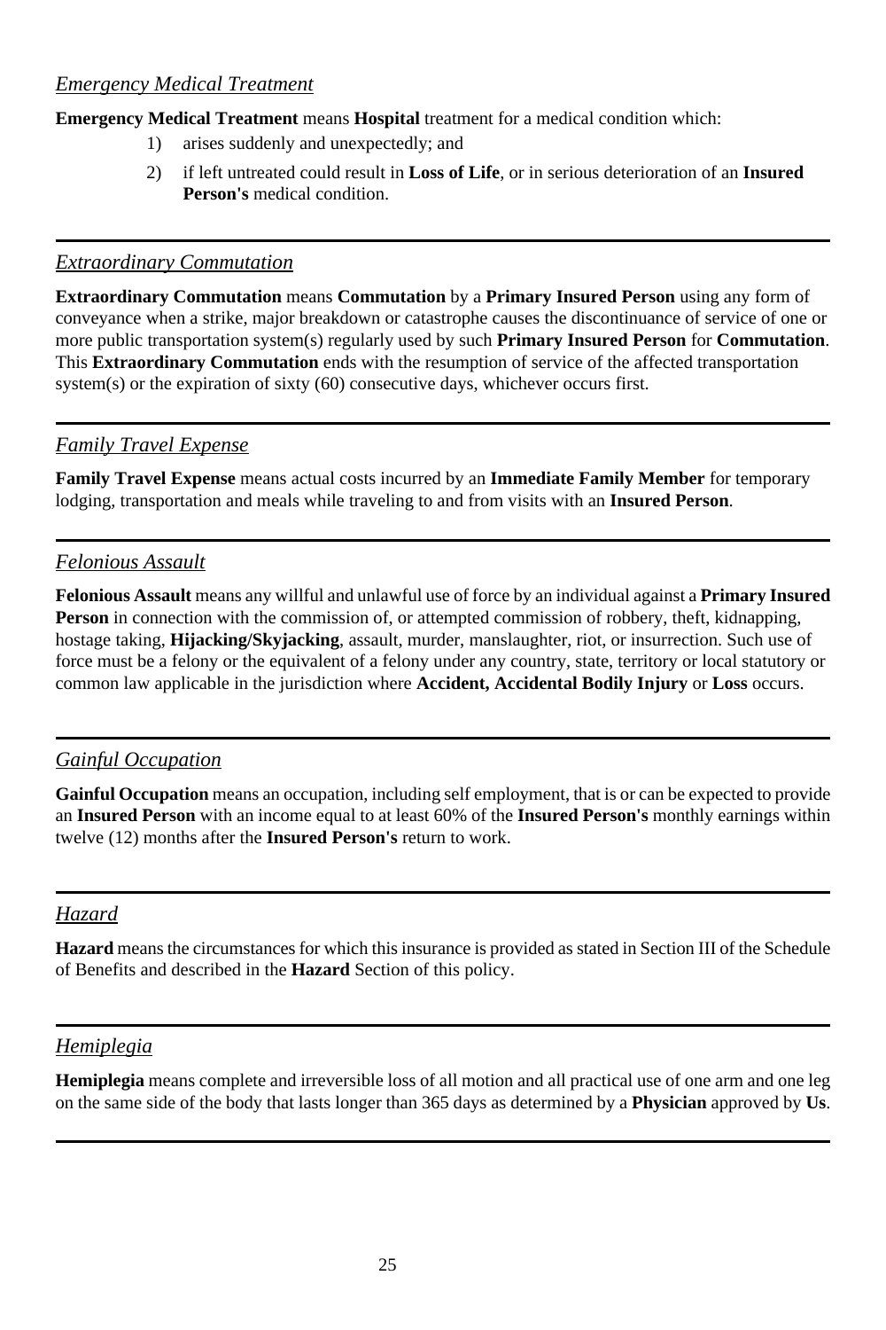### *Emergency Medical Treatment*

**Emergency Medical Treatment** means **Hospital** treatment for a medical condition which:

1) arises suddenly and unexpectedly; and
2) if left untreated could result in **Loss of Life**, or in serious deterioration of an **Insured Person's** medical condition.

---

### *Extraordinary Commutation*

**Extraordinary Commutation** means **Commutation** by a **Primary Insured Person** using any form of conveyance when a strike, major breakdown or catastrophe causes the discontinuance of service of one or more public transportation system(s) regularly used by such **Primary Insured Person** for **Commutation**. This **Extraordinary Commutation** ends with the resumption of service of the affected transportation system(s) or the expiration of sixty (60) consecutive days, whichever occurs first.

---

### *Family Travel Expense*

**Family Travel Expense** means actual costs incurred by an **Immediate Family Member** for temporary lodging, transportation and meals while traveling to and from visits with an **Insured Person**.

---

### *Felonious Assault*

**Felonious Assault** means any willful and unlawful use of force by an individual against a **Primary Insured Person** in connection with the commission of, or attempted commission of robbery, theft, kidnapping, hostage taking, **Hijacking/Skyjacking**, assault, murder, manslaughter, riot, or insurrection. Such use of force must be a felony or the equivalent of a felony under any country, state, territory or local statutory or common law applicable in the jurisdiction where **Accident, Accidental Bodily Injury** or **Loss** occurs.

---

### *Gainful Occupation*

**Gainful Occupation** means an occupation, including self employment, that is or can be expected to provide an **Insured Person** with an income equal to at least 60% of the **Insured Person's** monthly earnings within twelve (12) months after the **Insured Person's** return to work.

---

### *Hazard*

**Hazard** means the circumstances for which this insurance is provided as stated in Section III of the Schedule of Benefits and described in the **Hazard** Section of this policy.

---

### *Hemiplegia*

**Hemiplegia** means complete and irreversible loss of all motion and all practical use of one arm and one leg on the same side of the body that lasts longer than 365 days as determined by a **Physician** approved by **Us**.

---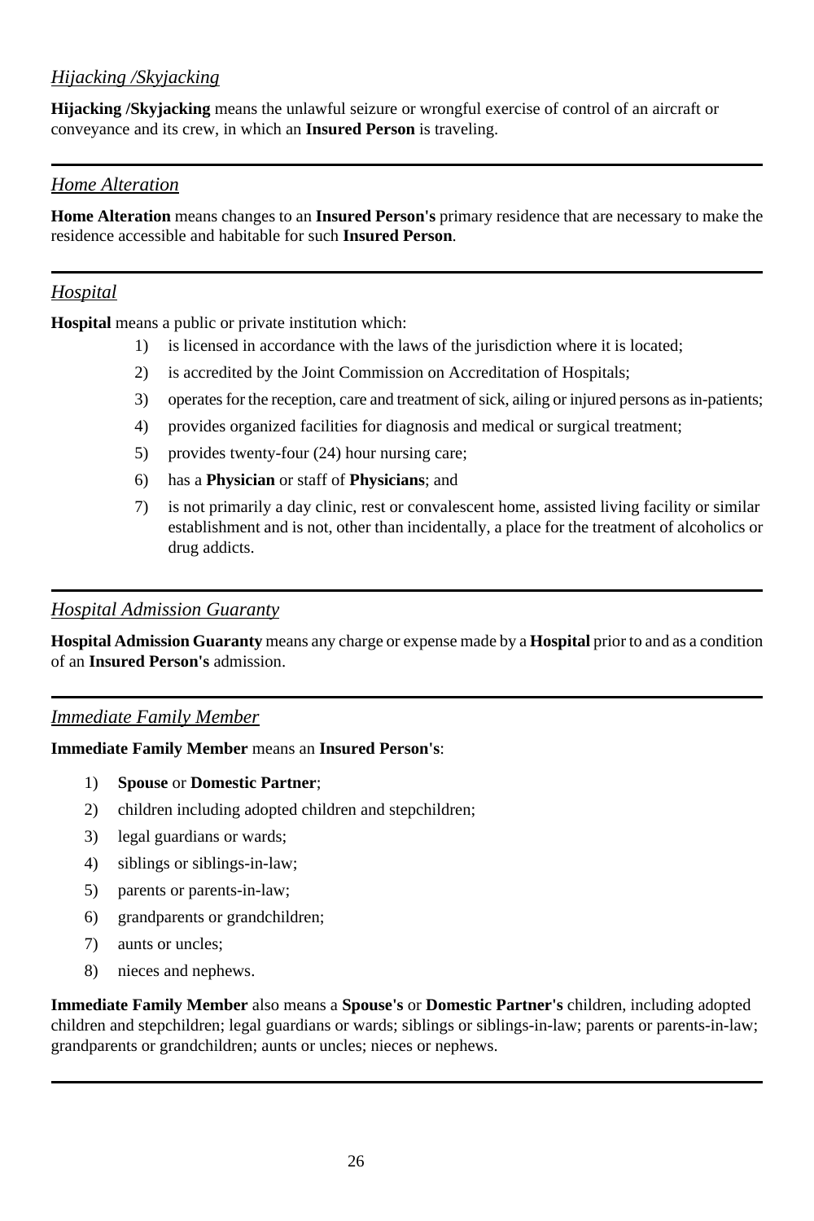*Hijacking /Skyjacking*

**Hijacking /Skyjacking** means the unlawful seizure or wrongful exercise of control of an aircraft or conveyance and its crew, in which an **Insured Person** is traveling.

---

*Home Alteration*

**Home Alteration** means changes to an **Insured Person's** primary residence that are necessary to make the residence accessible and habitable for such **Insured Person**.

---

*Hospital*

**Hospital** means a public or private institution which:

1) is licensed in accordance with the laws of the jurisdiction where it is located;
2) is accredited by the Joint Commission on Accreditation of Hospitals;
3) operates for the reception, care and treatment of sick, ailing or injured persons as in-patients;
4) provides organized facilities for diagnosis and medical or surgical treatment;
5) provides twenty-four (24) hour nursing care;
6) has a **Physician** or staff of **Physicians**; and
7) is not primarily a day clinic, rest or convalescent home, assisted living facility or similar establishment and is not, other than incidentally, a place for the treatment of alcoholics or drug addicts.

---

*Hospital Admission Guaranty*

**Hospital Admission Guaranty** means any charge or expense made by a **Hospital** prior to and as a condition of an **Insured Person's** admission.

---

*Immediate Family Member*

**Immediate Family Member** means an **Insured Person's**:

1) **Spouse** or **Domestic Partner**;
2) children including adopted children and stepchildren;
3) legal guardians or wards;
4) siblings or siblings-in-law;
5) parents or parents-in-law;
6) grandparents or grandchildren;
7) aunts or uncles;
8) nieces and nephews.

**Immediate Family Member** also means a **Spouse's** or **Domestic Partner's** children, including adopted children and stepchildren; legal guardians or wards; siblings or siblings-in-law; parents or parents-in-law; grandparents or grandchildren; aunts or uncles; nieces or nephews.

---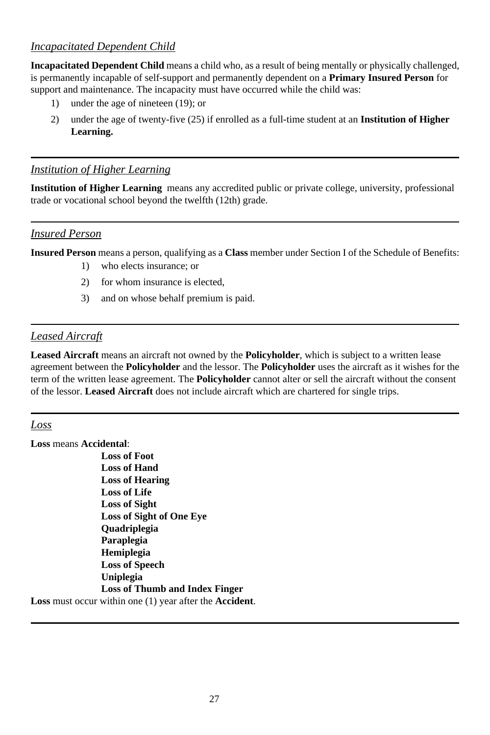### *Incapacitated Dependent Child*

**Incapacitated Dependent Child** means a child who, as a result of being mentally or physically challenged, is permanently incapable of self-support and permanently dependent on a **Primary Insured Person** for support and maintenance. The incapacity must have occurred while the child was:

1) under the age of nineteen (19); or
2) under the age of twenty-five (25) if enrolled as a full-time student at an **Institution of Higher Learning.**

---

### *Institution of Higher Learning*

**Institution of Higher Learning** means any accredited public or private college, university, professional trade or vocational school beyond the twelfth (12th) grade.

---

### *Insured Person*

**Insured Person** means a person, qualifying as a **Class** member under Section I of the Schedule of Benefits:

1) who elects insurance; or
2) for whom insurance is elected,
3) and on whose behalf premium is paid.

---

### *Leased Aircraft*

**Leased Aircraft** means an aircraft not owned by the **Policyholder**, which is subject to a written lease agreement between the **Policyholder** and the lessor. The **Policyholder** uses the aircraft as it wishes for the term of the written lease agreement. The **Policyholder** cannot alter or sell the aircraft without the consent of the lessor. **Leased Aircraft** does not include aircraft which are chartered for single trips.

---

### *Loss*

**Loss** means **Accidental**:

**Loss of Foot**
**Loss of Hand**
**Loss of Hearing**
**Loss of Life**
**Loss of Sight**
**Loss of Sight of One Eye**
**Quadriplegia**
**Paraplegia**
**Hemiplegia**
**Loss of Speech**
**Uniplegia**
**Loss of Thumb and Index Finger**

**Loss** must occur within one (1) year after the **Accident**.

---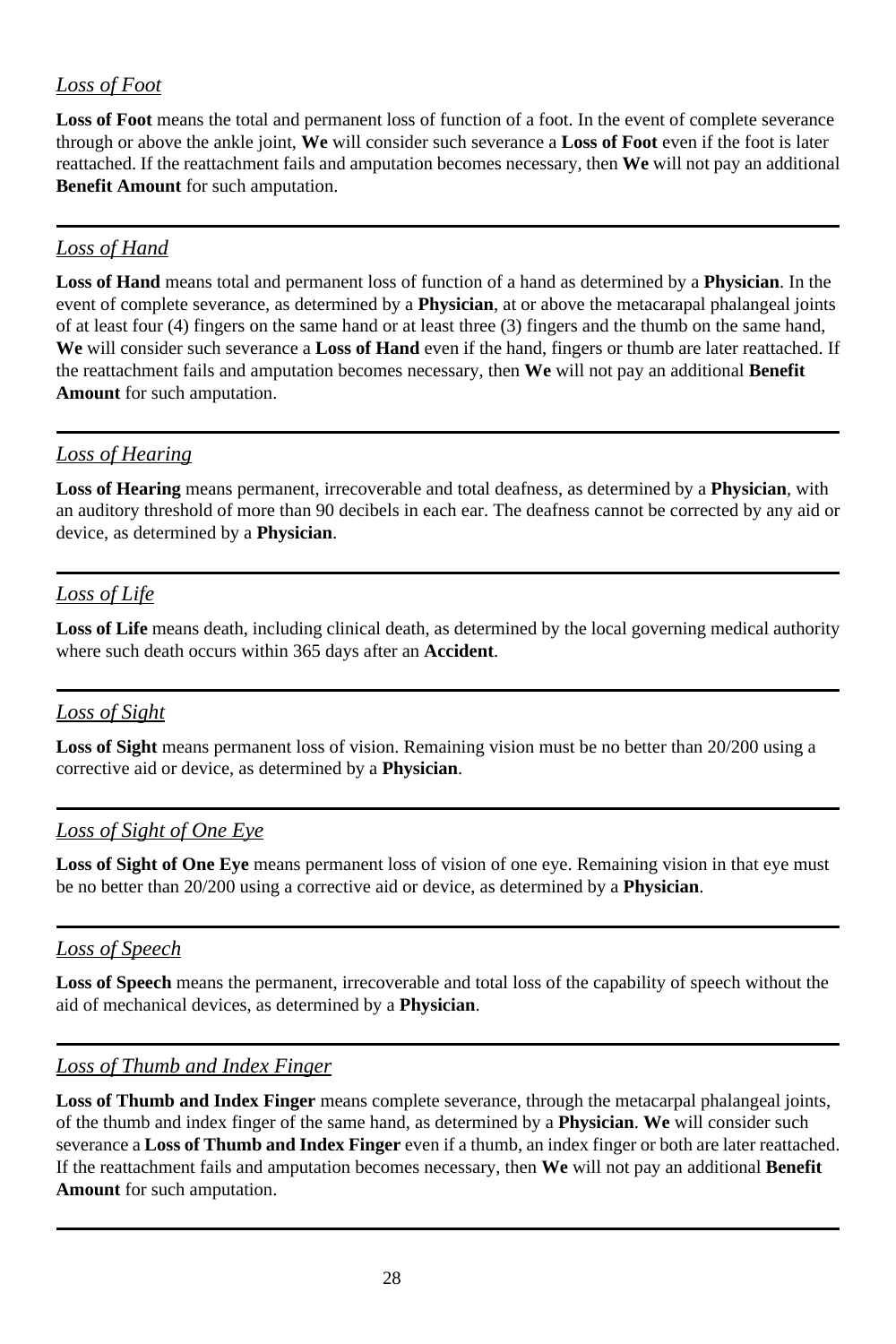## *Loss of Foot*

**Loss of Foot** means the total and permanent loss of function of a foot. In the event of complete severance through or above the ankle joint, **We** will consider such severance a **Loss of Foot** even if the foot is later reattached. If the reattachment fails and amputation becomes necessary, then **We** will not pay an additional **Benefit Amount** for such amputation.

---

## *Loss of Hand*

**Loss of Hand** means total and permanent loss of function of a hand as determined by a **Physician**. In the event of complete severance, as determined by a **Physician**, at or above the metacarapal phalangeal joints of at least four (4) fingers on the same hand or at least three (3) fingers and the thumb on the same hand, **We** will consider such severance a **Loss of Hand** even if the hand, fingers or thumb are later reattached. If the reattachment fails and amputation becomes necessary, then **We** will not pay an additional **Benefit Amount** for such amputation.

---

## *Loss of Hearing*

**Loss of Hearing** means permanent, irrecoverable and total deafness, as determined by a **Physician**, with an auditory threshold of more than 90 decibels in each ear. The deafness cannot be corrected by any aid or device, as determined by a **Physician**.

---

## *Loss of Life*

**Loss of Life** means death, including clinical death, as determined by the local governing medical authority where such death occurs within 365 days after an **Accident**.

---

## *Loss of Sight*

**Loss of Sight** means permanent loss of vision. Remaining vision must be no better than 20/200 using a corrective aid or device, as determined by a **Physician**.

---

## *Loss of Sight of One Eye*

**Loss of Sight of One Eye** means permanent loss of vision of one eye. Remaining vision in that eye must be no better than 20/200 using a corrective aid or device, as determined by a **Physician**.

---

## *Loss of Speech*

**Loss of Speech** means the permanent, irrecoverable and total loss of the capability of speech without the aid of mechanical devices, as determined by a **Physician**.

---

## *Loss of Thumb and Index Finger*

**Loss of Thumb and Index Finger** means complete severance, through the metacarpal phalangeal joints, of the thumb and index finger of the same hand, as determined by a **Physician**. **We** will consider such severance a **Loss of Thumb and Index Finger** even if a thumb, an index finger or both are later reattached. If the reattachment fails and amputation becomes necessary, then **We** will not pay an additional **Benefit Amount** for such amputation.

---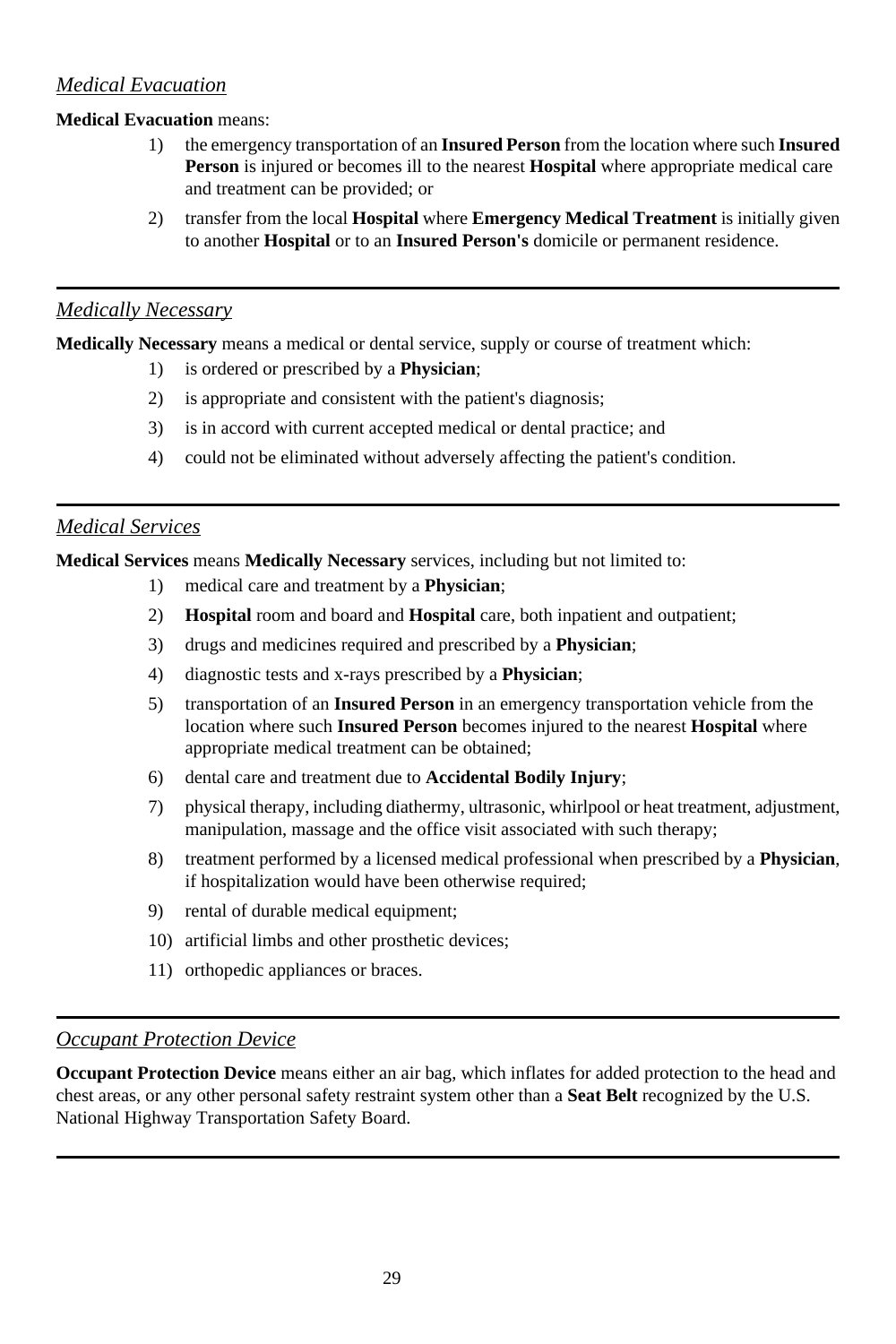*Medical Evacuation*

**Medical Evacuation** means:

1) the emergency transportation of an **Insured Person** from the location where such **Insured Person** is injured or becomes ill to the nearest **Hospital** where appropriate medical care and treatment can be provided; or
2) transfer from the local **Hospital** where **Emergency Medical Treatment** is initially given to another **Hospital** or to an **Insured Person's** domicile or permanent residence.

---

*Medically Necessary*

**Medically Necessary** means a medical or dental service, supply or course of treatment which:

1) is ordered or prescribed by a **Physician**;
2) is appropriate and consistent with the patient's diagnosis;
3) is in accord with current accepted medical or dental practice; and
4) could not be eliminated without adversely affecting the patient's condition.

---

*Medical Services*

**Medical Services** means **Medically Necessary** services, including but not limited to:

1) medical care and treatment by a **Physician**;
2) **Hospital** room and board and **Hospital** care, both inpatient and outpatient;
3) drugs and medicines required and prescribed by a **Physician**;
4) diagnostic tests and x-rays prescribed by a **Physician**;
5) transportation of an **Insured Person** in an emergency transportation vehicle from the location where such **Insured Person** becomes injured to the nearest **Hospital** where appropriate medical treatment can be obtained;
6) dental care and treatment due to **Accidental Bodily Injury**;
7) physical therapy, including diathermy, ultrasonic, whirlpool or heat treatment, adjustment, manipulation, massage and the office visit associated with such therapy;
8) treatment performed by a licensed medical professional when prescribed by a **Physician**, if hospitalization would have been otherwise required;
9) rental of durable medical equipment;
10) artificial limbs and other prosthetic devices;
11) orthopedic appliances or braces.

---

*Occupant Protection Device*

**Occupant Protection Device** means either an air bag, which inflates for added protection to the head and chest areas, or any other personal safety restraint system other than a **Seat Belt** recognized by the U.S. National Highway Transportation Safety Board.

---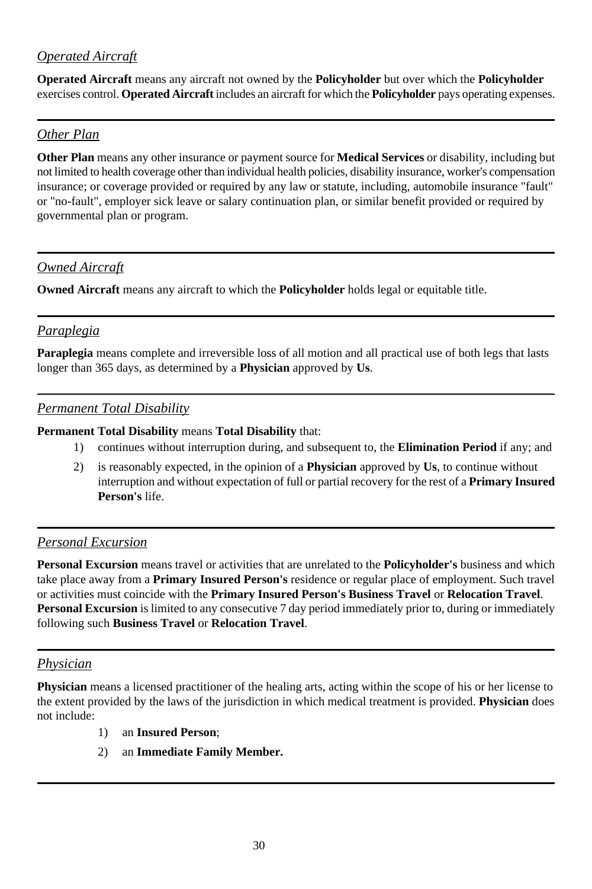## *Operated Aircraft*

**Operated Aircraft** means any aircraft not owned by the **Policyholder** but over which the **Policyholder** exercises control. **Operated Aircraft** includes an aircraft for which the **Policyholder** pays operating expenses.

---

## *Other Plan*

**Other Plan** means any other insurance or payment source for **Medical Services** or disability, including but not limited to health coverage other than individual health policies, disability insurance, worker's compensation insurance; or coverage provided or required by any law or statute, including, automobile insurance "fault" or "no-fault", employer sick leave or salary continuation plan, or similar benefit provided or required by governmental plan or program.

---

## *Owned Aircraft*

**Owned Aircraft** means any aircraft to which the **Policyholder** holds legal or equitable title.

---

## *Paraplegia*

**Paraplegia** means complete and irreversible loss of all motion and all practical use of both legs that lasts longer than 365 days, as determined by a **Physician** approved by **Us**.

---

## *Permanent Total Disability*

**Permanent Total Disability** means **Total Disability** that:

1) continues without interruption during, and subsequent to, the **Elimination Period** if any; and
2) is reasonably expected, in the opinion of a **Physician** approved by **Us**, to continue without interruption and without expectation of full or partial recovery for the rest of a **Primary Insured Person's** life.

---

## *Personal Excursion*

**Personal Excursion** means travel or activities that are unrelated to the **Policyholder's** business and which take place away from a **Primary Insured Person's** residence or regular place of employment. Such travel or activities must coincide with the **Primary Insured Person's Business Travel** or **Relocation Travel**. **Personal Excursion** is limited to any consecutive 7 day period immediately prior to, during or immediately following such **Business Travel** or **Relocation Travel**.

---

## *Physician*

**Physician** means a licensed practitioner of the healing arts, acting within the scope of his or her license to the extent provided by the laws of the jurisdiction in which medical treatment is provided. **Physician** does not include:

1) an **Insured Person**;
2) an **Immediate Family Member.**

---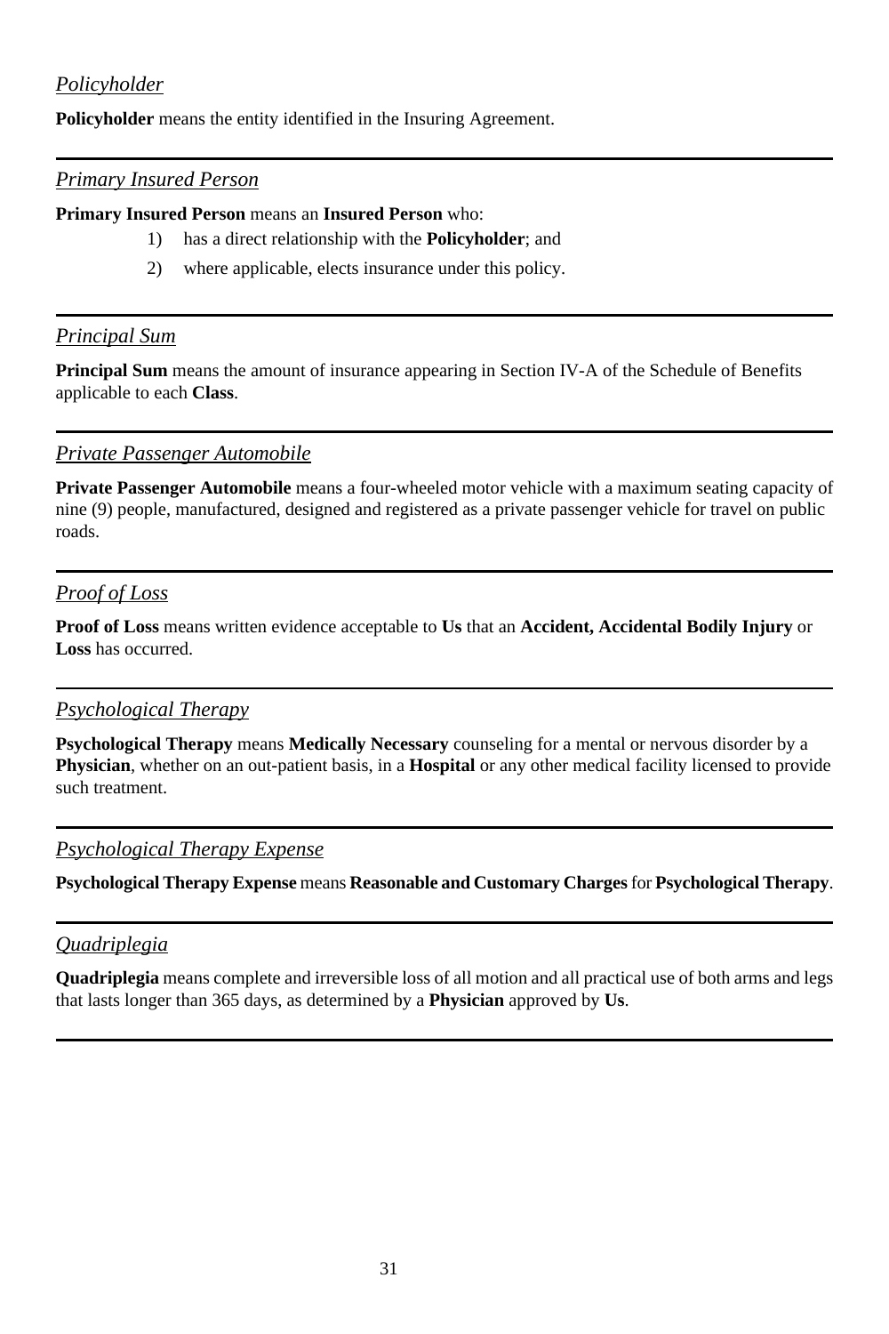*Policyholder*

**Policyholder** means the entity identified in the Insuring Agreement.

---

*Primary Insured Person*

**Primary Insured Person** means an **Insured Person** who:

1) has a direct relationship with the **Policyholder**; and
2) where applicable, elects insurance under this policy.

---

*Principal Sum*

**Principal Sum** means the amount of insurance appearing in Section IV-A of the Schedule of Benefits applicable to each **Class**.

---

*Private Passenger Automobile*

**Private Passenger Automobile** means a four-wheeled motor vehicle with a maximum seating capacity of nine (9) people, manufactured, designed and registered as a private passenger vehicle for travel on public roads.

---

*Proof of Loss*

**Proof of Loss** means written evidence acceptable to **Us** that an **Accident, Accidental Bodily Injury** or **Loss** has occurred.

---

*Psychological Therapy*

**Psychological Therapy** means **Medically Necessary** counseling for a mental or nervous disorder by a **Physician**, whether on an out-patient basis, in a **Hospital** or any other medical facility licensed to provide such treatment.

---

*Psychological Therapy Expense*

**Psychological Therapy Expense** means **Reasonable and Customary Charges** for **Psychological Therapy**.

---

*Quadriplegia*

**Quadriplegia** means complete and irreversible loss of all motion and all practical use of both arms and legs that lasts longer than 365 days, as determined by a **Physician** approved by **Us**.

---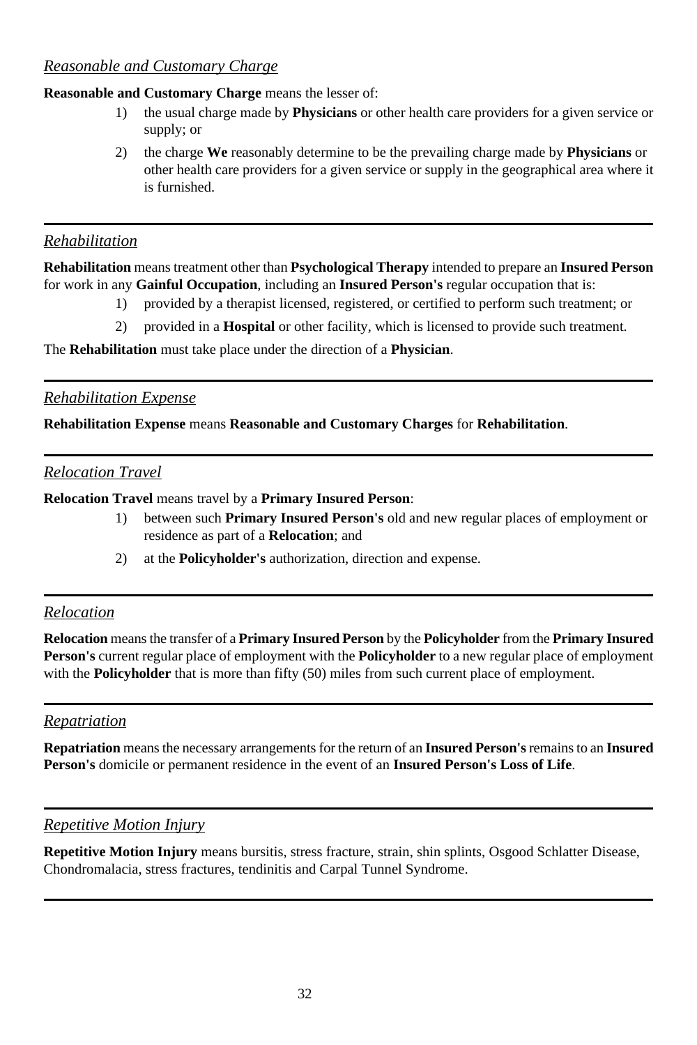### *Reasonable and Customary Charge*

**Reasonable and Customary Charge** means the lesser of:

1) the usual charge made by **Physicians** or other health care providers for a given service or supply; or
2) the charge **We** reasonably determine to be the prevailing charge made by **Physicians** or other health care providers for a given service or supply in the geographical area where it is furnished.

---

### *Rehabilitation*

**Rehabilitation** means treatment other than **Psychological Therapy** intended to prepare an **Insured Person** for work in any **Gainful Occupation**, including an **Insured Person's** regular occupation that is:

1) provided by a therapist licensed, registered, or certified to perform such treatment; or
2) provided in a **Hospital** or other facility, which is licensed to provide such treatment.

The **Rehabilitation** must take place under the direction of a **Physician**.

---

### *Rehabilitation Expense*

**Rehabilitation Expense** means **Reasonable and Customary Charges** for **Rehabilitation**.

---

### *Relocation Travel*

**Relocation Travel** means travel by a **Primary Insured Person**:

1) between such **Primary Insured Person's** old and new regular places of employment or residence as part of a **Relocation**; and
2) at the **Policyholder's** authorization, direction and expense.

---

### *Relocation*

**Relocation** means the transfer of a **Primary Insured Person** by the **Policyholder** from the **Primary Insured Person's** current regular place of employment with the **Policyholder** to a new regular place of employment with the **Policyholder** that is more than fifty (50) miles from such current place of employment.

---

### *Repatriation*

**Repatriation** means the necessary arrangements for the return of an **Insured Person's** remains to an **Insured Person's** domicile or permanent residence in the event of an **Insured Person's Loss of Life**.

---

### *Repetitive Motion Injury*

**Repetitive Motion Injury** means bursitis, stress fracture, strain, shin splints, Osgood Schlatter Disease, Chondromalacia, stress fractures, tendinitis and Carpal Tunnel Syndrome.

---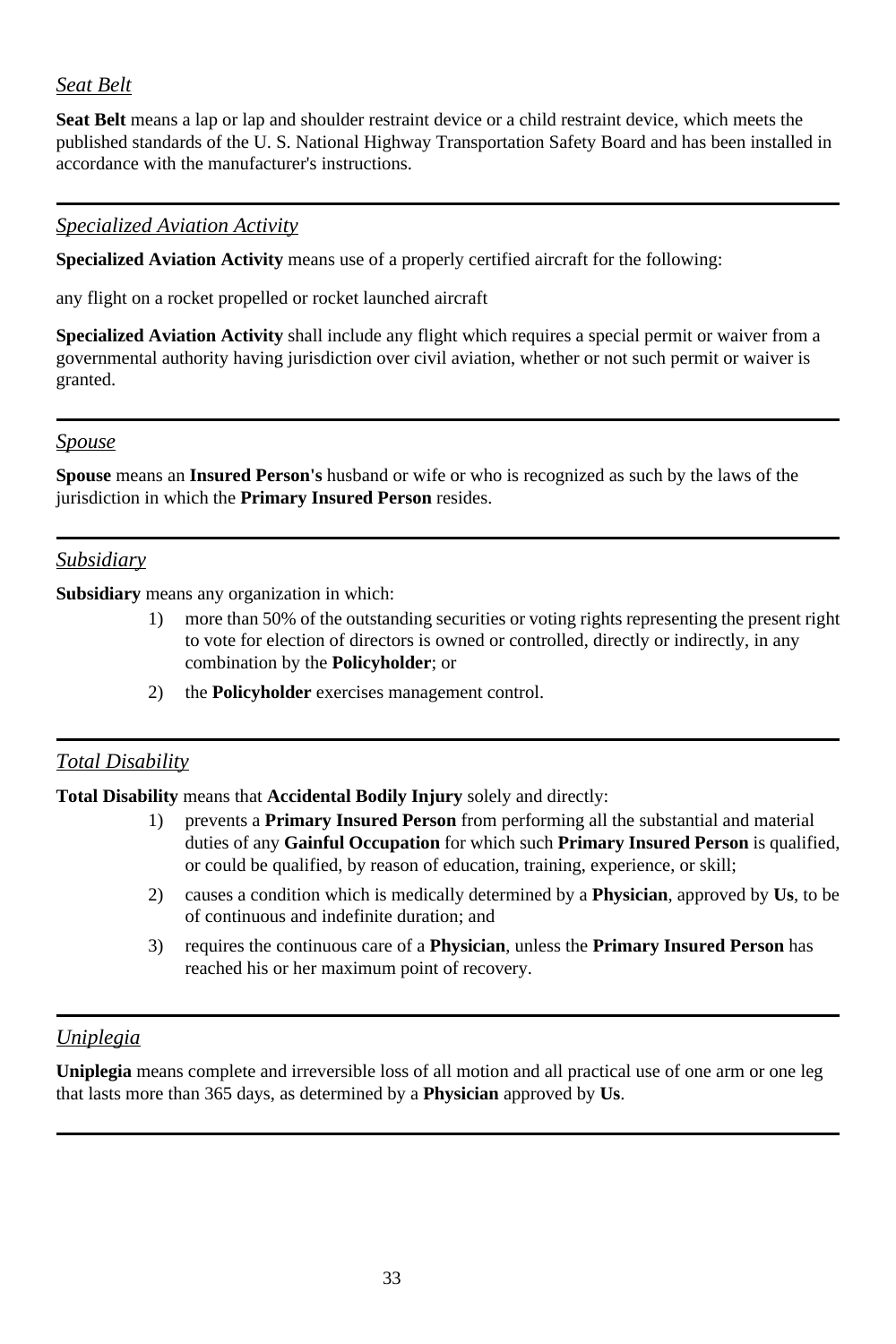*Seat Belt*

**Seat Belt** means a lap or lap and shoulder restraint device or a child restraint device, which meets the published standards of the U. S. National Highway Transportation Safety Board and has been installed in accordance with the manufacturer's instructions.

---

*Specialized Aviation Activity*

**Specialized Aviation Activity** means use of a properly certified aircraft for the following:

any flight on a rocket propelled or rocket launched aircraft

**Specialized Aviation Activity** shall include any flight which requires a special permit or waiver from a governmental authority having jurisdiction over civil aviation, whether or not such permit or waiver is granted.

---

*Spouse*

**Spouse** means an **Insured Person's** husband or wife or who is recognized as such by the laws of the jurisdiction in which the **Primary Insured Person** resides.

---

*Subsidiary*

**Subsidiary** means any organization in which:

1) more than 50% of the outstanding securities or voting rights representing the present right to vote for election of directors is owned or controlled, directly or indirectly, in any combination by the **Policyholder**; or
2) the **Policyholder** exercises management control.

---

*Total Disability*

**Total Disability** means that **Accidental Bodily Injury** solely and directly:

1) prevents a **Primary Insured Person** from performing all the substantial and material duties of any **Gainful Occupation** for which such **Primary Insured Person** is qualified, or could be qualified, by reason of education, training, experience, or skill;
2) causes a condition which is medically determined by a **Physician**, approved by **Us**, to be of continuous and indefinite duration; and
3) requires the continuous care of a **Physician**, unless the **Primary Insured Person** has reached his or her maximum point of recovery.

---

*Uniplegia*

**Uniplegia** means complete and irreversible loss of all motion and all practical use of one arm or one leg that lasts more than 365 days, as determined by a **Physician** approved by **Us**.

---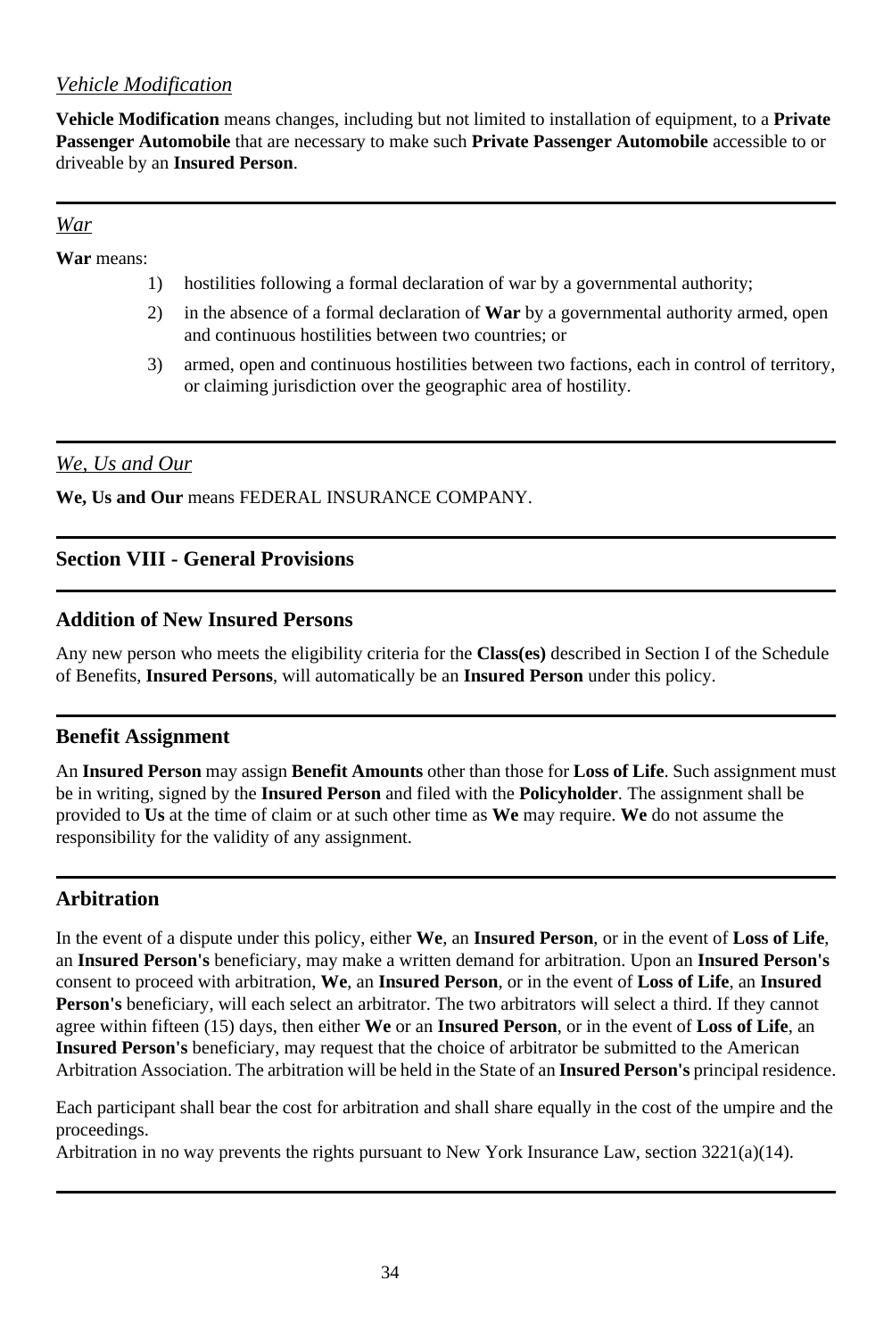*Vehicle Modification*

**Vehicle Modification** means changes, including but not limited to installation of equipment, to a **Private Passenger Automobile** that are necessary to make such **Private Passenger Automobile** accessible to or driveable by an **Insured Person**.

---

*War*

**War** means:

1) hostilities following a formal declaration of war by a governmental authority;
2) in the absence of a formal declaration of **War** by a governmental authority armed, open and continuous hostilities between two countries; or
3) armed, open and continuous hostilities between two factions, each in control of territory, or claiming jurisdiction over the geographic area of hostility.

---

*We, Us and Our*

**We, Us and Our** means FEDERAL INSURANCE COMPANY.

---

## Section VIII - General Provisions

---

### Addition of New Insured Persons

Any new person who meets the eligibility criteria for the **Class(es)** described in Section I of the Schedule of Benefits, **Insured Persons**, will automatically be an **Insured Person** under this policy.

---

### Benefit Assignment

An **Insured Person** may assign **Benefit Amounts** other than those for **Loss of Life**. Such assignment must be in writing, signed by the **Insured Person** and filed with the **Policyholder**. The assignment shall be provided to **Us** at the time of claim or at such other time as **We** may require. **We** do not assume the responsibility for the validity of any assignment.

---

### Arbitration

In the event of a dispute under this policy, either **We**, an **Insured Person**, or in the event of **Loss of Life**, an **Insured Person's** beneficiary, may make a written demand for arbitration. Upon an **Insured Person's** consent to proceed with arbitration, **We**, an **Insured Person**, or in the event of **Loss of Life**, an **Insured Person's** beneficiary, will each select an arbitrator. The two arbitrators will select a third. If they cannot agree within fifteen (15) days, then either **We** or an **Insured Person**, or in the event of **Loss of Life**, an **Insured Person's** beneficiary, may request that the choice of arbitrator be submitted to the American Arbitration Association. The arbitration will be held in the State of an **Insured Person's** principal residence.

Each participant shall bear the cost for arbitration and shall share equally in the cost of the umpire and the proceedings.
Arbitration in no way prevents the rights pursuant to New York Insurance Law, section 3221(a)(14).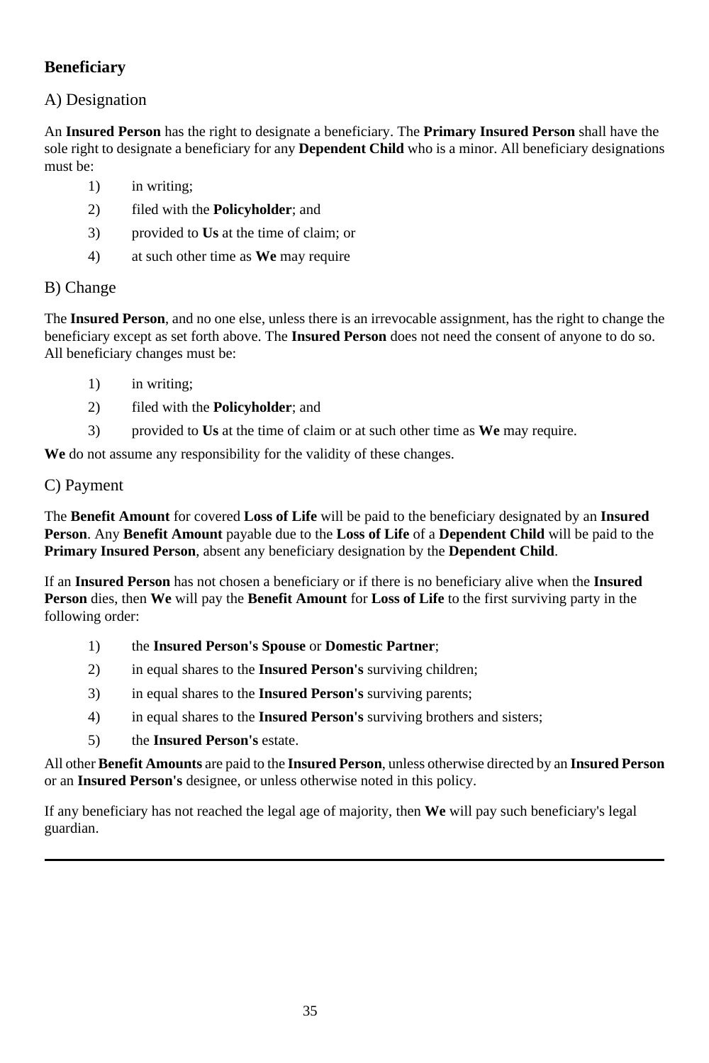## Beneficiary

### A) Designation

An **Insured Person** has the right to designate a beneficiary. The **Primary Insured Person** shall have the sole right to designate a beneficiary for any **Dependent Child** who is a minor. All beneficiary designations must be:

1) in writing;
2) filed with the **Policyholder**; and
3) provided to **Us** at the time of claim; or
4) at such other time as **We** may require

### B) Change

The **Insured Person**, and no one else, unless there is an irrevocable assignment, has the right to change the beneficiary except as set forth above. The **Insured Person** does not need the consent of anyone to do so. All beneficiary changes must be:

1) in writing;
2) filed with the **Policyholder**; and
3) provided to **Us** at the time of claim or at such other time as **We** may require.

**We** do not assume any responsibility for the validity of these changes.

### C) Payment

The **Benefit Amount** for covered **Loss of Life** will be paid to the beneficiary designated by an **Insured Person**. Any **Benefit Amount** payable due to the **Loss of Life** of a **Dependent Child** will be paid to the **Primary Insured Person**, absent any beneficiary designation by the **Dependent Child**.

If an **Insured Person** has not chosen a beneficiary or if there is no beneficiary alive when the **Insured Person** dies, then **We** will pay the **Benefit Amount** for **Loss of Life** to the first surviving party in the following order:

1) the **Insured Person's Spouse** or **Domestic Partner**;
2) in equal shares to the **Insured Person's** surviving children;
3) in equal shares to the **Insured Person's** surviving parents;
4) in equal shares to the **Insured Person's** surviving brothers and sisters;
5) the **Insured Person's** estate.

All other **Benefit Amounts** are paid to the **Insured Person**, unless otherwise directed by an **Insured Person** or an **Insured Person's** designee, or unless otherwise noted in this policy.

If any beneficiary has not reached the legal age of majority, then **We** will pay such beneficiary's legal guardian.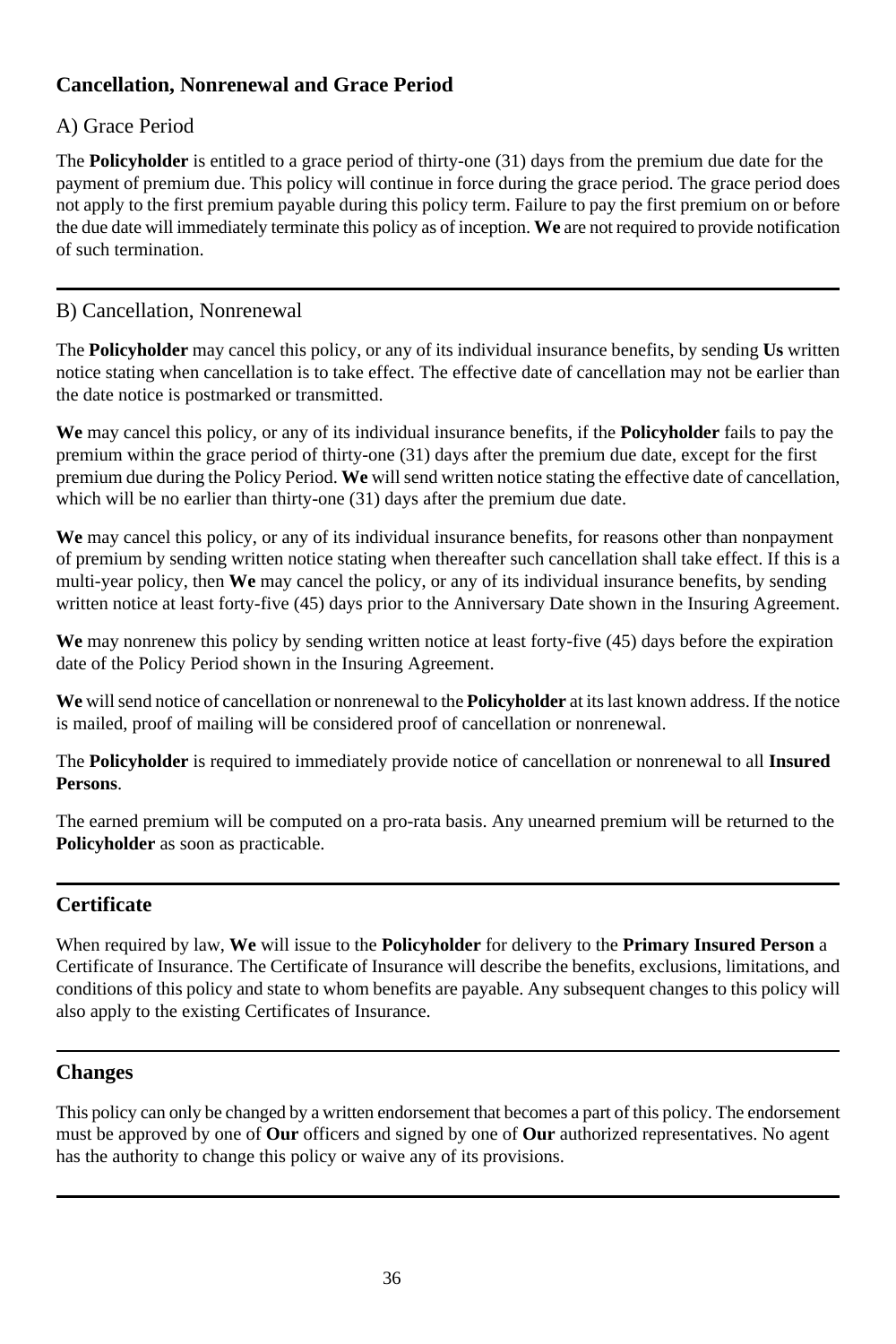## Cancellation, Nonrenewal and Grace Period

### A) Grace Period

The **Policyholder** is entitled to a grace period of thirty-one (31) days from the premium due date for the payment of premium due. This policy will continue in force during the grace period. The grace period does not apply to the first premium payable during this policy term. Failure to pay the first premium on or before the due date will immediately terminate this policy as of inception. **We** are not required to provide notification of such termination.

---

### B) Cancellation, Nonrenewal

The **Policyholder** may cancel this policy, or any of its individual insurance benefits, by sending **Us** written notice stating when cancellation is to take effect. The effective date of cancellation may not be earlier than the date notice is postmarked or transmitted.

**We** may cancel this policy, or any of its individual insurance benefits, if the **Policyholder** fails to pay the premium within the grace period of thirty-one (31) days after the premium due date, except for the first premium due during the Policy Period. **We** will send written notice stating the effective date of cancellation, which will be no earlier than thirty-one (31) days after the premium due date.

**We** may cancel this policy, or any of its individual insurance benefits, for reasons other than nonpayment of premium by sending written notice stating when thereafter such cancellation shall take effect. If this is a multi-year policy, then **We** may cancel the policy, or any of its individual insurance benefits, by sending written notice at least forty-five (45) days prior to the Anniversary Date shown in the Insuring Agreement.

**We** may nonrenew this policy by sending written notice at least forty-five (45) days before the expiration date of the Policy Period shown in the Insuring Agreement.

**We** will send notice of cancellation or nonrenewal to the **Policyholder** at its last known address. If the notice is mailed, proof of mailing will be considered proof of cancellation or nonrenewal.

The **Policyholder** is required to immediately provide notice of cancellation or nonrenewal to all **Insured Persons**.

The earned premium will be computed on a pro-rata basis. Any unearned premium will be returned to the **Policyholder** as soon as practicable.

---

## Certificate

When required by law, **We** will issue to the **Policyholder** for delivery to the **Primary Insured Person** a Certificate of Insurance. The Certificate of Insurance will describe the benefits, exclusions, limitations, and conditions of this policy and state to whom benefits are payable. Any subsequent changes to this policy will also apply to the existing Certificates of Insurance.

---

## Changes

This policy can only be changed by a written endorsement that becomes a part of this policy. The endorsement must be approved by one of **Our** officers and signed by one of **Our** authorized representatives. No agent has the authority to change this policy or waive any of its provisions.

---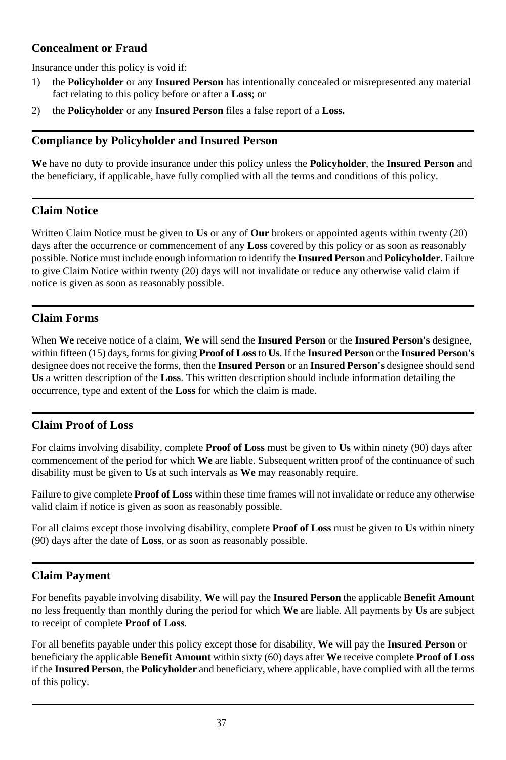## Concealment or Fraud

Insurance under this policy is void if:

1) the **Policyholder** or any **Insured Person** has intentionally concealed or misrepresented any material fact relating to this policy before or after a **Loss**; or
2) the **Policyholder** or any **Insured Person** files a false report of a **Loss.**

## Compliance by Policyholder and Insured Person

**We** have no duty to provide insurance under this policy unless the **Policyholder**, the **Insured Person** and the beneficiary, if applicable, have fully complied with all the terms and conditions of this policy.

## Claim Notice

Written Claim Notice must be given to **Us** or any of **Our** brokers or appointed agents within twenty (20) days after the occurrence or commencement of any **Loss** covered by this policy or as soon as reasonably possible. Notice must include enough information to identify the **Insured Person** and **Policyholder**. Failure to give Claim Notice within twenty (20) days will not invalidate or reduce any otherwise valid claim if notice is given as soon as reasonably possible.

## Claim Forms

When **We** receive notice of a claim, **We** will send the **Insured Person** or the **Insured Person's** designee, within fifteen (15) days, forms for giving **Proof of Loss** to **Us**. If the **Insured Person** or the **Insured Person's** designee does not receive the forms, then the **Insured Person** or an **Insured Person's** designee should send **Us** a written description of the **Loss**. This written description should include information detailing the occurrence, type and extent of the **Loss** for which the claim is made.

## Claim Proof of Loss

For claims involving disability, complete **Proof of Loss** must be given to **Us** within ninety (90) days after commencement of the period for which **We** are liable. Subsequent written proof of the continuance of such disability must be given to **Us** at such intervals as **We** may reasonably require.

Failure to give complete **Proof of Loss** within these time frames will not invalidate or reduce any otherwise valid claim if notice is given as soon as reasonably possible.

For all claims except those involving disability, complete **Proof of Loss** must be given to **Us** within ninety (90) days after the date of **Loss**, or as soon as reasonably possible.

## Claim Payment

For benefits payable involving disability, **We** will pay the **Insured Person** the applicable **Benefit Amount** no less frequently than monthly during the period for which **We** are liable. All payments by **Us** are subject to receipt of complete **Proof of Loss**.

For all benefits payable under this policy except those for disability, **We** will pay the **Insured Person** or beneficiary the applicable **Benefit Amount** within sixty (60) days after **We** receive complete **Proof of Loss** if the **Insured Person**, the **Policyholder** and beneficiary, where applicable, have complied with all the terms of this policy.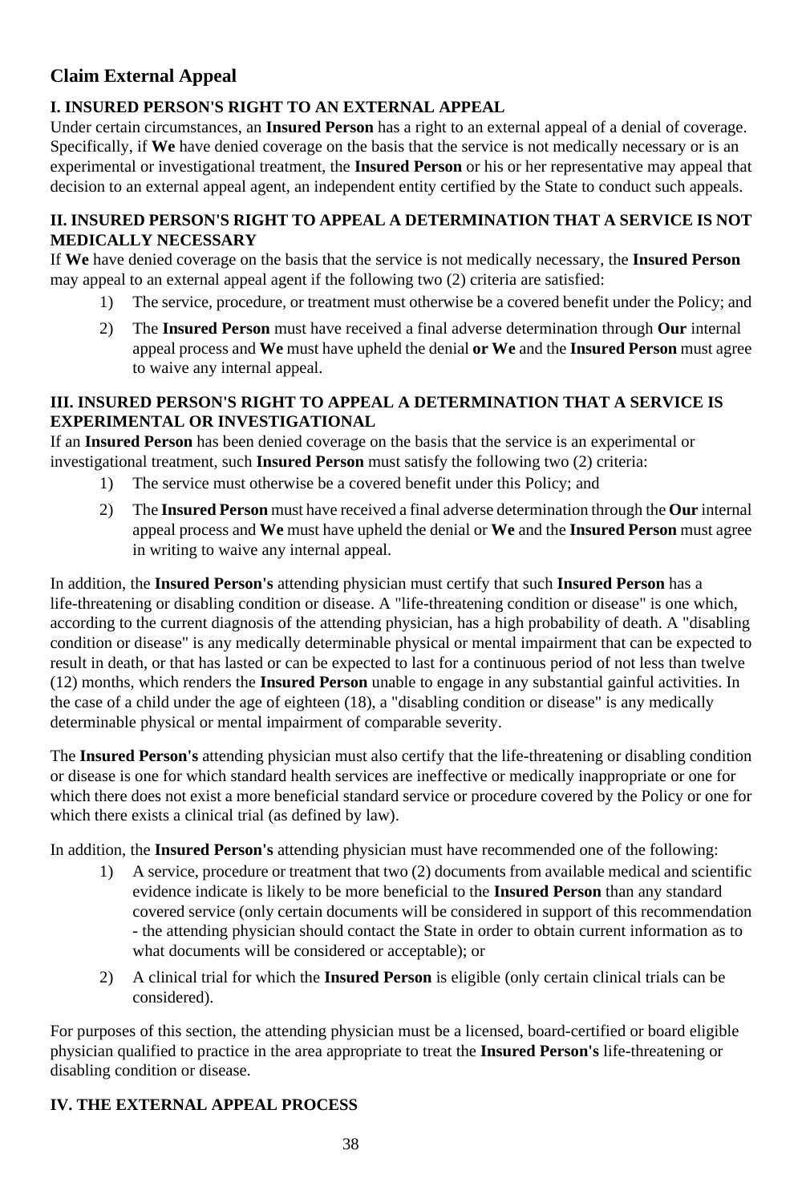## Claim External Appeal

### I. INSURED PERSON'S RIGHT TO AN EXTERNAL APPEAL

Under certain circumstances, an **Insured Person** has a right to an external appeal of a denial of coverage. Specifically, if **We** have denied coverage on the basis that the service is not medically necessary or is an experimental or investigational treatment, the **Insured Person** or his or her representative may appeal that decision to an external appeal agent, an independent entity certified by the State to conduct such appeals.

### II. INSURED PERSON'S RIGHT TO APPEAL A DETERMINATION THAT A SERVICE IS NOT MEDICALLY NECESSARY

If **We** have denied coverage on the basis that the service is not medically necessary, the **Insured Person** may appeal to an external appeal agent if the following two (2) criteria are satisfied:

1) The service, procedure, or treatment must otherwise be a covered benefit under the Policy; and
2) The **Insured Person** must have received a final adverse determination through **Our** internal appeal process and **We** must have upheld the denial **or We** and the **Insured Person** must agree to waive any internal appeal.

### III. INSURED PERSON'S RIGHT TO APPEAL A DETERMINATION THAT A SERVICE IS EXPERIMENTAL OR INVESTIGATIONAL

If an **Insured Person** has been denied coverage on the basis that the service is an experimental or investigational treatment, such **Insured Person** must satisfy the following two (2) criteria:

1) The service must otherwise be a covered benefit under this Policy; and
2) The **Insured Person** must have received a final adverse determination through the **Our** internal appeal process and **We** must have upheld the denial or **We** and the **Insured Person** must agree in writing to waive any internal appeal.

In addition, the **Insured Person's** attending physician must certify that such **Insured Person** has a life-threatening or disabling condition or disease. A "life-threatening condition or disease" is one which, according to the current diagnosis of the attending physician, has a high probability of death. A "disabling condition or disease" is any medically determinable physical or mental impairment that can be expected to result in death, or that has lasted or can be expected to last for a continuous period of not less than twelve (12) months, which renders the **Insured Person** unable to engage in any substantial gainful activities. In the case of a child under the age of eighteen (18), a "disabling condition or disease" is any medically determinable physical or mental impairment of comparable severity.

The **Insured Person's** attending physician must also certify that the life-threatening or disabling condition or disease is one for which standard health services are ineffective or medically inappropriate or one for which there does not exist a more beneficial standard service or procedure covered by the Policy or one for which there exists a clinical trial (as defined by law).

In addition, the **Insured Person's** attending physician must have recommended one of the following:

1) A service, procedure or treatment that two (2) documents from available medical and scientific evidence indicate is likely to be more beneficial to the **Insured Person** than any standard covered service (only certain documents will be considered in support of this recommendation - the attending physician should contact the State in order to obtain current information as to what documents will be considered or acceptable); or
2) A clinical trial for which the **Insured Person** is eligible (only certain clinical trials can be considered).

For purposes of this section, the attending physician must be a licensed, board-certified or board eligible physician qualified to practice in the area appropriate to treat the **Insured Person's** life-threatening or disabling condition or disease.

### IV. THE EXTERNAL APPEAL PROCESS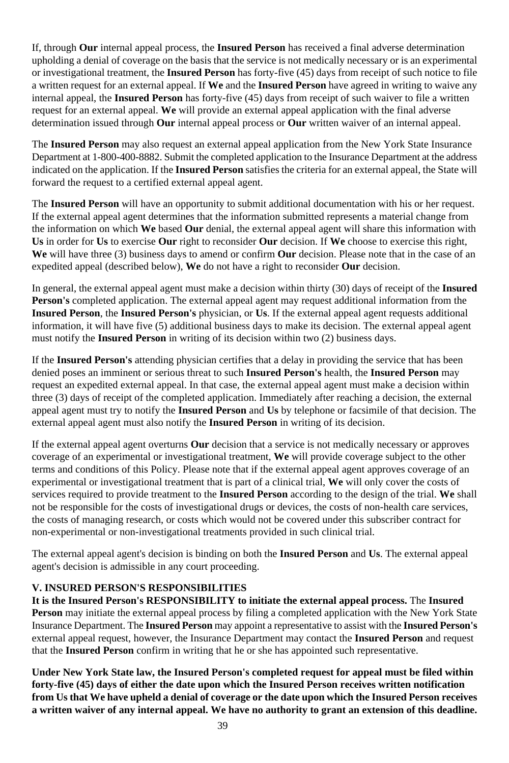If, through **Our** internal appeal process, the **Insured Person** has received a final adverse determination upholding a denial of coverage on the basis that the service is not medically necessary or is an experimental or investigational treatment, the **Insured Person** has forty-five (45) days from receipt of such notice to file a written request for an external appeal. If **We** and the **Insured Person** have agreed in writing to waive any internal appeal, the **Insured Person** has forty-five (45) days from receipt of such waiver to file a written request for an external appeal. **We** will provide an external appeal application with the final adverse determination issued through **Our** internal appeal process or **Our** written waiver of an internal appeal.

The **Insured Person** may also request an external appeal application from the New York State Insurance Department at 1-800-400-8882. Submit the completed application to the Insurance Department at the address indicated on the application. If the **Insured Person** satisfies the criteria for an external appeal, the State will forward the request to a certified external appeal agent.

The **Insured Person** will have an opportunity to submit additional documentation with his or her request. If the external appeal agent determines that the information submitted represents a material change from the information on which **We** based **Our** denial, the external appeal agent will share this information with **Us** in order for **Us** to exercise **Our** right to reconsider **Our** decision. If **We** choose to exercise this right, **We** will have three (3) business days to amend or confirm **Our** decision. Please note that in the case of an expedited appeal (described below), **We** do not have a right to reconsider **Our** decision.

In general, the external appeal agent must make a decision within thirty (30) days of receipt of the **Insured Person's** completed application. The external appeal agent may request additional information from the **Insured Person**, the **Insured Person's** physician, or **Us**. If the external appeal agent requests additional information, it will have five (5) additional business days to make its decision. The external appeal agent must notify the **Insured Person** in writing of its decision within two (2) business days.

If the **Insured Person's** attending physician certifies that a delay in providing the service that has been denied poses an imminent or serious threat to such **Insured Person's** health, the **Insured Person** may request an expedited external appeal. In that case, the external appeal agent must make a decision within three (3) days of receipt of the completed application. Immediately after reaching a decision, the external appeal agent must try to notify the **Insured Person** and **Us** by telephone or facsimile of that decision. The external appeal agent must also notify the **Insured Person** in writing of its decision.

If the external appeal agent overturns **Our** decision that a service is not medically necessary or approves coverage of an experimental or investigational treatment, **We** will provide coverage subject to the other terms and conditions of this Policy. Please note that if the external appeal agent approves coverage of an experimental or investigational treatment that is part of a clinical trial, **We** will only cover the costs of services required to provide treatment to the **Insured Person** according to the design of the trial. **We** shall not be responsible for the costs of investigational drugs or devices, the costs of non-health care services, the costs of managing research, or costs which would not be covered under this subscriber contract for non-experimental or non-investigational treatments provided in such clinical trial.

The external appeal agent's decision is binding on both the **Insured Person** and **Us**. The external appeal agent's decision is admissible in any court proceeding.

## V. INSURED PERSON'S RESPONSIBILITIES

**It is the Insured Person's RESPONSIBILITY to initiate the external appeal process.** The **Insured Person** may initiate the external appeal process by filing a completed application with the New York State Insurance Department. The **Insured Person** may appoint a representative to assist with the **Insured Person's** external appeal request, however, the Insurance Department may contact the **Insured Person** and request that the **Insured Person** confirm in writing that he or she has appointed such representative.

**Under New York State law, the Insured Person's completed request for appeal must be filed within forty-five (45) days of either the date upon which the Insured Person receives written notification from Us that We have upheld a denial of coverage or the date upon which the Insured Person receives a written waiver of any internal appeal. We have no authority to grant an extension of this deadline.**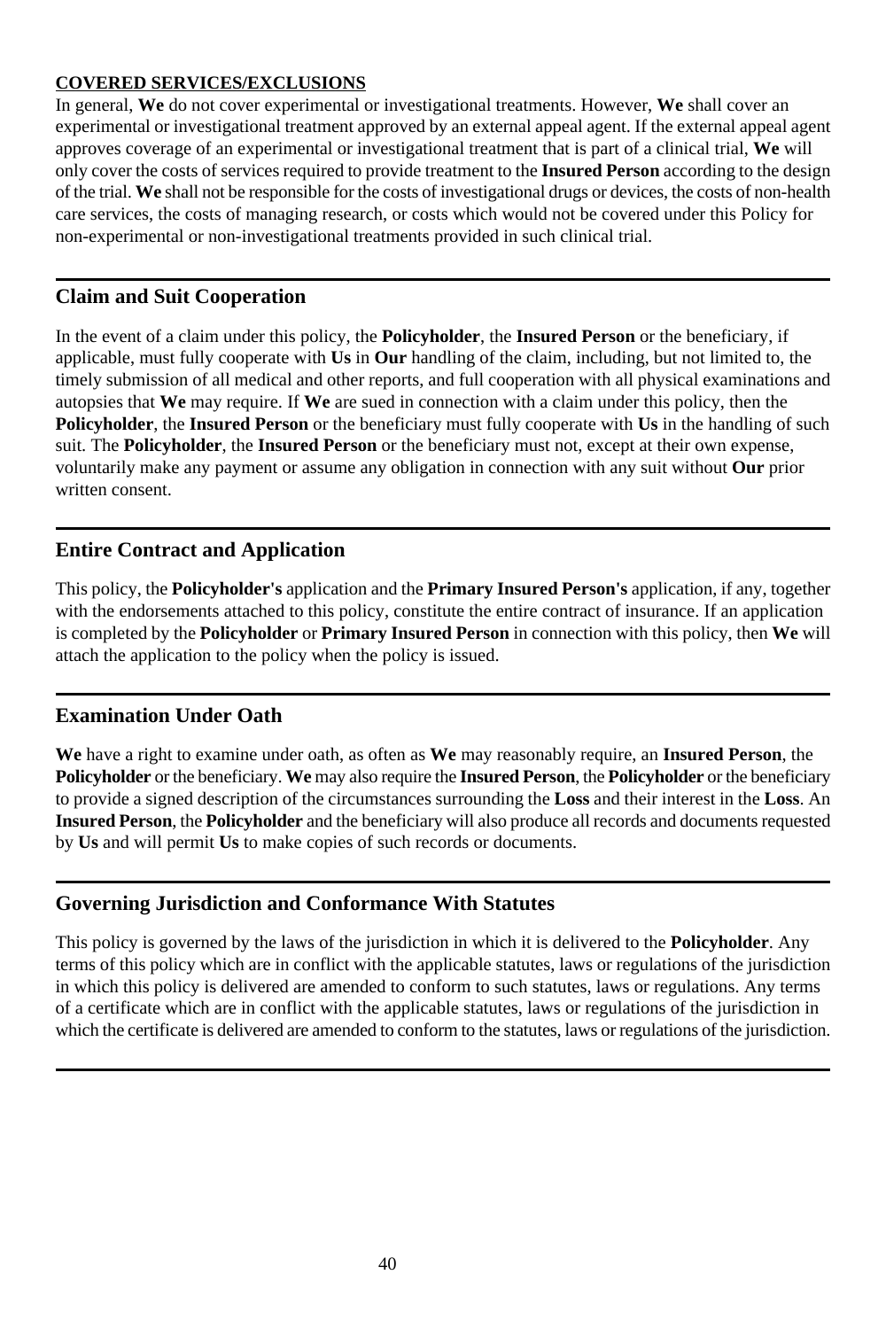**COVERED SERVICES/EXCLUSIONS**

In general, **We** do not cover experimental or investigational treatments. However, **We** shall cover an experimental or investigational treatment approved by an external appeal agent. If the external appeal agent approves coverage of an experimental or investigational treatment that is part of a clinical trial, **We** will only cover the costs of services required to provide treatment to the **Insured Person** according to the design of the trial. **We** shall not be responsible for the costs of investigational drugs or devices, the costs of non-health care services, the costs of managing research, or costs which would not be covered under this Policy for non-experimental or non-investigational treatments provided in such clinical trial.

## Claim and Suit Cooperation

In the event of a claim under this policy, the **Policyholder**, the **Insured Person** or the beneficiary, if applicable, must fully cooperate with **Us** in **Our** handling of the claim, including, but not limited to, the timely submission of all medical and other reports, and full cooperation with all physical examinations and autopsies that **We** may require. If **We** are sued in connection with a claim under this policy, then the **Policyholder**, the **Insured Person** or the beneficiary must fully cooperate with **Us** in the handling of such suit. The **Policyholder**, the **Insured Person** or the beneficiary must not, except at their own expense, voluntarily make any payment or assume any obligation in connection with any suit without **Our** prior written consent.

## Entire Contract and Application

This policy, the **Policyholder's** application and the **Primary Insured Person's** application, if any, together with the endorsements attached to this policy, constitute the entire contract of insurance. If an application is completed by the **Policyholder** or **Primary Insured Person** in connection with this policy, then **We** will attach the application to the policy when the policy is issued.

## Examination Under Oath

**We** have a right to examine under oath, as often as **We** may reasonably require, an **Insured Person**, the **Policyholder** or the beneficiary. **We** may also require the **Insured Person**, the **Policyholder** or the beneficiary to provide a signed description of the circumstances surrounding the **Loss** and their interest in the **Loss**. An **Insured Person**, the **Policyholder** and the beneficiary will also produce all records and documents requested by **Us** and will permit **Us** to make copies of such records or documents.

## Governing Jurisdiction and Conformance With Statutes

This policy is governed by the laws of the jurisdiction in which it is delivered to the **Policyholder**. Any terms of this policy which are in conflict with the applicable statutes, laws or regulations of the jurisdiction in which this policy is delivered are amended to conform to such statutes, laws or regulations. Any terms of a certificate which are in conflict with the applicable statutes, laws or regulations of the jurisdiction in which the certificate is delivered are amended to conform to the statutes, laws or regulations of the jurisdiction.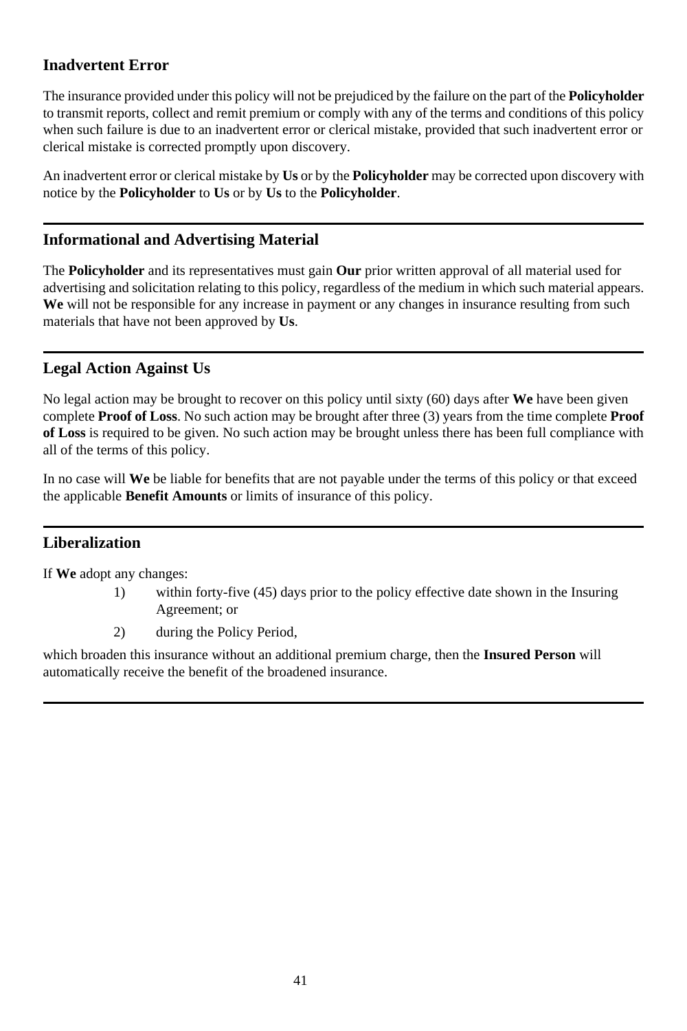## Inadvertent Error

The insurance provided under this policy will not be prejudiced by the failure on the part of the **Policyholder** to transmit reports, collect and remit premium or comply with any of the terms and conditions of this policy when such failure is due to an inadvertent error or clerical mistake, provided that such inadvertent error or clerical mistake is corrected promptly upon discovery.

An inadvertent error or clerical mistake by **Us** or by the **Policyholder** may be corrected upon discovery with notice by the **Policyholder** to **Us** or by **Us** to the **Policyholder**.

---

## Informational and Advertising Material

The **Policyholder** and its representatives must gain **Our** prior written approval of all material used for advertising and solicitation relating to this policy, regardless of the medium in which such material appears. **We** will not be responsible for any increase in payment or any changes in insurance resulting from such materials that have not been approved by **Us**.

---

## Legal Action Against Us

No legal action may be brought to recover on this policy until sixty (60) days after **We** have been given complete **Proof of Loss**. No such action may be brought after three (3) years from the time complete **Proof of Loss** is required to be given. No such action may be brought unless there has been full compliance with all of the terms of this policy.

In no case will **We** be liable for benefits that are not payable under the terms of this policy or that exceed the applicable **Benefit Amounts** or limits of insurance of this policy.

---

## Liberalization

If **We** adopt any changes:

1) within forty-five (45) days prior to the policy effective date shown in the Insuring Agreement; or
2) during the Policy Period,

which broaden this insurance without an additional premium charge, then the **Insured Person** will automatically receive the benefit of the broadened insurance.

---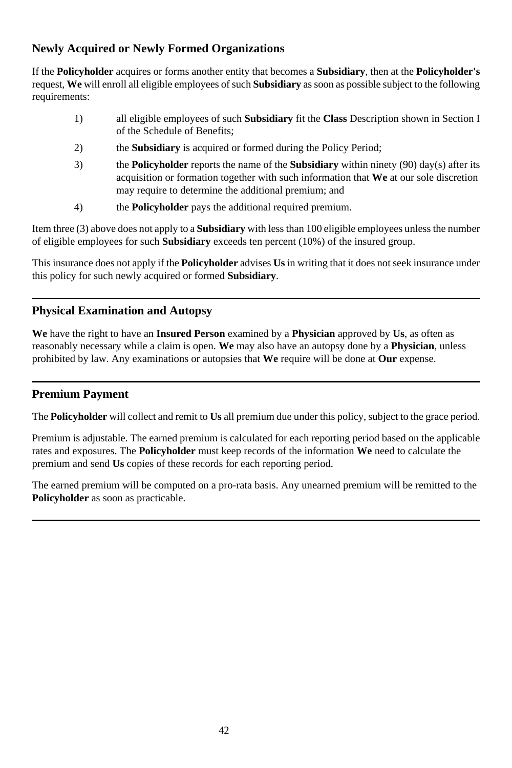## Newly Acquired or Newly Formed Organizations

If the **Policyholder** acquires or forms another entity that becomes a **Subsidiary**, then at the **Policyholder's** request, **We** will enroll all eligible employees of such **Subsidiary** as soon as possible subject to the following requirements:

1) all eligible employees of such **Subsidiary** fit the **Class** Description shown in Section I of the Schedule of Benefits;
2) the **Subsidiary** is acquired or formed during the Policy Period;
3) the **Policyholder** reports the name of the **Subsidiary** within ninety (90) day(s) after its acquisition or formation together with such information that **We** at our sole discretion may require to determine the additional premium; and
4) the **Policyholder** pays the additional required premium.

Item three (3) above does not apply to a **Subsidiary** with less than 100 eligible employees unless the number of eligible employees for such **Subsidiary** exceeds ten percent (10%) of the insured group.

This insurance does not apply if the **Policyholder** advises **Us** in writing that it does not seek insurance under this policy for such newly acquired or formed **Subsidiary**.

---

## Physical Examination and Autopsy

**We** have the right to have an **Insured Person** examined by a **Physician** approved by **Us**, as often as reasonably necessary while a claim is open. **We** may also have an autopsy done by a **Physician**, unless prohibited by law. Any examinations or autopsies that **We** require will be done at **Our** expense.

---

## Premium Payment

The **Policyholder** will collect and remit to **Us** all premium due under this policy, subject to the grace period.

Premium is adjustable. The earned premium is calculated for each reporting period based on the applicable rates and exposures. The **Policyholder** must keep records of the information **We** need to calculate the premium and send **Us** copies of these records for each reporting period.

The earned premium will be computed on a pro-rata basis. Any unearned premium will be remitted to the **Policyholder** as soon as practicable.

---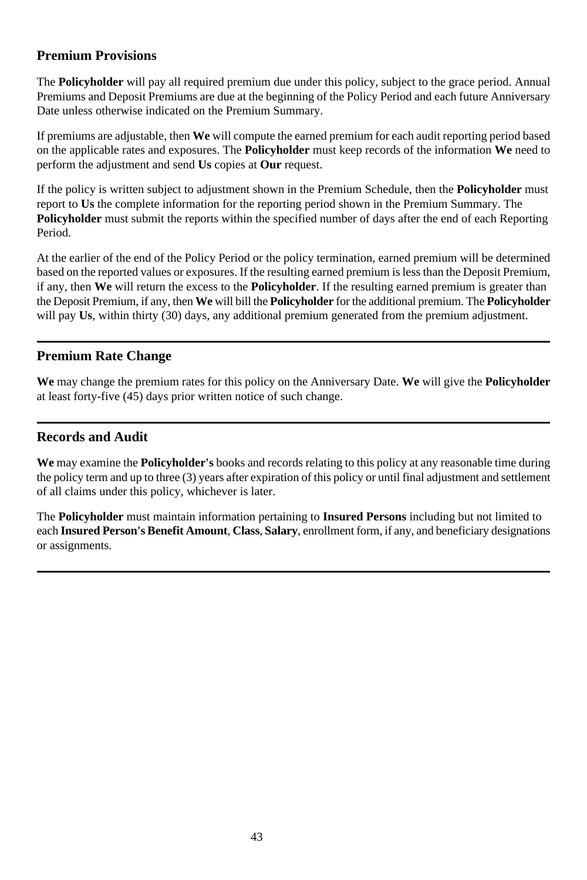## Premium Provisions

The **Policyholder** will pay all required premium due under this policy, subject to the grace period. Annual Premiums and Deposit Premiums are due at the beginning of the Policy Period and each future Anniversary Date unless otherwise indicated on the Premium Summary.

If premiums are adjustable, then **We** will compute the earned premium for each audit reporting period based on the applicable rates and exposures. The **Policyholder** must keep records of the information **We** need to perform the adjustment and send **Us** copies at **Our** request.

If the policy is written subject to adjustment shown in the Premium Schedule, then the **Policyholder** must report to **Us** the complete information for the reporting period shown in the Premium Summary. The **Policyholder** must submit the reports within the specified number of days after the end of each Reporting Period.

At the earlier of the end of the Policy Period or the policy termination, earned premium will be determined based on the reported values or exposures. If the resulting earned premium is less than the Deposit Premium, if any, then **We** will return the excess to the **Policyholder**. If the resulting earned premium is greater than the Deposit Premium, if any, then **We** will bill the **Policyholder** for the additional premium. The **Policyholder** will pay **Us**, within thirty (30) days, any additional premium generated from the premium adjustment.

---

## Premium Rate Change

**We** may change the premium rates for this policy on the Anniversary Date. **We** will give the **Policyholder** at least forty-five (45) days prior written notice of such change.

---

## Records and Audit

**We** may examine the **Policyholder's** books and records relating to this policy at any reasonable time during the policy term and up to three (3) years after expiration of this policy or until final adjustment and settlement of all claims under this policy, whichever is later.

The **Policyholder** must maintain information pertaining to **Insured Persons** including but not limited to each **Insured Person's Benefit Amount**, **Class**, **Salary**, enrollment form, if any, and beneficiary designations or assignments.

---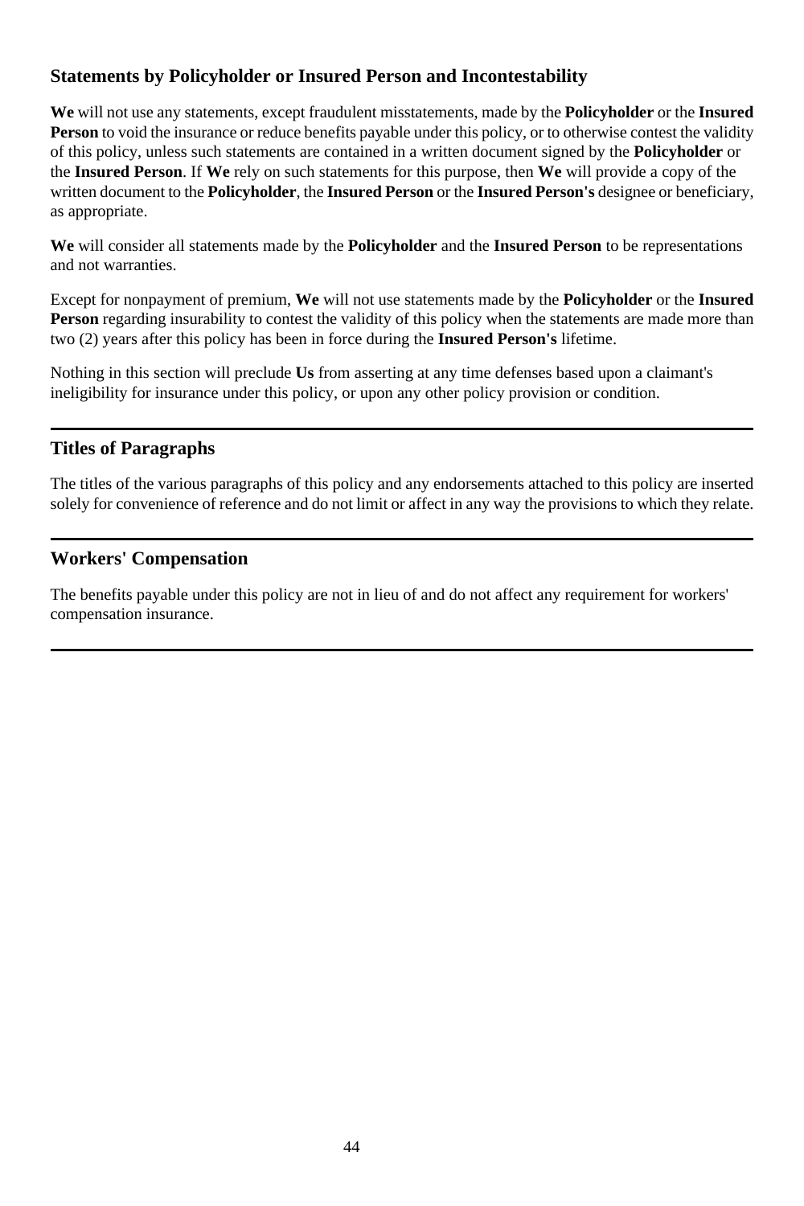## Statements by Policyholder or Insured Person and Incontestability

**We** will not use any statements, except fraudulent misstatements, made by the **Policyholder** or the **Insured Person** to void the insurance or reduce benefits payable under this policy, or to otherwise contest the validity of this policy, unless such statements are contained in a written document signed by the **Policyholder** or the **Insured Person**. If **We** rely on such statements for this purpose, then **We** will provide a copy of the written document to the **Policyholder**, the **Insured Person** or the **Insured Person's** designee or beneficiary, as appropriate.

**We** will consider all statements made by the **Policyholder** and the **Insured Person** to be representations and not warranties.

Except for nonpayment of premium, **We** will not use statements made by the **Policyholder** or the **Insured Person** regarding insurability to contest the validity of this policy when the statements are made more than two (2) years after this policy has been in force during the **Insured Person's** lifetime.

Nothing in this section will preclude **Us** from asserting at any time defenses based upon a claimant's ineligibility for insurance under this policy, or upon any other policy provision or condition.

---

## Titles of Paragraphs

The titles of the various paragraphs of this policy and any endorsements attached to this policy are inserted solely for convenience of reference and do not limit or affect in any way the provisions to which they relate.

---

## Workers' Compensation

The benefits payable under this policy are not in lieu of and do not affect any requirement for workers' compensation insurance.

---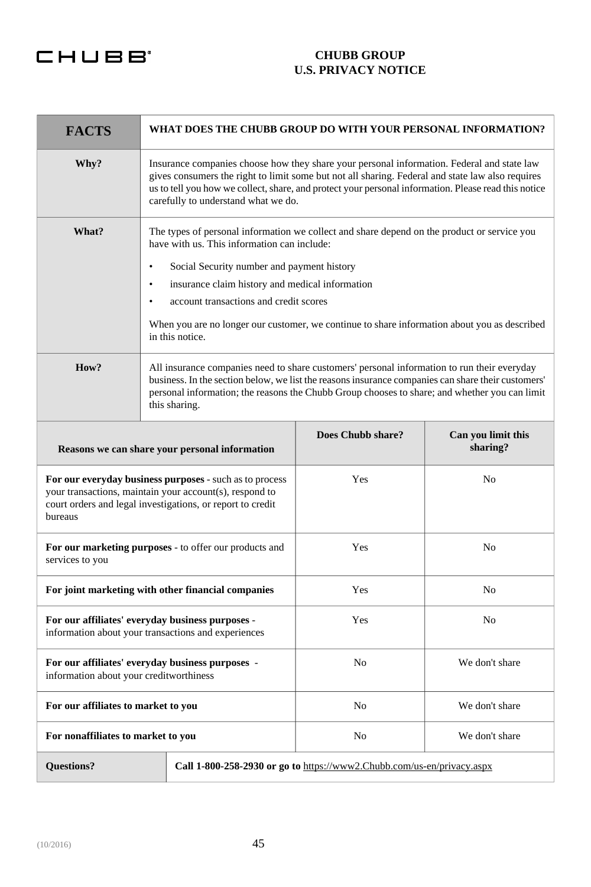# CHUBB GROUP
## U.S. PRIVACY NOTICE

| FACTS | WHAT DOES THE CHUBB GROUP DO WITH YOUR PERSONAL INFORMATION? |
|---|---|
| **Why?** | Insurance companies choose how they share your personal information. Federal and state law gives consumers the right to limit some but not all sharing. Federal and state law also requires us to tell you how we collect, share, and protect your personal information. Please read this notice carefully to understand what we do. |
| **What?** | The types of personal information we collect and share depend on the product or service you have with us. This information can include:<br>• Social Security number and payment history<br>• insurance claim history and medical information<br>• account transactions and credit scores<br><br>When you are no longer our customer, we continue to share information about you as described in this notice. |
| **How?** | All insurance companies need to share customers' personal information to run their everyday business. In the section below, we list the reasons insurance companies can share their customers' personal information; the reasons the Chubb Group chooses to share; and whether you can limit this sharing. |

| Reasons we can share your personal information | Does Chubb share? | Can you limit this sharing? |
|---|---|---|
| **For our everyday business purposes** - such as to process your transactions, maintain your account(s), respond to court orders and legal investigations, or report to credit bureaus | Yes | No |
| **For our marketing purposes** - to offer our products and services to you | Yes | No |
| **For joint marketing with other financial companies** | Yes | No |
| **For our affiliates' everyday business purposes** - information about your transactions and experiences | Yes | No |
| **For our affiliates' everyday business purposes** - information about your creditworthiness | No | We don't share |
| **For our affiliates to market to you** | No | We don't share |
| **For nonaffiliates to market to you** | No | We don't share |

| Questions? | Call 1-800-258-2930 or go to https://www2.Chubb.com/us-en/privacy.aspx |
|---|---|

(10/2016)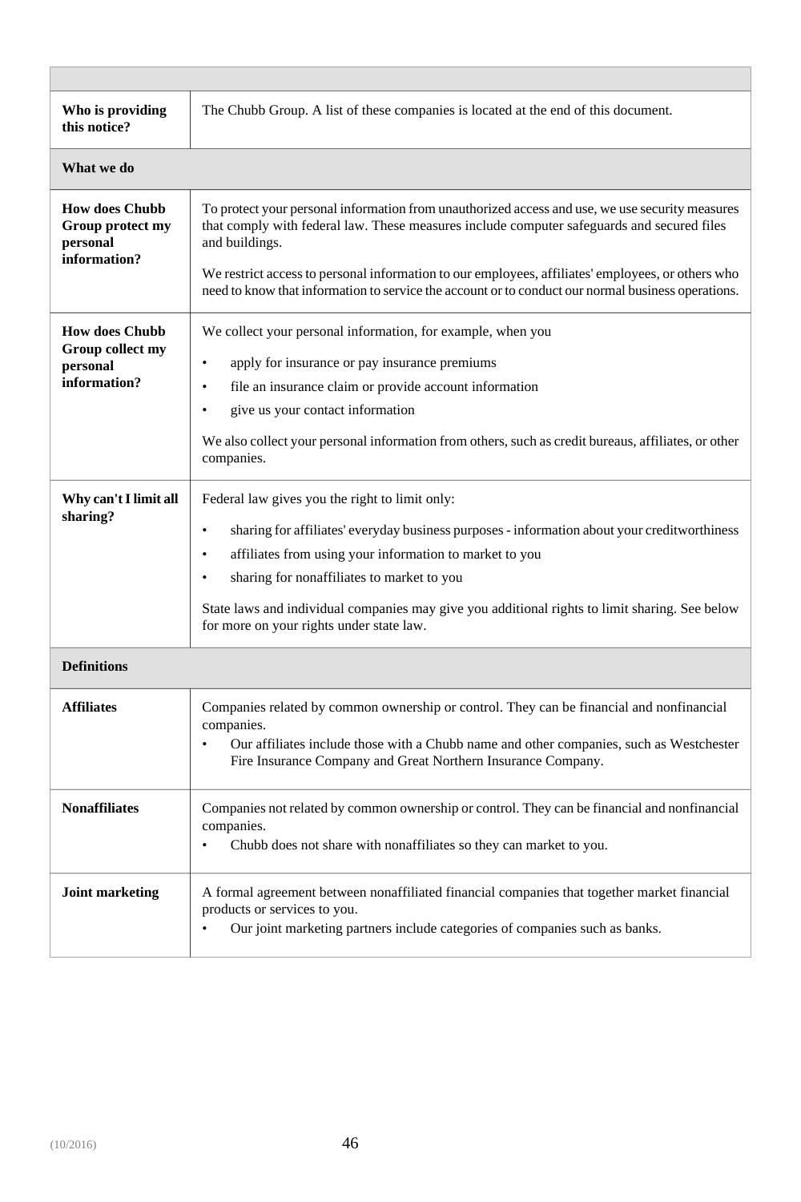| | |
|---|---|
| **Who is providing this notice?** | The Chubb Group. A list of these companies is located at the end of this document. |
| **What we do** | |
| **How does Chubb Group protect my personal information?** | To protect your personal information from unauthorized access and use, we use security measures that comply with federal law. These measures include computer safeguards and secured files and buildings.<br><br>We restrict access to personal information to our employees, affiliates' employees, or others who need to know that information to service the account or to conduct our normal business operations. |
| **How does Chubb Group collect my personal information?** | We collect your personal information, for example, when you<br>• apply for insurance or pay insurance premiums<br>• file an insurance claim or provide account information<br>• give us your contact information<br><br>We also collect your personal information from others, such as credit bureaus, affiliates, or other companies. |
| **Why can't I limit all sharing?** | Federal law gives you the right to limit only:<br>• sharing for affiliates' everyday business purposes - information about your creditworthiness<br>• affiliates from using your information to market to you<br>• sharing for nonaffiliates to market to you<br><br>State laws and individual companies may give you additional rights to limit sharing. See below for more on your rights under state law. |
| **Definitions** | |
| **Affiliates** | Companies related by common ownership or control. They can be financial and nonfinancial companies.<br>• Our affiliates include those with a Chubb name and other companies, such as Westchester Fire Insurance Company and Great Northern Insurance Company. |
| **Nonaffiliates** | Companies not related by common ownership or control. They can be financial and nonfinancial companies.<br>• Chubb does not share with nonaffiliates so they can market to you. |
| **Joint marketing** | A formal agreement between nonaffiliated financial companies that together market financial products or services to you.<br>• Our joint marketing partners include categories of companies such as banks. |

(10/2016)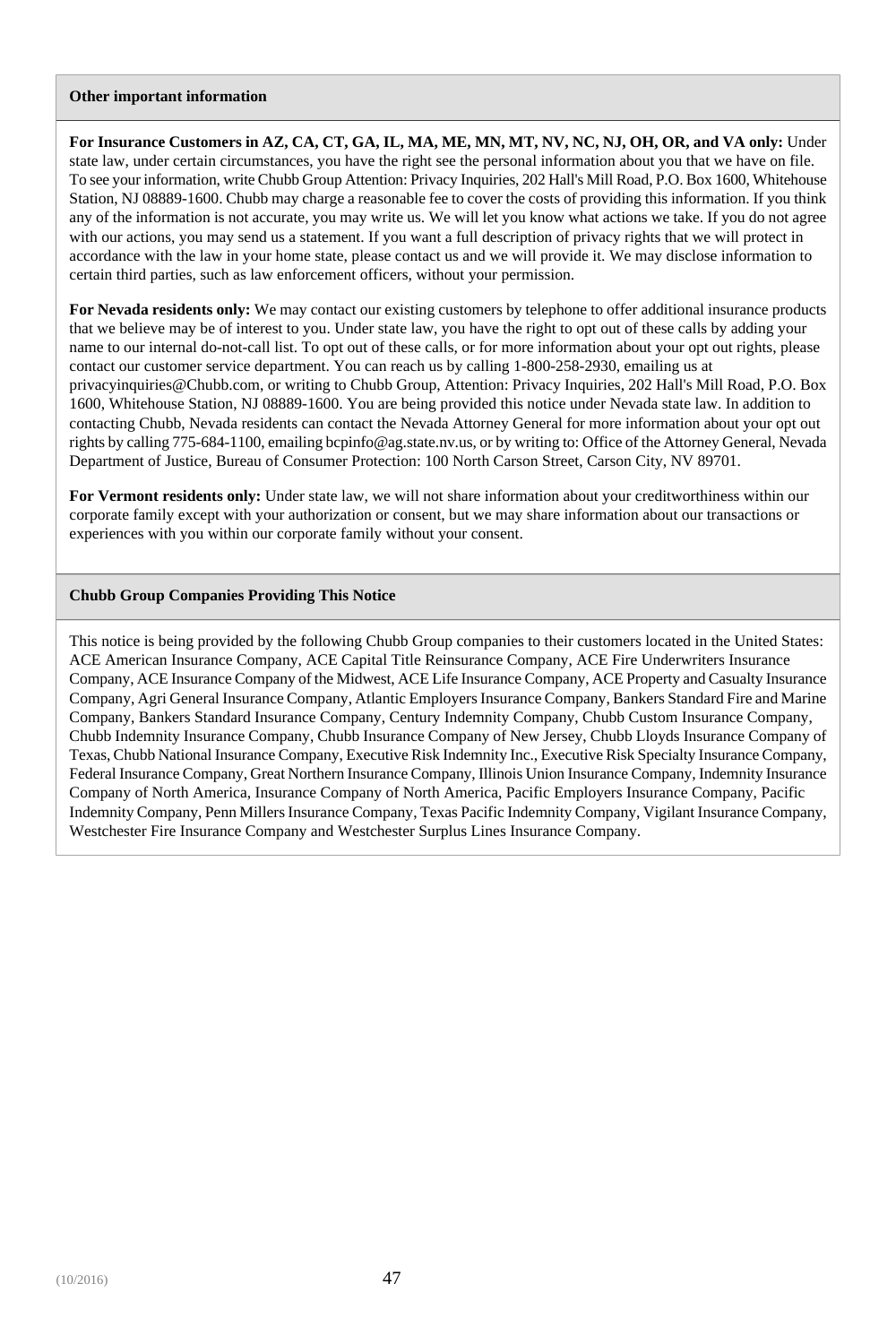**Other important information**

**For Insurance Customers in AZ, CA, CT, GA, IL, MA, ME, MN, MT, NV, NC, NJ, OH, OR, and VA only:** Under state law, under certain circumstances, you have the right see the personal information about you that we have on file. To see your information, write Chubb Group Attention: Privacy Inquiries, 202 Hall's Mill Road, P.O. Box 1600, Whitehouse Station, NJ 08889-1600. Chubb may charge a reasonable fee to cover the costs of providing this information. If you think any of the information is not accurate, you may write us. We will let you know what actions we take. If you do not agree with our actions, you may send us a statement. If you want a full description of privacy rights that we will protect in accordance with the law in your home state, please contact us and we will provide it. We may disclose information to certain third parties, such as law enforcement officers, without your permission.

**For Nevada residents only:** We may contact our existing customers by telephone to offer additional insurance products that we believe may be of interest to you. Under state law, you have the right to opt out of these calls by adding your name to our internal do-not-call list. To opt out of these calls, or for more information about your opt out rights, please contact our customer service department. You can reach us by calling 1-800-258-2930, emailing us at privacyinquiries@Chubb.com, or writing to Chubb Group, Attention: Privacy Inquiries, 202 Hall's Mill Road, P.O. Box 1600, Whitehouse Station, NJ 08889-1600. You are being provided this notice under Nevada state law. In addition to contacting Chubb, Nevada residents can contact the Nevada Attorney General for more information about your opt out rights by calling 775-684-1100, emailing bcpinfo@ag.state.nv.us, or by writing to: Office of the Attorney General, Nevada Department of Justice, Bureau of Consumer Protection: 100 North Carson Street, Carson City, NV 89701.

**For Vermont residents only:** Under state law, we will not share information about your creditworthiness within our corporate family except with your authorization or consent, but we may share information about our transactions or experiences with you within our corporate family without your consent.

**Chubb Group Companies Providing This Notice**

This notice is being provided by the following Chubb Group companies to their customers located in the United States: ACE American Insurance Company, ACE Capital Title Reinsurance Company, ACE Fire Underwriters Insurance Company, ACE Insurance Company of the Midwest, ACE Life Insurance Company, ACE Property and Casualty Insurance Company, Agri General Insurance Company, Atlantic Employers Insurance Company, Bankers Standard Fire and Marine Company, Bankers Standard Insurance Company, Century Indemnity Company, Chubb Custom Insurance Company, Chubb Indemnity Insurance Company, Chubb Insurance Company of New Jersey, Chubb Lloyds Insurance Company of Texas, Chubb National Insurance Company, Executive Risk Indemnity Inc., Executive Risk Specialty Insurance Company, Federal Insurance Company, Great Northern Insurance Company, Illinois Union Insurance Company, Indemnity Insurance Company of North America, Insurance Company of North America, Pacific Employers Insurance Company, Pacific Indemnity Company, Penn Millers Insurance Company, Texas Pacific Indemnity Company, Vigilant Insurance Company, Westchester Fire Insurance Company and Westchester Surplus Lines Insurance Company.

(10/2016)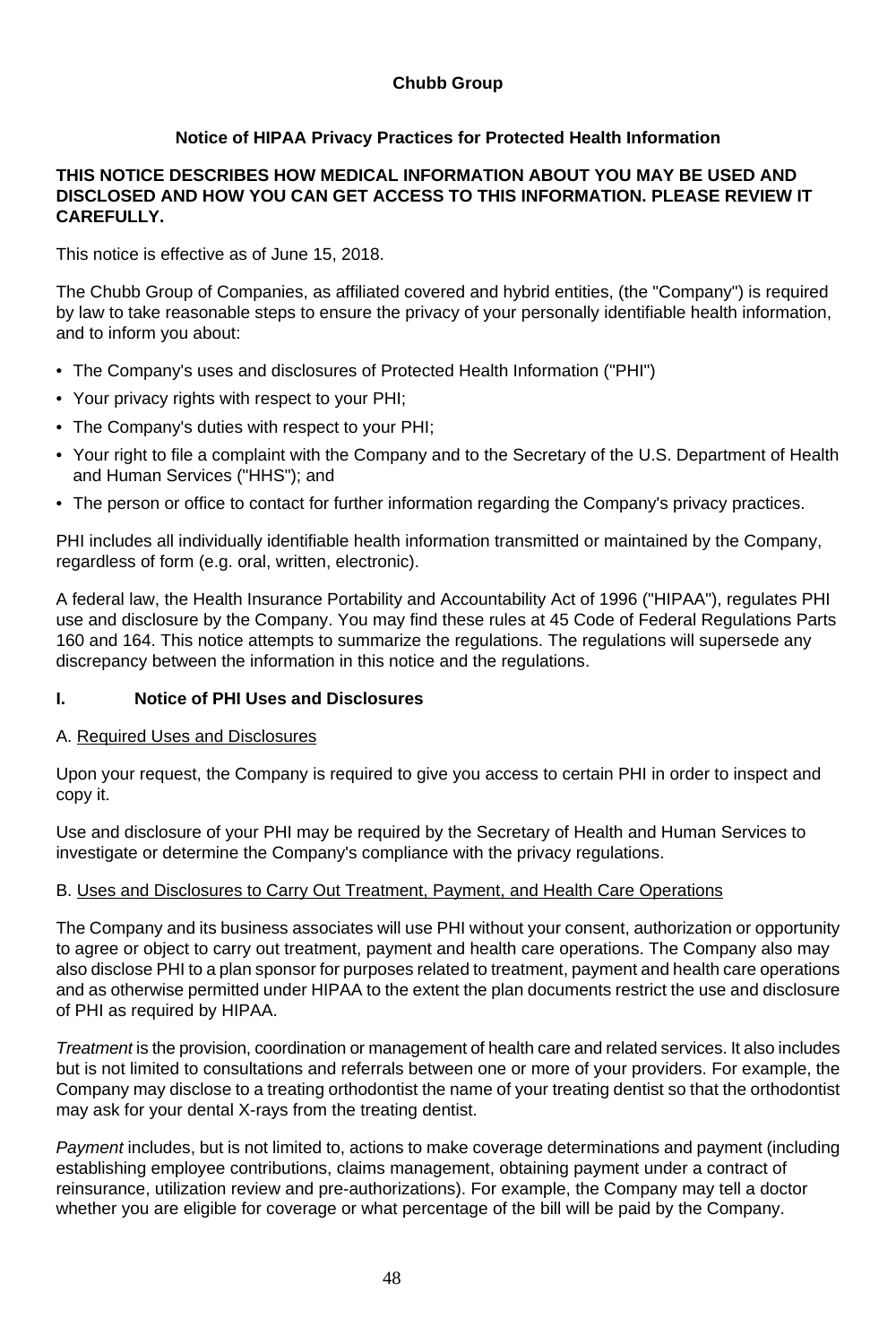# Chubb Group

## Notice of HIPAA Privacy Practices for Protected Health Information

**THIS NOTICE DESCRIBES HOW MEDICAL INFORMATION ABOUT YOU MAY BE USED AND DISCLOSED AND HOW YOU CAN GET ACCESS TO THIS INFORMATION. PLEASE REVIEW IT CAREFULLY.**

This notice is effective as of June 15, 2018.

The Chubb Group of Companies, as affiliated covered and hybrid entities, (the "Company") is required by law to take reasonable steps to ensure the privacy of your personally identifiable health information, and to inform you about:

- The Company's uses and disclosures of Protected Health Information ("PHI")
- Your privacy rights with respect to your PHI;
- The Company's duties with respect to your PHI;
- Your right to file a complaint with the Company and to the Secretary of the U.S. Department of Health and Human Services ("HHS"); and
- The person or office to contact for further information regarding the Company's privacy practices.

PHI includes all individually identifiable health information transmitted or maintained by the Company, regardless of form (e.g. oral, written, electronic).

A federal law, the Health Insurance Portability and Accountability Act of 1996 ("HIPAA"), regulates PHI use and disclosure by the Company. You may find these rules at 45 Code of Federal Regulations Parts 160 and 164. This notice attempts to summarize the regulations. The regulations will supersede any discrepancy between the information in this notice and the regulations.

### I. Notice of PHI Uses and Disclosures

A. Required Uses and Disclosures

Upon your request, the Company is required to give you access to certain PHI in order to inspect and copy it.

Use and disclosure of your PHI may be required by the Secretary of Health and Human Services to investigate or determine the Company's compliance with the privacy regulations.

B. Uses and Disclosures to Carry Out Treatment, Payment, and Health Care Operations

The Company and its business associates will use PHI without your consent, authorization or opportunity to agree or object to carry out treatment, payment and health care operations. The Company also may also disclose PHI to a plan sponsor for purposes related to treatment, payment and health care operations and as otherwise permitted under HIPAA to the extent the plan documents restrict the use and disclosure of PHI as required by HIPAA.

*Treatment* is the provision, coordination or management of health care and related services. It also includes but is not limited to consultations and referrals between one or more of your providers. For example, the Company may disclose to a treating orthodontist the name of your treating dentist so that the orthodontist may ask for your dental X-rays from the treating dentist.

*Payment* includes, but is not limited to, actions to make coverage determinations and payment (including establishing employee contributions, claims management, obtaining payment under a contract of reinsurance, utilization review and pre-authorizations). For example, the Company may tell a doctor whether you are eligible for coverage or what percentage of the bill will be paid by the Company.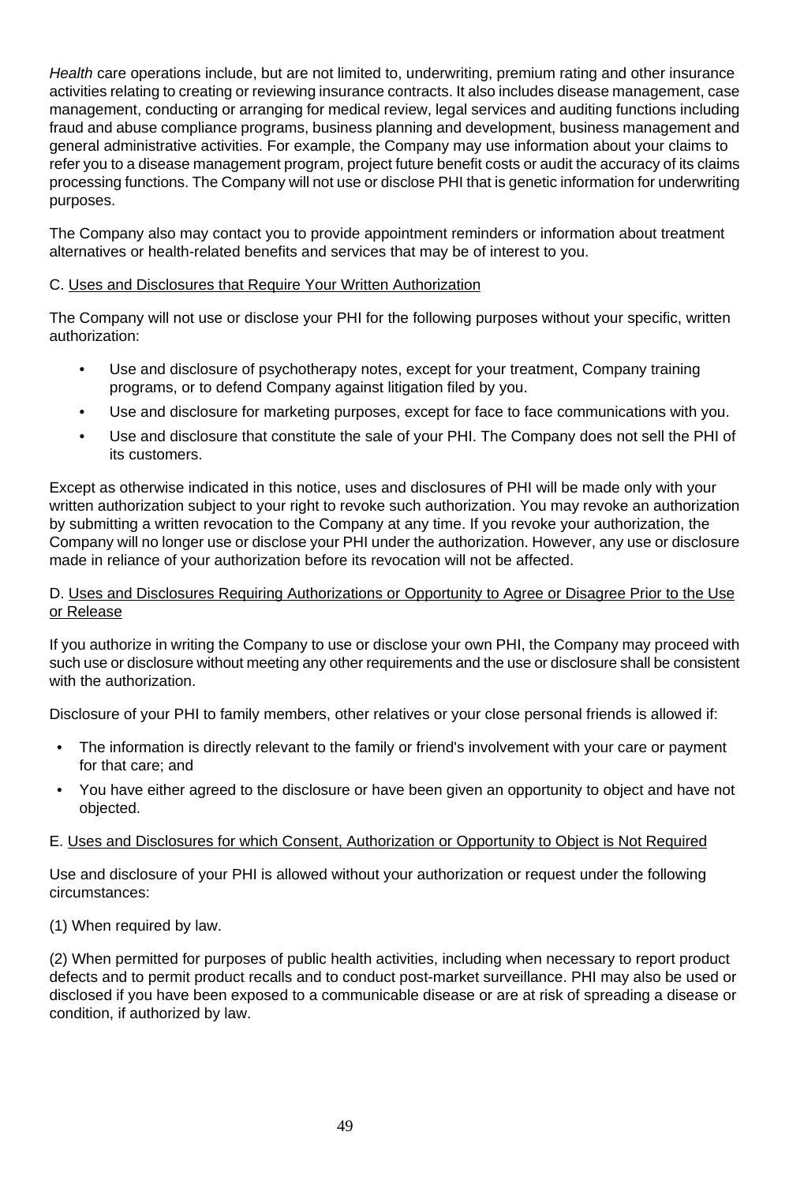*Health* care operations include, but are not limited to, underwriting, premium rating and other insurance activities relating to creating or reviewing insurance contracts. It also includes disease management, case management, conducting or arranging for medical review, legal services and auditing functions including fraud and abuse compliance programs, business planning and development, business management and general administrative activities. For example, the Company may use information about your claims to refer you to a disease management program, project future benefit costs or audit the accuracy of its claims processing functions. The Company will not use or disclose PHI that is genetic information for underwriting purposes.

The Company also may contact you to provide appointment reminders or information about treatment alternatives or health-related benefits and services that may be of interest to you.

C. <u>Uses and Disclosures that Require Your Written Authorization</u>

The Company will not use or disclose your PHI for the following purposes without your specific, written authorization:

- Use and disclosure of psychotherapy notes, except for your treatment, Company training programs, or to defend Company against litigation filed by you.
- Use and disclosure for marketing purposes, except for face to face communications with you.
- Use and disclosure that constitute the sale of your PHI. The Company does not sell the PHI of its customers.

Except as otherwise indicated in this notice, uses and disclosures of PHI will be made only with your written authorization subject to your right to revoke such authorization. You may revoke an authorization by submitting a written revocation to the Company at any time. If you revoke your authorization, the Company will no longer use or disclose your PHI under the authorization. However, any use or disclosure made in reliance of your authorization before its revocation will not be affected.

D. <u>Uses and Disclosures Requiring Authorizations or Opportunity to Agree or Disagree Prior to the Use or Release</u>

If you authorize in writing the Company to use or disclose your own PHI, the Company may proceed with such use or disclosure without meeting any other requirements and the use or disclosure shall be consistent with the authorization.

Disclosure of your PHI to family members, other relatives or your close personal friends is allowed if:

- The information is directly relevant to the family or friend's involvement with your care or payment for that care; and
- You have either agreed to the disclosure or have been given an opportunity to object and have not objected.

E. <u>Uses and Disclosures for which Consent, Authorization or Opportunity to Object is Not Required</u>

Use and disclosure of your PHI is allowed without your authorization or request under the following circumstances:

(1) When required by law.

(2) When permitted for purposes of public health activities, including when necessary to report product defects and to permit product recalls and to conduct post-market surveillance. PHI may also be used or disclosed if you have been exposed to a communicable disease or are at risk of spreading a disease or condition, if authorized by law.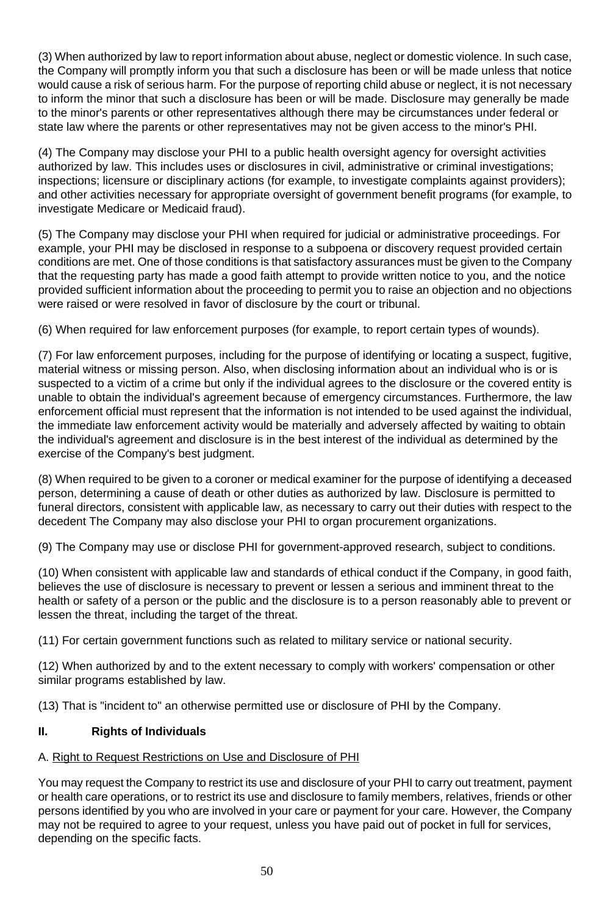(3) When authorized by law to report information about abuse, neglect or domestic violence. In such case, the Company will promptly inform you that such a disclosure has been or will be made unless that notice would cause a risk of serious harm. For the purpose of reporting child abuse or neglect, it is not necessary to inform the minor that such a disclosure has been or will be made. Disclosure may generally be made to the minor's parents or other representatives although there may be circumstances under federal or state law where the parents or other representatives may not be given access to the minor's PHI.

(4) The Company may disclose your PHI to a public health oversight agency for oversight activities authorized by law. This includes uses or disclosures in civil, administrative or criminal investigations; inspections; licensure or disciplinary actions (for example, to investigate complaints against providers); and other activities necessary for appropriate oversight of government benefit programs (for example, to investigate Medicare or Medicaid fraud).

(5) The Company may disclose your PHI when required for judicial or administrative proceedings. For example, your PHI may be disclosed in response to a subpoena or discovery request provided certain conditions are met. One of those conditions is that satisfactory assurances must be given to the Company that the requesting party has made a good faith attempt to provide written notice to you, and the notice provided sufficient information about the proceeding to permit you to raise an objection and no objections were raised or were resolved in favor of disclosure by the court or tribunal.

(6) When required for law enforcement purposes (for example, to report certain types of wounds).

(7) For law enforcement purposes, including for the purpose of identifying or locating a suspect, fugitive, material witness or missing person. Also, when disclosing information about an individual who is or is suspected to a victim of a crime but only if the individual agrees to the disclosure or the covered entity is unable to obtain the individual's agreement because of emergency circumstances. Furthermore, the law enforcement official must represent that the information is not intended to be used against the individual, the immediate law enforcement activity would be materially and adversely affected by waiting to obtain the individual's agreement and disclosure is in the best interest of the individual as determined by the exercise of the Company's best judgment.

(8) When required to be given to a coroner or medical examiner for the purpose of identifying a deceased person, determining a cause of death or other duties as authorized by law. Disclosure is permitted to funeral directors, consistent with applicable law, as necessary to carry out their duties with respect to the decedent The Company may also disclose your PHI to organ procurement organizations.

(9) The Company may use or disclose PHI for government-approved research, subject to conditions.

(10) When consistent with applicable law and standards of ethical conduct if the Company, in good faith, believes the use of disclosure is necessary to prevent or lessen a serious and imminent threat to the health or safety of a person or the public and the disclosure is to a person reasonably able to prevent or lessen the threat, including the target of the threat.

(11) For certain government functions such as related to military service or national security.

(12) When authorized by and to the extent necessary to comply with workers' compensation or other similar programs established by law.

(13) That is "incident to" an otherwise permitted use or disclosure of PHI by the Company.

## II. Rights of Individuals

A. Right to Request Restrictions on Use and Disclosure of PHI

You may request the Company to restrict its use and disclosure of your PHI to carry out treatment, payment or health care operations, or to restrict its use and disclosure to family members, relatives, friends or other persons identified by you who are involved in your care or payment for your care. However, the Company may not be required to agree to your request, unless you have paid out of pocket in full for services, depending on the specific facts.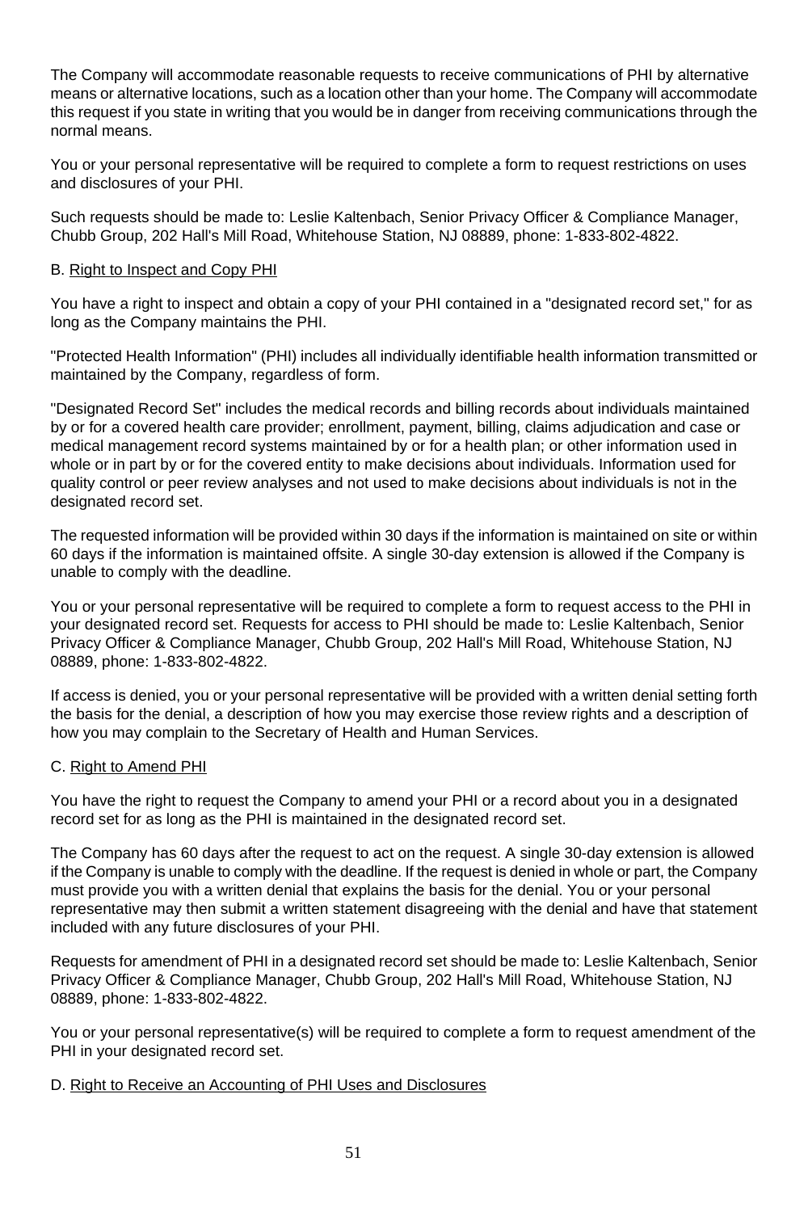The Company will accommodate reasonable requests to receive communications of PHI by alternative means or alternative locations, such as a location other than your home. The Company will accommodate this request if you state in writing that you would be in danger from receiving communications through the normal means.

You or your personal representative will be required to complete a form to request restrictions on uses and disclosures of your PHI.

Such requests should be made to: Leslie Kaltenbach, Senior Privacy Officer & Compliance Manager, Chubb Group, 202 Hall's Mill Road, Whitehouse Station, NJ 08889, phone: 1-833-802-4822.

B. <u>Right to Inspect and Copy PHI</u>

You have a right to inspect and obtain a copy of your PHI contained in a "designated record set," for as long as the Company maintains the PHI.

"Protected Health Information" (PHI) includes all individually identifiable health information transmitted or maintained by the Company, regardless of form.

"Designated Record Set" includes the medical records and billing records about individuals maintained by or for a covered health care provider; enrollment, payment, billing, claims adjudication and case or medical management record systems maintained by or for a health plan; or other information used in whole or in part by or for the covered entity to make decisions about individuals. Information used for quality control or peer review analyses and not used to make decisions about individuals is not in the designated record set.

The requested information will be provided within 30 days if the information is maintained on site or within 60 days if the information is maintained offsite. A single 30-day extension is allowed if the Company is unable to comply with the deadline.

You or your personal representative will be required to complete a form to request access to the PHI in your designated record set. Requests for access to PHI should be made to: Leslie Kaltenbach, Senior Privacy Officer & Compliance Manager, Chubb Group, 202 Hall's Mill Road, Whitehouse Station, NJ 08889, phone: 1-833-802-4822.

If access is denied, you or your personal representative will be provided with a written denial setting forth the basis for the denial, a description of how you may exercise those review rights and a description of how you may complain to the Secretary of Health and Human Services.

C. <u>Right to Amend PHI</u>

You have the right to request the Company to amend your PHI or a record about you in a designated record set for as long as the PHI is maintained in the designated record set.

The Company has 60 days after the request to act on the request. A single 30-day extension is allowed if the Company is unable to comply with the deadline. If the request is denied in whole or part, the Company must provide you with a written denial that explains the basis for the denial. You or your personal representative may then submit a written statement disagreeing with the denial and have that statement included with any future disclosures of your PHI.

Requests for amendment of PHI in a designated record set should be made to: Leslie Kaltenbach, Senior Privacy Officer & Compliance Manager, Chubb Group, 202 Hall's Mill Road, Whitehouse Station, NJ 08889, phone: 1-833-802-4822.

You or your personal representative(s) will be required to complete a form to request amendment of the PHI in your designated record set.

D. <u>Right to Receive an Accounting of PHI Uses and Disclosures</u>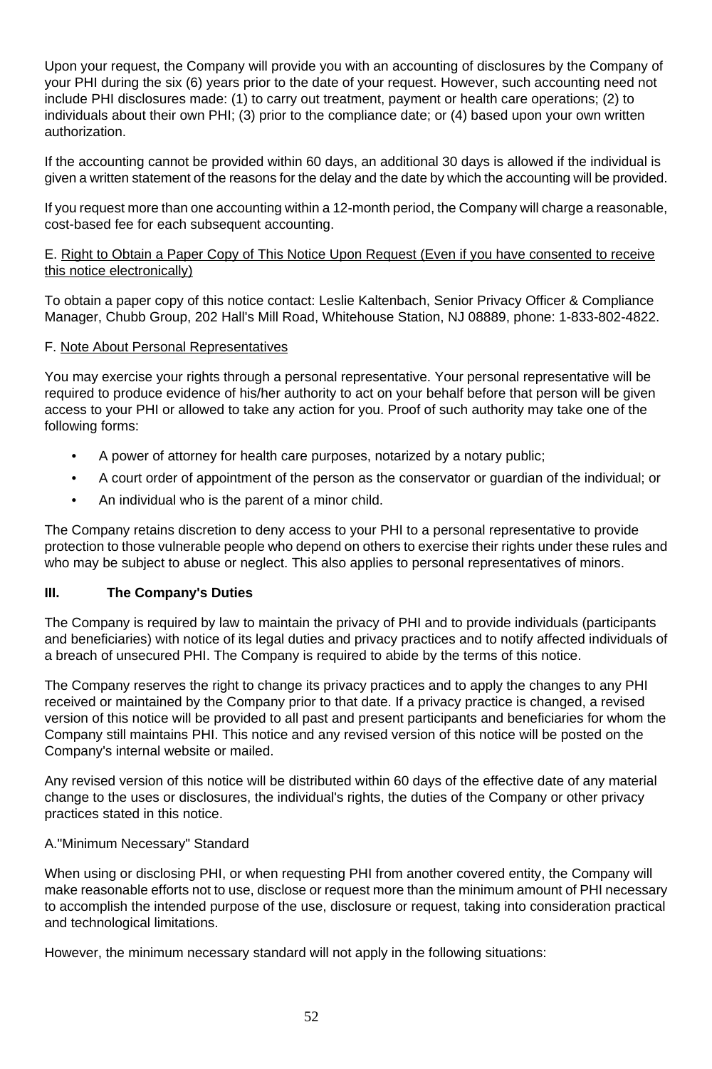Upon your request, the Company will provide you with an accounting of disclosures by the Company of your PHI during the six (6) years prior to the date of your request. However, such accounting need not include PHI disclosures made: (1) to carry out treatment, payment or health care operations; (2) to individuals about their own PHI; (3) prior to the compliance date; or (4) based upon your own written authorization.

If the accounting cannot be provided within 60 days, an additional 30 days is allowed if the individual is given a written statement of the reasons for the delay and the date by which the accounting will be provided.

If you request more than one accounting within a 12-month period, the Company will charge a reasonable, cost-based fee for each subsequent accounting.

E. <u>Right to Obtain a Paper Copy of This Notice Upon Request (Even if you have consented to receive this notice electronically)</u>

To obtain a paper copy of this notice contact: Leslie Kaltenbach, Senior Privacy Officer & Compliance Manager, Chubb Group, 202 Hall's Mill Road, Whitehouse Station, NJ 08889, phone: 1-833-802-4822.

F. <u>Note About Personal Representatives</u>

You may exercise your rights through a personal representative. Your personal representative will be required to produce evidence of his/her authority to act on your behalf before that person will be given access to your PHI or allowed to take any action for you. Proof of such authority may take one of the following forms:

- A power of attorney for health care purposes, notarized by a notary public;
- A court order of appointment of the person as the conservator or guardian of the individual; or
- An individual who is the parent of a minor child.

The Company retains discretion to deny access to your PHI to a personal representative to provide protection to those vulnerable people who depend on others to exercise their rights under these rules and who may be subject to abuse or neglect. This also applies to personal representatives of minors.

## III. The Company's Duties

The Company is required by law to maintain the privacy of PHI and to provide individuals (participants and beneficiaries) with notice of its legal duties and privacy practices and to notify affected individuals of a breach of unsecured PHI. The Company is required to abide by the terms of this notice.

The Company reserves the right to change its privacy practices and to apply the changes to any PHI received or maintained by the Company prior to that date. If a privacy practice is changed, a revised version of this notice will be provided to all past and present participants and beneficiaries for whom the Company still maintains PHI. This notice and any revised version of this notice will be posted on the Company's internal website or mailed.

Any revised version of this notice will be distributed within 60 days of the effective date of any material change to the uses or disclosures, the individual's rights, the duties of the Company or other privacy practices stated in this notice.

A."Minimum Necessary" Standard

When using or disclosing PHI, or when requesting PHI from another covered entity, the Company will make reasonable efforts not to use, disclose or request more than the minimum amount of PHI necessary to accomplish the intended purpose of the use, disclosure or request, taking into consideration practical and technological limitations.

However, the minimum necessary standard will not apply in the following situations: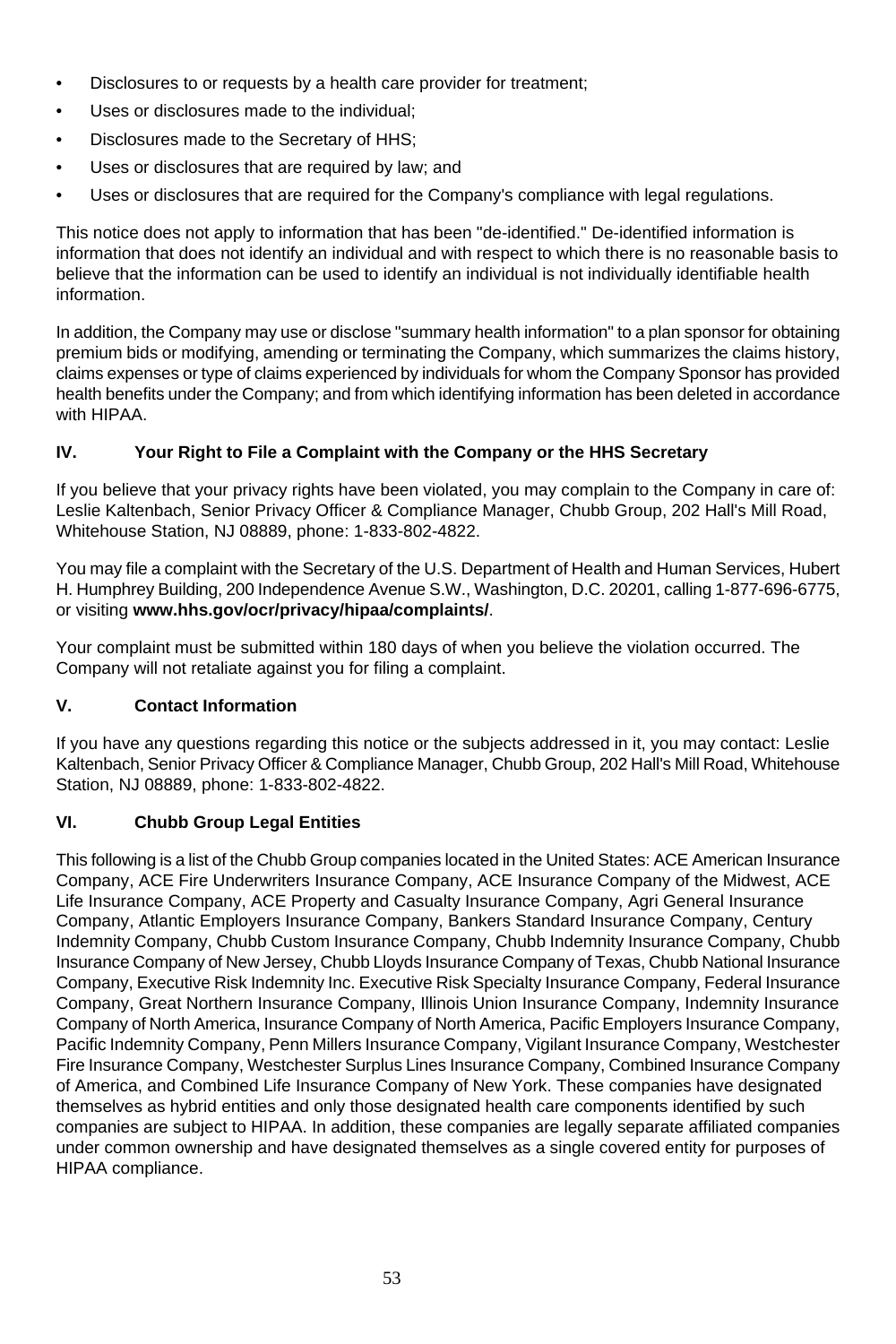- Disclosures to or requests by a health care provider for treatment;
- Uses or disclosures made to the individual;
- Disclosures made to the Secretary of HHS;
- Uses or disclosures that are required by law; and
- Uses or disclosures that are required for the Company's compliance with legal regulations.

This notice does not apply to information that has been "de-identified." De-identified information is information that does not identify an individual and with respect to which there is no reasonable basis to believe that the information can be used to identify an individual is not individually identifiable health information.

In addition, the Company may use or disclose "summary health information" to a plan sponsor for obtaining premium bids or modifying, amending or terminating the Company, which summarizes the claims history, claims expenses or type of claims experienced by individuals for whom the Company Sponsor has provided health benefits under the Company; and from which identifying information has been deleted in accordance with HIPAA.

## IV. Your Right to File a Complaint with the Company or the HHS Secretary

If you believe that your privacy rights have been violated, you may complain to the Company in care of: Leslie Kaltenbach, Senior Privacy Officer & Compliance Manager, Chubb Group, 202 Hall's Mill Road, Whitehouse Station, NJ 08889, phone: 1-833-802-4822.

You may file a complaint with the Secretary of the U.S. Department of Health and Human Services, Hubert H. Humphrey Building, 200 Independence Avenue S.W., Washington, D.C. 20201, calling 1-877-696-6775, or visiting **www.hhs.gov/ocr/privacy/hipaa/complaints/**.

Your complaint must be submitted within 180 days of when you believe the violation occurred. The Company will not retaliate against you for filing a complaint.

## V. Contact Information

If you have any questions regarding this notice or the subjects addressed in it, you may contact: Leslie Kaltenbach, Senior Privacy Officer & Compliance Manager, Chubb Group, 202 Hall's Mill Road, Whitehouse Station, NJ 08889, phone: 1-833-802-4822.

## VI. Chubb Group Legal Entities

This following is a list of the Chubb Group companies located in the United States: ACE American Insurance Company, ACE Fire Underwriters Insurance Company, ACE Insurance Company of the Midwest, ACE Life Insurance Company, ACE Property and Casualty Insurance Company, Agri General Insurance Company, Atlantic Employers Insurance Company, Bankers Standard Insurance Company, Century Indemnity Company, Chubb Custom Insurance Company, Chubb Indemnity Insurance Company, Chubb Insurance Company of New Jersey, Chubb Lloyds Insurance Company of Texas, Chubb National Insurance Company, Executive Risk Indemnity Inc. Executive Risk Specialty Insurance Company, Federal Insurance Company, Great Northern Insurance Company, Illinois Union Insurance Company, Indemnity Insurance Company of North America, Insurance Company of North America, Pacific Employers Insurance Company, Pacific Indemnity Company, Penn Millers Insurance Company, Vigilant Insurance Company, Westchester Fire Insurance Company, Westchester Surplus Lines Insurance Company, Combined Insurance Company of America, and Combined Life Insurance Company of New York. These companies have designated themselves as hybrid entities and only those designated health care components identified by such companies are subject to HIPAA. In addition, these companies are legally separate affiliated companies under common ownership and have designated themselves as a single covered entity for purposes of HIPAA compliance.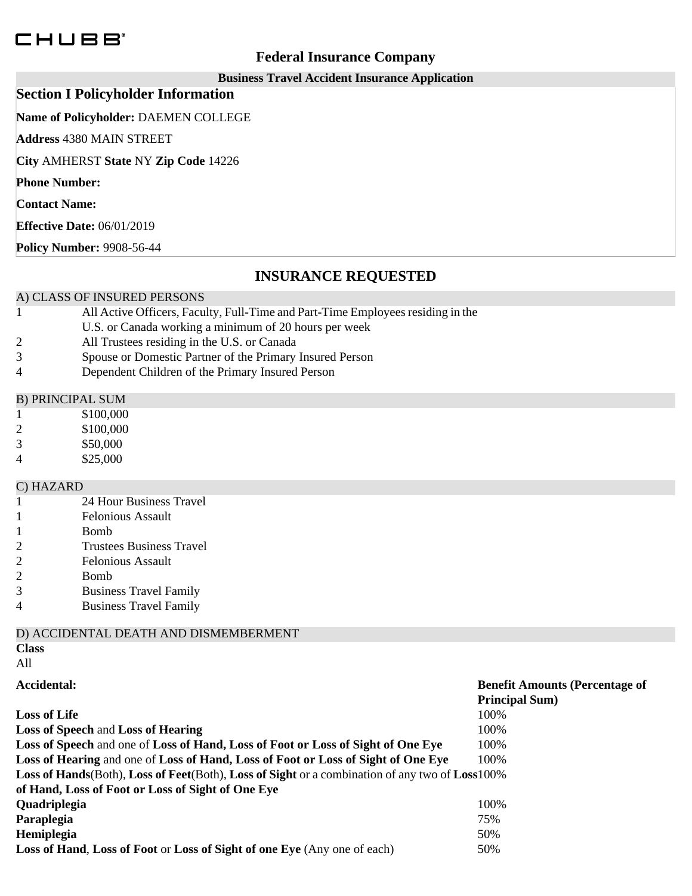CHUBB®

# Federal Insurance Company

**Business Travel Accident Insurance Application**

## Section I Policyholder Information

**Name of Policyholder:** DAEMEN COLLEGE

**Address** 4380 MAIN STREET

**City** AMHERST **State** NY **Zip Code** 14226

**Phone Number:**

**Contact Name:**

**Effective Date:** 06/01/2019

**Policy Number:** 9908-56-44

## INSURANCE REQUESTED

### A) CLASS OF INSURED PERSONS

| | |
|---|---|
| 1 | All Active Officers, Faculty, Full-Time and Part-Time Employees residing in the U.S. or Canada working a minimum of 20 hours per week |
| 2 | All Trustees residing in the U.S. or Canada |
| 3 | Spouse or Domestic Partner of the Primary Insured Person |
| 4 | Dependent Children of the Primary Insured Person |

### B) PRINCIPAL SUM

| | |
|---|---|
| 1 | $100,000 |
| 2 | $100,000 |
| 3 | $50,000 |
| 4 | $25,000 |

### C) HAZARD

| | |
|---|---|
| 1 | 24 Hour Business Travel |
| 1 | Felonious Assault |
| 1 | Bomb |
| 2 | Trustees Business Travel |
| 2 | Felonious Assault |
| 2 | Bomb |
| 3 | Business Travel Family |
| 4 | Business Travel Family |

### D) ACCIDENTAL DEATH AND DISMEMBERMENT

**Class**

All

| **Accidental:** | **Benefit Amounts (Percentage of Principal Sum)** |
|---|---|
| **Loss of Life** | 100% |
| **Loss of Speech** and **Loss of Hearing** | 100% |
| **Loss of Speech** and one of **Loss of Hand, Loss of Foot or Loss of Sight of One Eye** | 100% |
| **Loss of Hearing** and one of **Loss of Hand, Loss of Foot or Loss of Sight of One Eye** | 100% |
| **Loss of Hands**(Both), **Loss of Feet**(Both), **Loss of Sight** or a combination of any two of **Loss of Hand, Loss of Foot or Loss of Sight of One Eye** | 100% |
| **Quadriplegia** | 100% |
| **Paraplegia** | 75% |
| **Hemiplegia** | 50% |
| **Loss of Hand**, **Loss of Foot** or **Loss of Sight of one Eye** (Any one of each) | 50% |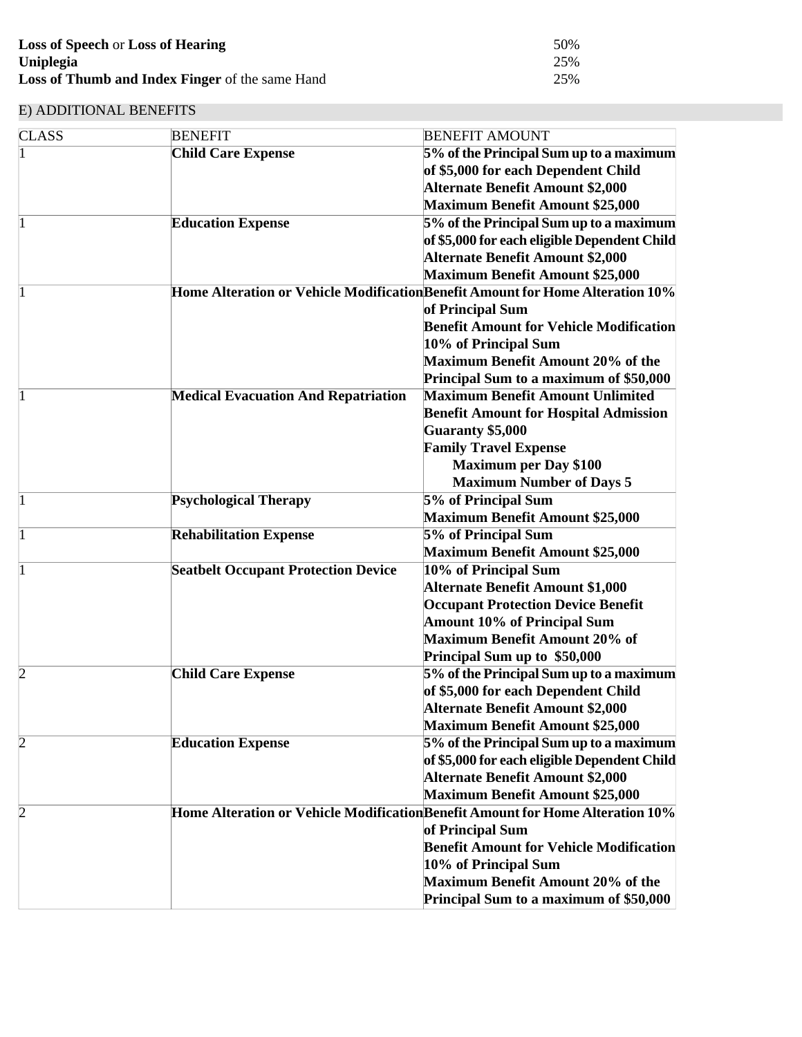| | |
|---|---|
| **Loss of Speech** or **Loss of Hearing** | 50% |
| **Uniplegia** | 25% |
| **Loss of Thumb and Index Finger** of the same Hand | 25% |

## E) ADDITIONAL BENEFITS

| CLASS | BENEFIT | BENEFIT AMOUNT |
|---|---|---|
| 1 | **Child Care Expense** | **5% of the Principal Sum up to a maximum of $5,000 for each Dependent Child**<br>**Alternate Benefit Amount $2,000**<br>**Maximum Benefit Amount $25,000** |
| 1 | **Education Expense** | **5% of the Principal Sum up to a maximum of $5,000 for each eligible Dependent Child**<br>**Alternate Benefit Amount $2,000**<br>**Maximum Benefit Amount $25,000** |
| 1 | **Home Alteration or Vehicle Modification** | **Benefit Amount for Home Alteration 10% of Principal Sum**<br>**Benefit Amount for Vehicle Modification 10% of Principal Sum**<br>**Maximum Benefit Amount 20% of the Principal Sum to a maximum of $50,000** |
| 1 | **Medical Evacuation And Repatriation** | **Maximum Benefit Amount Unlimited**<br>**Benefit Amount for Hospital Admission Guaranty $5,000**<br>**Family Travel Expense**<br>**Maximum per Day $100**<br>**Maximum Number of Days 5** |
| 1 | **Psychological Therapy** | **5% of Principal Sum**<br>**Maximum Benefit Amount $25,000** |
| 1 | **Rehabilitation Expense** | **5% of Principal Sum**<br>**Maximum Benefit Amount $25,000** |
| 1 | **Seatbelt Occupant Protection Device** | **10% of Principal Sum**<br>**Alternate Benefit Amount $1,000**<br>**Occupant Protection Device Benefit Amount 10% of Principal Sum**<br>**Maximum Benefit Amount 20% of Principal Sum up to $50,000** |
| 2 | **Child Care Expense** | **5% of the Principal Sum up to a maximum of $5,000 for each Dependent Child**<br>**Alternate Benefit Amount $2,000**<br>**Maximum Benefit Amount $25,000** |
| 2 | **Education Expense** | **5% of the Principal Sum up to a maximum of $5,000 for each eligible Dependent Child**<br>**Alternate Benefit Amount $2,000**<br>**Maximum Benefit Amount $25,000** |
| 2 | **Home Alteration or Vehicle Modification** | **Benefit Amount for Home Alteration 10% of Principal Sum**<br>**Benefit Amount for Vehicle Modification 10% of Principal Sum**<br>**Maximum Benefit Amount 20% of the Principal Sum to a maximum of $50,000** |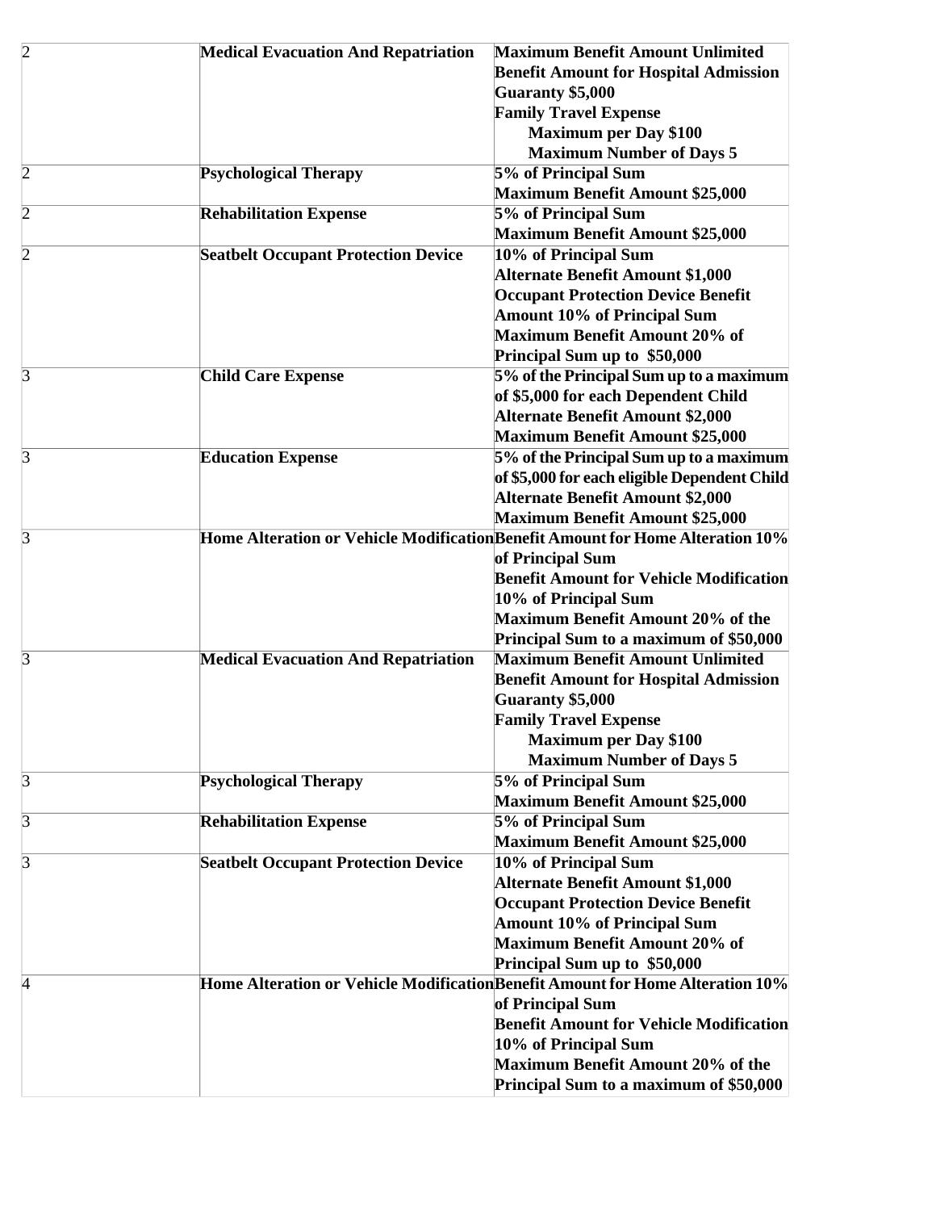| | | |
|---|---|---|
| 2 | **Medical Evacuation And Repatriation** | **Maximum Benefit Amount Unlimited**<br>**Benefit Amount for Hospital Admission Guaranty $5,000**<br>**Family Travel Expense**<br>**Maximum per Day $100**<br>**Maximum Number of Days 5** |
| 2 | **Psychological Therapy** | **5% of Principal Sum**<br>**Maximum Benefit Amount $25,000** |
| 2 | **Rehabilitation Expense** | **5% of Principal Sum**<br>**Maximum Benefit Amount $25,000** |
| 2 | **Seatbelt Occupant Protection Device** | **10% of Principal Sum**<br>**Alternate Benefit Amount $1,000**<br>**Occupant Protection Device Benefit Amount 10% of Principal Sum**<br>**Maximum Benefit Amount 20% of Principal Sum up to $50,000** |
| 3 | **Child Care Expense** | **5% of the Principal Sum up to a maximum of $5,000 for each Dependent Child**<br>**Alternate Benefit Amount $2,000**<br>**Maximum Benefit Amount $25,000** |
| 3 | **Education Expense** | **5% of the Principal Sum up to a maximum of $5,000 for each eligible Dependent Child**<br>**Alternate Benefit Amount $2,000**<br>**Maximum Benefit Amount $25,000** |
| 3 | **Home Alteration or Vehicle Modification** | **Benefit Amount for Home Alteration 10% of Principal Sum**<br>**Benefit Amount for Vehicle Modification 10% of Principal Sum**<br>**Maximum Benefit Amount 20% of the Principal Sum to a maximum of $50,000** |
| 3 | **Medical Evacuation And Repatriation** | **Maximum Benefit Amount Unlimited**<br>**Benefit Amount for Hospital Admission Guaranty $5,000**<br>**Family Travel Expense**<br>**Maximum per Day $100**<br>**Maximum Number of Days 5** |
| 3 | **Psychological Therapy** | **5% of Principal Sum**<br>**Maximum Benefit Amount $25,000** |
| 3 | **Rehabilitation Expense** | **5% of Principal Sum**<br>**Maximum Benefit Amount $25,000** |
| 3 | **Seatbelt Occupant Protection Device** | **10% of Principal Sum**<br>**Alternate Benefit Amount $1,000**<br>**Occupant Protection Device Benefit Amount 10% of Principal Sum**<br>**Maximum Benefit Amount 20% of Principal Sum up to $50,000** |
| 4 | **Home Alteration or Vehicle Modification** | **Benefit Amount for Home Alteration 10% of Principal Sum**<br>**Benefit Amount for Vehicle Modification 10% of Principal Sum**<br>**Maximum Benefit Amount 20% of the Principal Sum to a maximum of $50,000** |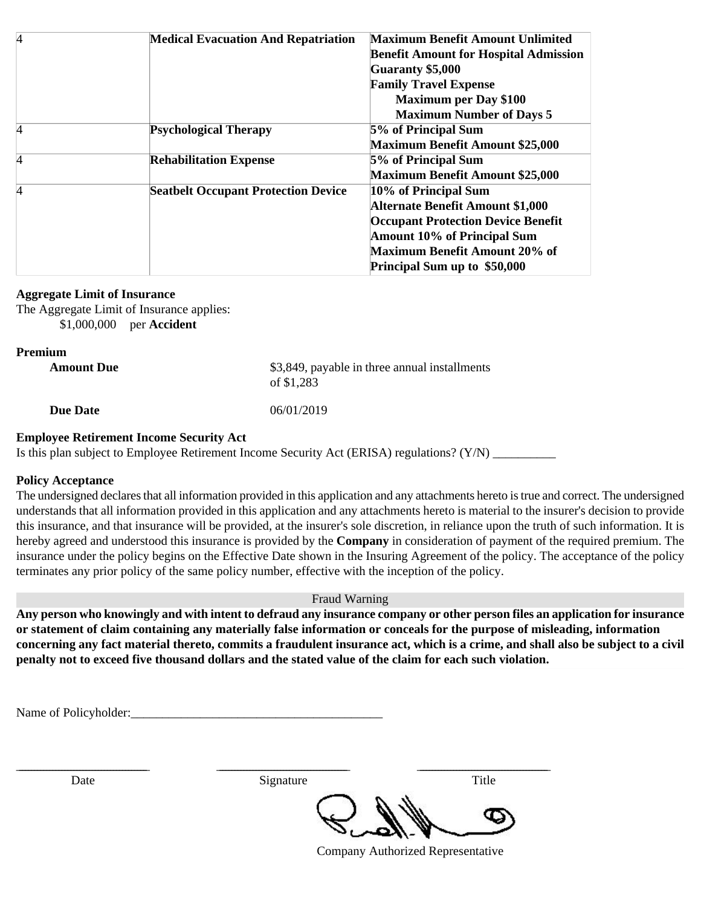| | | |
|---|---|---|
| 4 | **Medical Evacuation And Repatriation** | **Maximum Benefit Amount Unlimited**<br>**Benefit Amount for Hospital Admission Guaranty $5,000**<br>**Family Travel Expense**<br>**Maximum per Day $100**<br>**Maximum Number of Days 5** |
| 4 | **Psychological Therapy** | **5% of Principal Sum**<br>**Maximum Benefit Amount $25,000** |
| 4 | **Rehabilitation Expense** | **5% of Principal Sum**<br>**Maximum Benefit Amount $25,000** |
| 4 | **Seatbelt Occupant Protection Device** | **10% of Principal Sum**<br>**Alternate Benefit Amount $1,000**<br>**Occupant Protection Device Benefit Amount 10% of Principal Sum**<br>**Maximum Benefit Amount 20% of Principal Sum up to $50,000** |

**Aggregate Limit of Insurance**

The Aggregate Limit of Insurance applies:

$1,000,000 per **Accident**

**Premium**

**Amount Due** $3,849, payable in three annual installments of $1,283

**Due Date** 06/01/2019

**Employee Retirement Income Security Act**

Is this plan subject to Employee Retirement Income Security Act (ERISA) regulations? (Y/N) __________

**Policy Acceptance**

The undersigned declares that all information provided in this application and any attachments hereto is true and correct. The undersigned understands that all information provided in this application and any attachments hereto is material to the insurer's decision to provide this insurance, and that insurance will be provided, at the insurer's sole discretion, in reliance upon the truth of such information. It is hereby agreed and understood this insurance is provided by the **Company** in consideration of payment of the required premium. The insurance under the policy begins on the Effective Date shown in the Insuring Agreement of the policy. The acceptance of the policy terminates any prior policy of the same policy number, effective with the inception of the policy.

Fraud Warning

**Any person who knowingly and with intent to defraud any insurance company or other person files an application for insurance or statement of claim containing any materially false information or conceals for the purpose of misleading, information concerning any fact material thereto, commits a fraudulent insurance act, which is a crime, and shall also be subject to a civil penalty not to exceed five thousand dollars and the stated value of the claim for each such violation.**

Name of Policyholder:________________________________________

_____________________ _____________________ _____________________

Date Signature Title

Company Authorized Representative